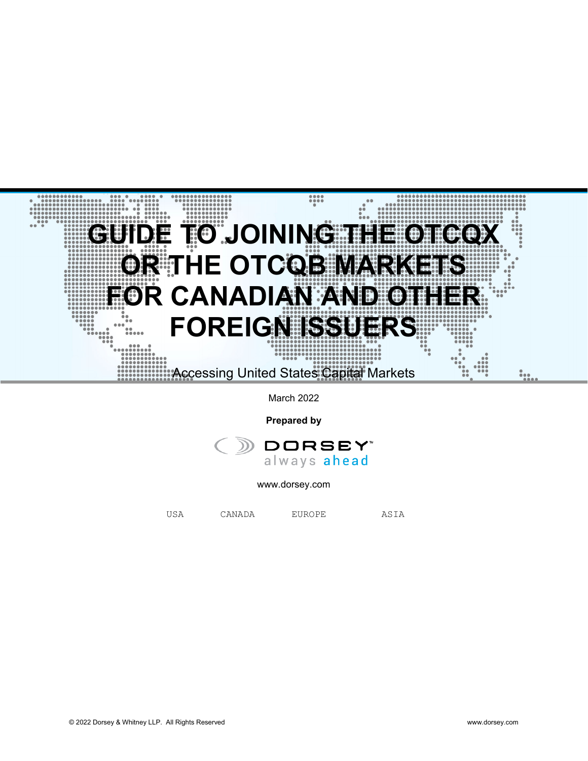# GUIDE TO JOINING THE OTCQX OR THE OTCQB MARKETS FOR CANADIAN AND OTHER FOREIGN ISSUERS

Accessing United States Capital Markets

March 2022

**Prepared by**

DORSEY™
always ahead

www.dorsey.com

USA CANADA EUROPE ASIA

© 2022 Dorsey & Whitney LLP. All Rights Reserved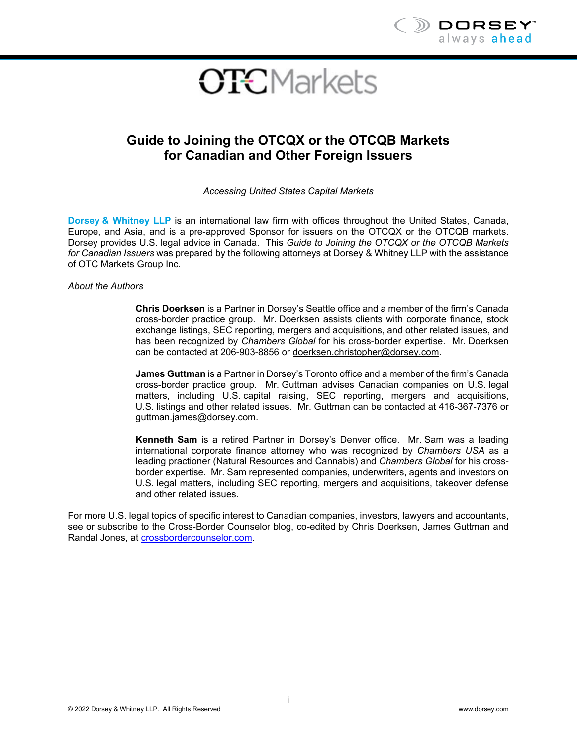# Guide to Joining the OTCQX or the OTCQB Markets for Canadian and Other Foreign Issuers

*Accessing United States Capital Markets*

**Dorsey & Whitney LLP** is an international law firm with offices throughout the United States, Canada, Europe, and Asia, and is a pre-approved Sponsor for issuers on the OTCQX or the OTCQB markets. Dorsey provides U.S. legal advice in Canada. This *Guide to Joining the OTCQX or the OTCQB Markets for Canadian Issuers* was prepared by the following attorneys at Dorsey & Whitney LLP with the assistance of OTC Markets Group Inc.

*About the Authors*

**Chris Doerksen** is a Partner in Dorsey's Seattle office and a member of the firm's Canada cross-border practice group. Mr. Doerksen assists clients with corporate finance, stock exchange listings, SEC reporting, mergers and acquisitions, and other related issues, and has been recognized by *Chambers Global* for his cross-border expertise. Mr. Doerksen can be contacted at 206-903-8856 or doerksen.christopher@dorsey.com.

**James Guttman** is a Partner in Dorsey's Toronto office and a member of the firm's Canada cross-border practice group. Mr. Guttman advises Canadian companies on U.S. legal matters, including U.S. capital raising, SEC reporting, mergers and acquisitions, U.S. listings and other related issues. Mr. Guttman can be contacted at 416-367-7376 or guttman.james@dorsey.com.

**Kenneth Sam** is a retired Partner in Dorsey's Denver office. Mr. Sam was a leading international corporate finance attorney who was recognized by *Chambers USA* as a leading practioner (Natural Resources and Cannabis) and *Chambers Global* for his cross-border expertise. Mr. Sam represented companies, underwriters, agents and investors on U.S. legal matters, including SEC reporting, mergers and acquisitions, takeover defense and other related issues.

For more U.S. legal topics of specific interest to Canadian companies, investors, lawyers and accountants, see or subscribe to the Cross-Border Counselor blog, co-edited by Chris Doerksen, James Guttman and Randal Jones, at crossbordercounselor.com.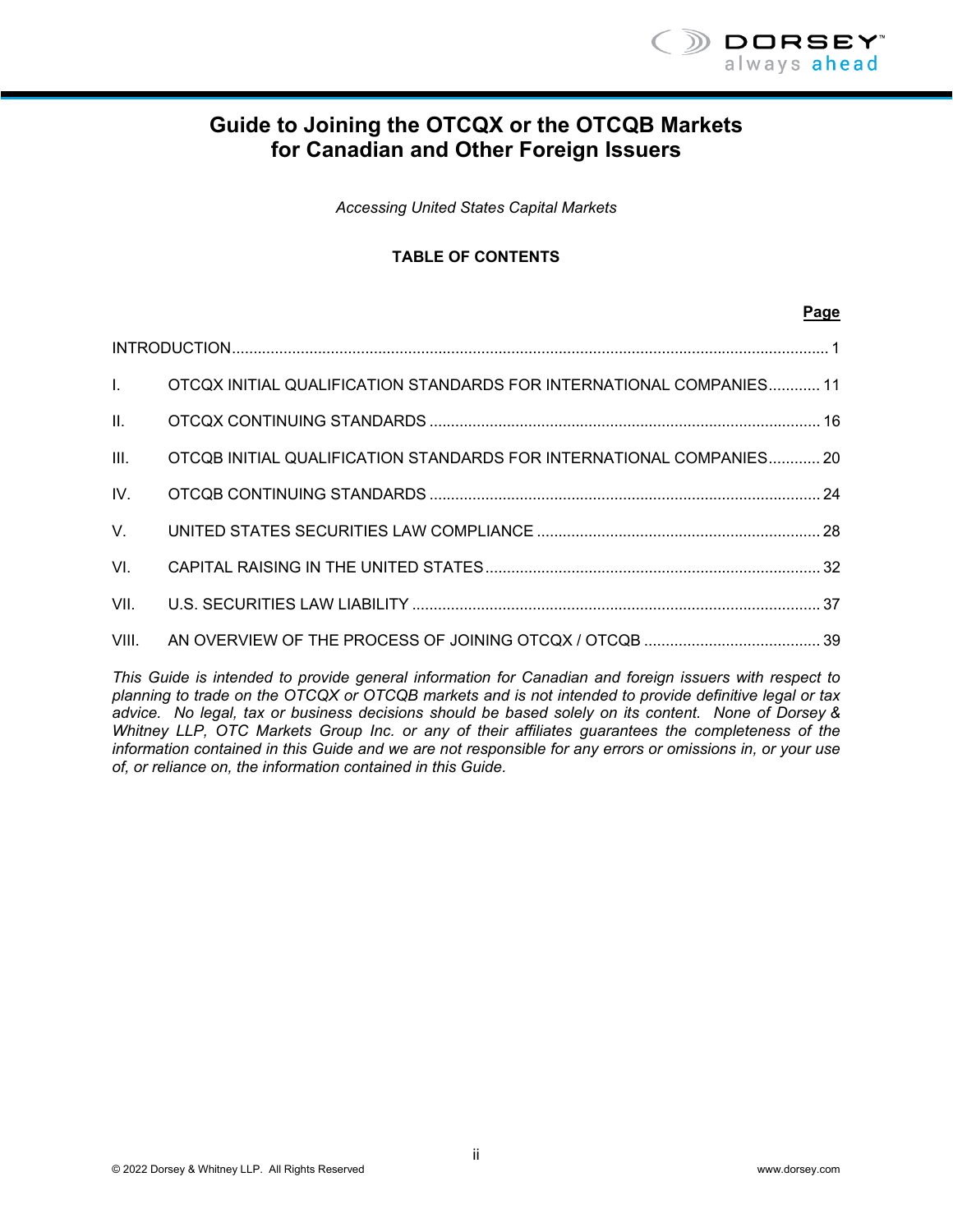# Guide to Joining the OTCQX or the OTCQB Markets for Canadian and Other Foreign Issuers

*Accessing United States Capital Markets*

**TABLE OF CONTENTS**

| | | **Page** |
|---|---|---|
| INTRODUCTION | | 1 |
| I. | OTCQX INITIAL QUALIFICATION STANDARDS FOR INTERNATIONAL COMPANIES | 11 |
| II. | OTCQX CONTINUING STANDARDS | 16 |
| III. | OTCQB INITIAL QUALIFICATION STANDARDS FOR INTERNATIONAL COMPANIES | 20 |
| IV. | OTCQB CONTINUING STANDARDS | 24 |
| V. | UNITED STATES SECURITIES LAW COMPLIANCE | 28 |
| VI. | CAPITAL RAISING IN THE UNITED STATES | 32 |
| VII. | U.S. SECURITIES LAW LIABILITY | 37 |
| VIII. | AN OVERVIEW OF THE PROCESS OF JOINING OTCQX / OTCQB | 39 |

*This Guide is intended to provide general information for Canadian and foreign issuers with respect to planning to trade on the OTCQX or OTCQB markets and is not intended to provide definitive legal or tax advice. No legal, tax or business decisions should be based solely on its content. None of Dorsey & Whitney LLP, OTC Markets Group Inc. or any of their affiliates guarantees the completeness of the information contained in this Guide and we are not responsible for any errors or omissions in, or your use of, or reliance on, the information contained in this Guide.*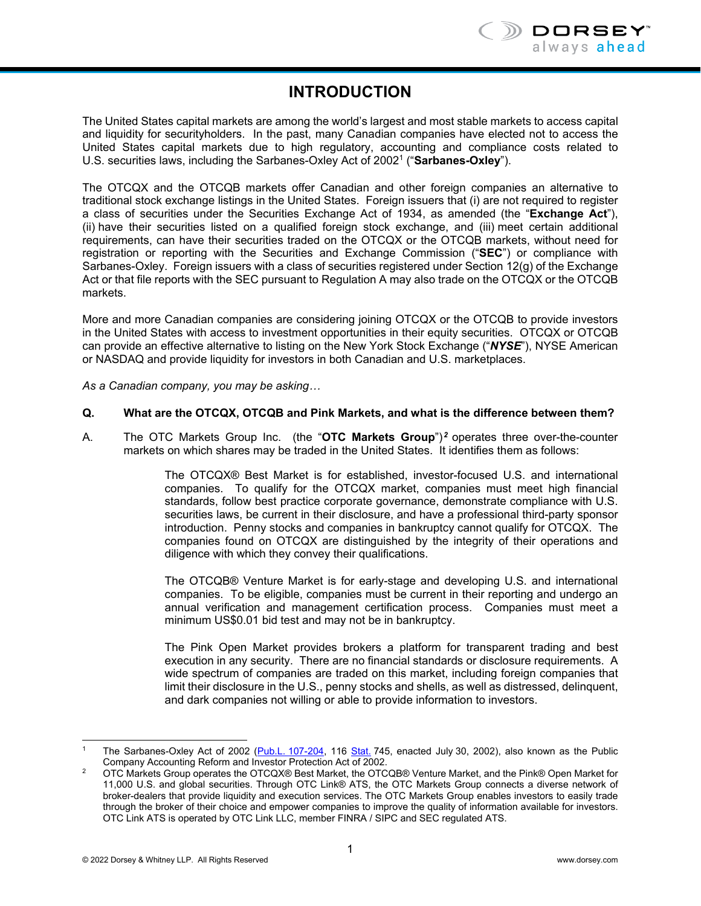# INTRODUCTION

The United States capital markets are among the world's largest and most stable markets to access capital and liquidity for securityholders. In the past, many Canadian companies have elected not to access the United States capital markets due to high regulatory, accounting and compliance costs related to U.S. securities laws, including the Sarbanes-Oxley Act of 2002[1] ("**Sarbanes-Oxley**").

The OTCQX and the OTCQB markets offer Canadian and other foreign companies an alternative to traditional stock exchange listings in the United States. Foreign issuers that (i) are not required to register a class of securities under the Securities Exchange Act of 1934, as amended (the "**Exchange Act**"), (ii) have their securities listed on a qualified foreign stock exchange, and (iii) meet certain additional requirements, can have their securities traded on the OTCQX or the OTCQB markets, without need for registration or reporting with the Securities and Exchange Commission ("**SEC**") or compliance with Sarbanes-Oxley. Foreign issuers with a class of securities registered under Section 12(g) of the Exchange Act or that file reports with the SEC pursuant to Regulation A may also trade on the OTCQX or the OTCQB markets.

More and more Canadian companies are considering joining OTCQX or the OTCQB to provide investors in the United States with access to investment opportunities in their equity securities. OTCQX or OTCQB can provide an effective alternative to listing on the New York Stock Exchange ("***NYSE***"), NYSE American or NASDAQ and provide liquidity for investors in both Canadian and U.S. marketplaces.

*As a Canadian company, you may be asking…*

**Q. What are the OTCQX, OTCQB and Pink Markets, and what is the difference between them?**

A. The OTC Markets Group Inc. (the "**OTC Markets Group**")[2] operates three over-the-counter markets on which shares may be traded in the United States. It identifies them as follows:

> The OTCQX® Best Market is for established, investor-focused U.S. and international companies. To qualify for the OTCQX market, companies must meet high financial standards, follow best practice corporate governance, demonstrate compliance with U.S. securities laws, be current in their disclosure, and have a professional third-party sponsor introduction. Penny stocks and companies in bankruptcy cannot qualify for OTCQX. The companies found on OTCQX are distinguished by the integrity of their operations and diligence with which they convey their qualifications.
>
> The OTCQB® Venture Market is for early-stage and developing U.S. and international companies. To be eligible, companies must be current in their reporting and undergo an annual verification and management certification process. Companies must meet a minimum US$0.01 bid test and may not be in bankruptcy.
>
> The Pink Open Market provides brokers a platform for transparent trading and best execution in any security. There are no financial standards or disclosure requirements. A wide spectrum of companies are traded on this market, including foreign companies that limit their disclosure in the U.S., penny stocks and shells, as well as distressed, delinquent, and dark companies not willing or able to provide information to investors.

---

[1] The Sarbanes-Oxley Act of 2002 (Pub.L. 107-204, 116 Stat. 745, enacted July 30, 2002), also known as the Public Company Accounting Reform and Investor Protection Act of 2002.

[2] OTC Markets Group operates the OTCQX® Best Market, the OTCQB® Venture Market, and the Pink® Open Market for 11,000 U.S. and global securities. Through OTC Link® ATS, the OTC Markets Group connects a diverse network of broker-dealers that provide liquidity and execution services. The OTC Markets Group enables investors to easily trade through the broker of their choice and empower companies to improve the quality of information available for investors. OTC Link ATS is operated by OTC Link LLC, member FINRA / SIPC and SEC regulated ATS.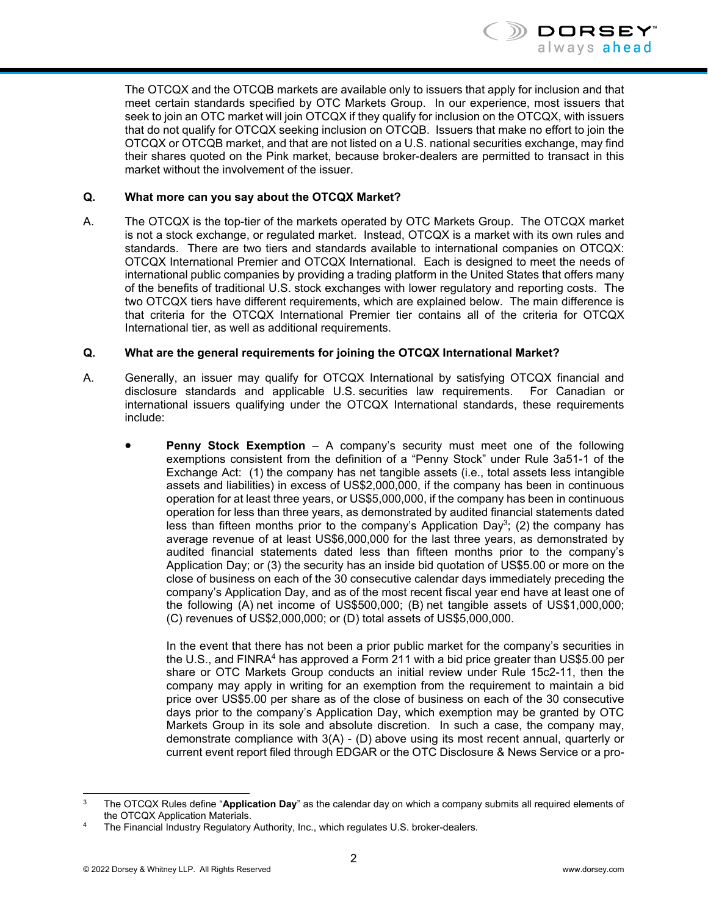The OTCQX and the OTCQB markets are available only to issuers that apply for inclusion and that meet certain standards specified by OTC Markets Group. In our experience, most issuers that seek to join an OTC market will join OTCQX if they qualify for inclusion on the OTCQX, with issuers that do not qualify for OTCQX seeking inclusion on OTCQB. Issuers that make no effort to join the OTCQX or OTCQB market, and that are not listed on a U.S. national securities exchange, may find their shares quoted on the Pink market, because broker-dealers are permitted to transact in this market without the involvement of the issuer.

**Q. What more can you say about the OTCQX Market?**

A. The OTCQX is the top-tier of the markets operated by OTC Markets Group. The OTCQX market is not a stock exchange, or regulated market. Instead, OTCQX is a market with its own rules and standards. There are two tiers and standards available to international companies on OTCQX: OTCQX International Premier and OTCQX International. Each is designed to meet the needs of international public companies by providing a trading platform in the United States that offers many of the benefits of traditional U.S. stock exchanges with lower regulatory and reporting costs. The two OTCQX tiers have different requirements, which are explained below. The main difference is that criteria for the OTCQX International Premier tier contains all of the criteria for OTCQX International tier, as well as additional requirements.

**Q. What are the general requirements for joining the OTCQX International Market?**

A. Generally, an issuer may qualify for OTCQX International by satisfying OTCQX financial and disclosure standards and applicable U.S. securities law requirements. For Canadian or international issuers qualifying under the OTCQX International standards, these requirements include:

- **Penny Stock Exemption** – A company's security must meet one of the following exemptions consistent from the definition of a "Penny Stock" under Rule 3a51-1 of the Exchange Act: (1) the company has net tangible assets (i.e., total assets less intangible assets and liabilities) in excess of US$2,000,000, if the company has been in continuous operation for at least three years, or US$5,000,000, if the company has been in continuous operation for less than three years, as demonstrated by audited financial statements dated less than fifteen months prior to the company's Application Day[3]; (2) the company has average revenue of at least US$6,000,000 for the last three years, as demonstrated by audited financial statements dated less than fifteen months prior to the company's Application Day; or (3) the security has an inside bid quotation of US$5.00 or more on the close of business on each of the 30 consecutive calendar days immediately preceding the company's Application Day, and as of the most recent fiscal year end have at least one of the following (A) net income of US$500,000; (B) net tangible assets of US$1,000,000; (C) revenues of US$2,000,000; or (D) total assets of US$5,000,000.

  In the event that there has not been a prior public market for the company's securities in the U.S., and FINRA[4] has approved a Form 211 with a bid price greater than US$5.00 per share or OTC Markets Group conducts an initial review under Rule 15c2-11, then the company may apply in writing for an exemption from the requirement to maintain a bid price over US$5.00 per share as of the close of business on each of the 30 consecutive days prior to the company's Application Day, which exemption may be granted by OTC Markets Group in its sole and absolute discretion. In such a case, the company may, demonstrate compliance with 3(A) - (D) above using its most recent annual, quarterly or current event report filed through EDGAR or the OTC Disclosure & News Service or a pro-

---

[3] The OTCQX Rules define "**Application Day**" as the calendar day on which a company submits all required elements of the OTCQX Application Materials.

[4] The Financial Industry Regulatory Authority, Inc., which regulates U.S. broker-dealers.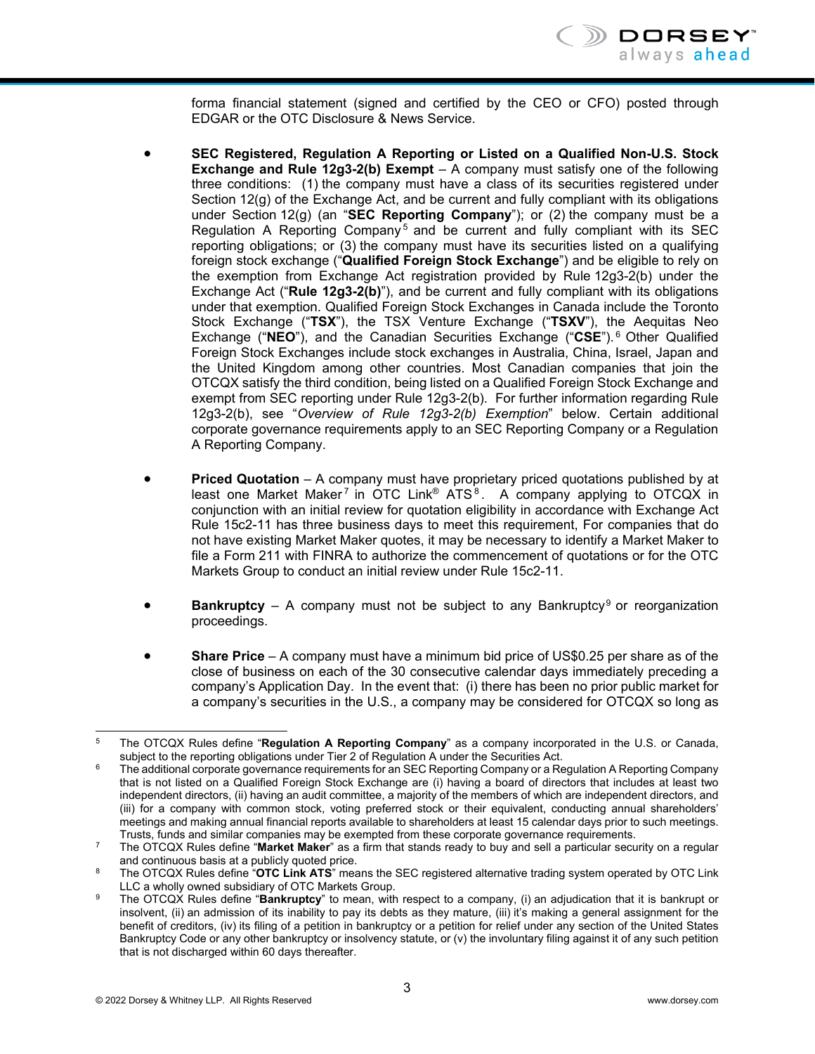forma financial statement (signed and certified by the CEO or CFO) posted through EDGAR or the OTC Disclosure & News Service.

- **SEC Registered, Regulation A Reporting or Listed on a Qualified Non-U.S. Stock Exchange and Rule 12g3-2(b) Exempt** – A company must satisfy one of the following three conditions: (1) the company must have a class of its securities registered under Section 12(g) of the Exchange Act, and be current and fully compliant with its obligations under Section 12(g) (an "**SEC Reporting Company**"); or (2) the company must be a Regulation A Reporting Company[5] and be current and fully compliant with its SEC reporting obligations; or (3) the company must have its securities listed on a qualifying foreign stock exchange ("**Qualified Foreign Stock Exchange**") and be eligible to rely on the exemption from Exchange Act registration provided by Rule 12g3-2(b) under the Exchange Act ("**Rule 12g3-2(b)**"), and be current and fully compliant with its obligations under that exemption. Qualified Foreign Stock Exchanges in Canada include the Toronto Stock Exchange ("**TSX**"), the TSX Venture Exchange ("**TSXV**"), the Aequitas Neo Exchange ("**NEO**"), and the Canadian Securities Exchange ("**CSE**").[6] Other Qualified Foreign Stock Exchanges include stock exchanges in Australia, China, Israel, Japan and the United Kingdom among other countries. Most Canadian companies that join the OTCQX satisfy the third condition, being listed on a Qualified Foreign Stock Exchange and exempt from SEC reporting under Rule 12g3-2(b). For further information regarding Rule 12g3-2(b), see "*Overview of Rule 12g3-2(b) Exemption*" below. Certain additional corporate governance requirements apply to an SEC Reporting Company or a Regulation A Reporting Company.

- **Priced Quotation** – A company must have proprietary priced quotations published by at least one Market Maker[7] in OTC Link® ATS[8]. A company applying to OTCQX in conjunction with an initial review for quotation eligibility in accordance with Exchange Act Rule 15c2-11 has three business days to meet this requirement, For companies that do not have existing Market Maker quotes, it may be necessary to identify a Market Maker to file a Form 211 with FINRA to authorize the commencement of quotations or for the OTC Markets Group to conduct an initial review under Rule 15c2-11.

- **Bankruptcy** – A company must not be subject to any Bankruptcy[9] or reorganization proceedings.

- **Share Price** – A company must have a minimum bid price of US$0.25 per share as of the close of business on each of the 30 consecutive calendar days immediately preceding a company's Application Day. In the event that: (i) there has been no prior public market for a company's securities in the U.S., a company may be considered for OTCQX so long as

---

[5] The OTCQX Rules define "**Regulation A Reporting Company**" as a company incorporated in the U.S. or Canada, subject to the reporting obligations under Tier 2 of Regulation A under the Securities Act.

[6] The additional corporate governance requirements for an SEC Reporting Company or a Regulation A Reporting Company that is not listed on a Qualified Foreign Stock Exchange are (i) having a board of directors that includes at least two independent directors, (ii) having an audit committee, a majority of the members of which are independent directors, and (iii) for a company with common stock, voting preferred stock or their equivalent, conducting annual shareholders' meetings and making annual financial reports available to shareholders at least 15 calendar days prior to such meetings. Trusts, funds and similar companies may be exempted from these corporate governance requirements.

[7] The OTCQX Rules define "**Market Maker**" as a firm that stands ready to buy and sell a particular security on a regular and continuous basis at a publicly quoted price.

[8] The OTCQX Rules define "**OTC Link ATS**" means the SEC registered alternative trading system operated by OTC Link LLC a wholly owned subsidiary of OTC Markets Group.

[9] The OTCQX Rules define "**Bankruptcy**" to mean, with respect to a company, (i) an adjudication that it is bankrupt or insolvent, (ii) an admission of its inability to pay its debts as they mature, (iii) it's making a general assignment for the benefit of creditors, (iv) its filing of a petition in bankruptcy or a petition for relief under any section of the United States Bankruptcy Code or any other bankruptcy or insolvency statute, or (v) the involuntary filing against it of any such petition that is not discharged within 60 days thereafter.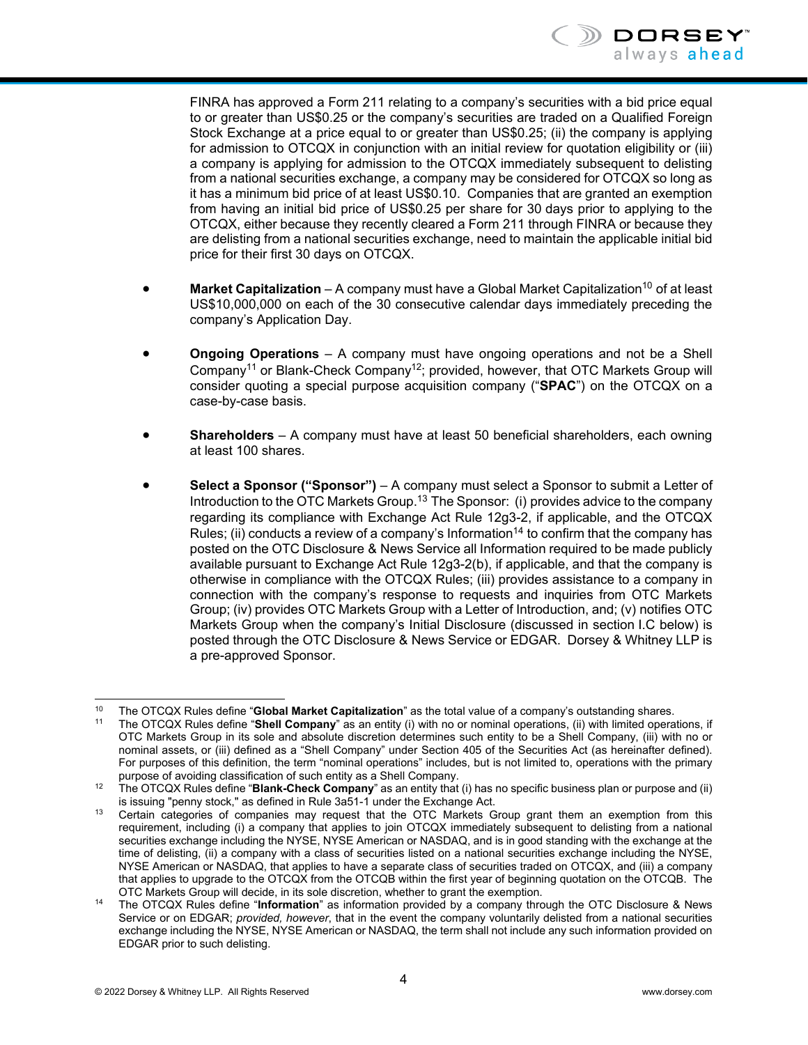FINRA has approved a Form 211 relating to a company's securities with a bid price equal to or greater than US$0.25 or the company's securities are traded on a Qualified Foreign Stock Exchange at a price equal to or greater than US$0.25; (ii) the company is applying for admission to OTCQX in conjunction with an initial review for quotation eligibility or (iii) a company is applying for admission to the OTCQX immediately subsequent to delisting from a national securities exchange, a company may be considered for OTCQX so long as it has a minimum bid price of at least US$0.10. Companies that are granted an exemption from having an initial bid price of US$0.25 per share for 30 days prior to applying to the OTCQX, either because they recently cleared a Form 211 through FINRA or because they are delisting from a national securities exchange, need to maintain the applicable initial bid price for their first 30 days on OTCQX.

- **Market Capitalization** – A company must have a Global Market Capitalization[10] of at least US$10,000,000 on each of the 30 consecutive calendar days immediately preceding the company's Application Day.

- **Ongoing Operations** – A company must have ongoing operations and not be a Shell Company[11] or Blank-Check Company[12]; provided, however, that OTC Markets Group will consider quoting a special purpose acquisition company ("**SPAC**") on the OTCQX on a case-by-case basis.

- **Shareholders** – A company must have at least 50 beneficial shareholders, each owning at least 100 shares.

- **Select a Sponsor ("Sponsor")** – A company must select a Sponsor to submit a Letter of Introduction to the OTC Markets Group.[13] The Sponsor: (i) provides advice to the company regarding its compliance with Exchange Act Rule 12g3-2, if applicable, and the OTCQX Rules; (ii) conducts a review of a company's Information[14] to confirm that the company has posted on the OTC Disclosure & News Service all Information required to be made publicly available pursuant to Exchange Act Rule 12g3-2(b), if applicable, and that the company is otherwise in compliance with the OTCQX Rules; (iii) provides assistance to a company in connection with the company's response to requests and inquiries from OTC Markets Group; (iv) provides OTC Markets Group with a Letter of Introduction, and; (v) notifies OTC Markets Group when the company's Initial Disclosure (discussed in section I.C below) is posted through the OTC Disclosure & News Service or EDGAR. Dorsey & Whitney LLP is a pre-approved Sponsor.

---

[10] The OTCQX Rules define "**Global Market Capitalization**" as the total value of a company's outstanding shares.

[11] The OTCQX Rules define "**Shell Company**" as an entity (i) with no or nominal operations, (ii) with limited operations, if OTC Markets Group in its sole and absolute discretion determines such entity to be a Shell Company, (iii) with no or nominal assets, or (iii) defined as a "Shell Company" under Section 405 of the Securities Act (as hereinafter defined). For purposes of this definition, the term "nominal operations" includes, but is not limited to, operations with the primary purpose of avoiding classification of such entity as a Shell Company.

[12] The OTCQX Rules define "**Blank-Check Company**" as an entity that (i) has no specific business plan or purpose and (ii) is issuing "penny stock," as defined in Rule 3a51-1 under the Exchange Act.

[13] Certain categories of companies may request that the OTC Markets Group grant them an exemption from this requirement, including (i) a company that applies to join OTCQX immediately subsequent to delisting from a national securities exchange including the NYSE, NYSE American or NASDAQ, and is in good standing with the exchange at the time of delisting, (ii) a company with a class of securities listed on a national securities exchange including the NYSE, NYSE American or NASDAQ, that applies to have a separate class of securities traded on OTCQX, and (iii) a company that applies to upgrade to the OTCQX from the OTCQB within the first year of beginning quotation on the OTCQB. The OTC Markets Group will decide, in its sole discretion, whether to grant the exemption.

[14] The OTCQX Rules define "**Information**" as information provided by a company through the OTC Disclosure & News Service or on EDGAR; *provided, however*, that in the event the company voluntarily delisted from a national securities exchange including the NYSE, NYSE American or NASDAQ, the term shall not include any such information provided on EDGAR prior to such delisting.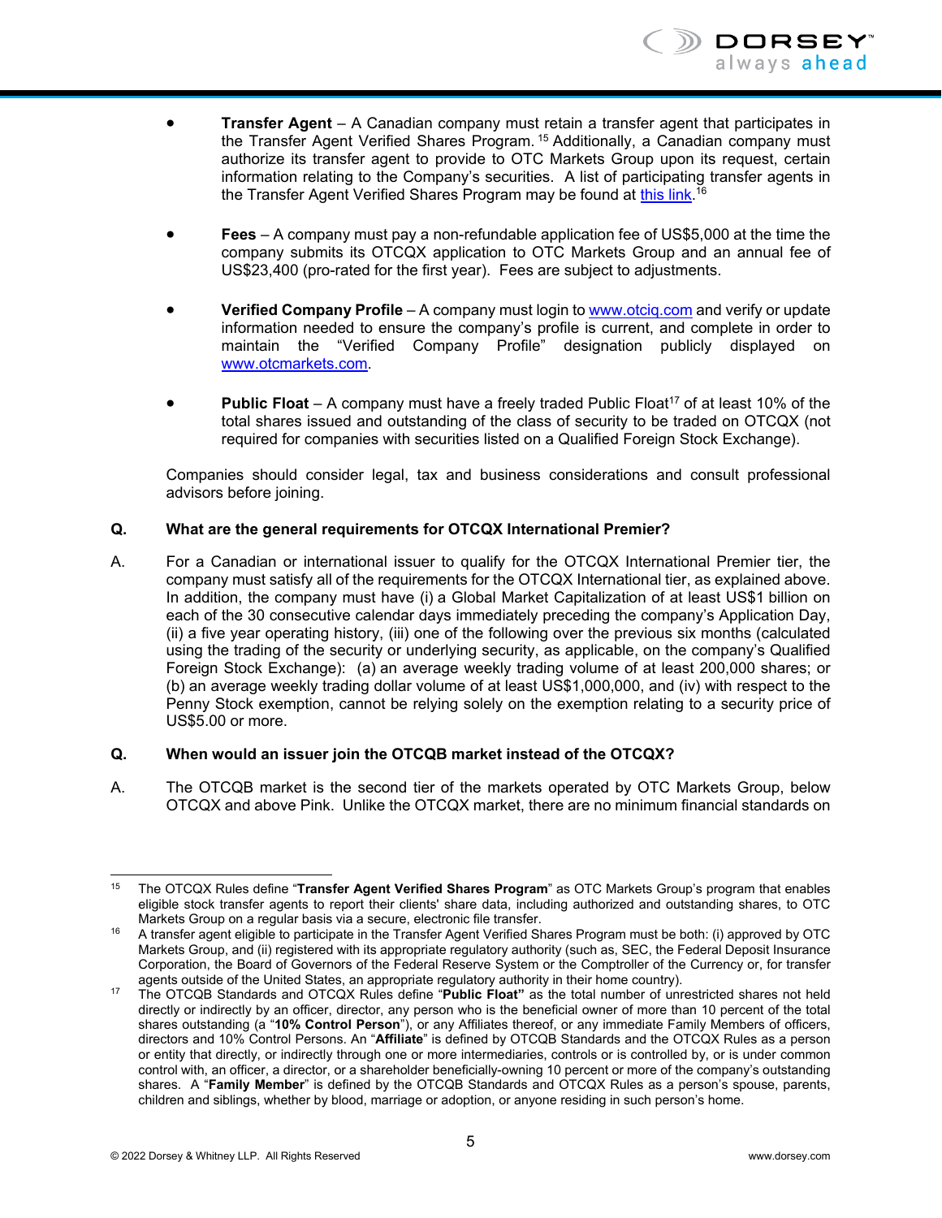- **Transfer Agent** – A Canadian company must retain a transfer agent that participates in the Transfer Agent Verified Shares Program.[15] Additionally, a Canadian company must authorize its transfer agent to provide to OTC Markets Group upon its request, certain information relating to the Company's securities. A list of participating transfer agents in the Transfer Agent Verified Shares Program may be found at this link.[16]

- **Fees** – A company must pay a non-refundable application fee of US$5,000 at the time the company submits its OTCQX application to OTC Markets Group and an annual fee of US$23,400 (pro-rated for the first year). Fees are subject to adjustments.

- **Verified Company Profile** – A company must login to www.otciq.com and verify or update information needed to ensure the company's profile is current, and complete in order to maintain the "Verified Company Profile" designation publicly displayed on www.otcmarkets.com.

- **Public Float** – A company must have a freely traded Public Float[17] of at least 10% of the total shares issued and outstanding of the class of security to be traded on OTCQX (not required for companies with securities listed on a Qualified Foreign Stock Exchange).

Companies should consider legal, tax and business considerations and consult professional advisors before joining.

**Q. What are the general requirements for OTCQX International Premier?**

A. For a Canadian or international issuer to qualify for the OTCQX International Premier tier, the company must satisfy all of the requirements for the OTCQX International tier, as explained above. In addition, the company must have (i) a Global Market Capitalization of at least US$1 billion on each of the 30 consecutive calendar days immediately preceding the company's Application Day, (ii) a five year operating history, (iii) one of the following over the previous six months (calculated using the trading of the security or underlying security, as applicable, on the company's Qualified Foreign Stock Exchange): (a) an average weekly trading volume of at least 200,000 shares; or (b) an average weekly trading dollar volume of at least US$1,000,000, and (iv) with respect to the Penny Stock exemption, cannot be relying solely on the exemption relating to a security price of US$5.00 or more.

**Q. When would an issuer join the OTCQB market instead of the OTCQX?**

A. The OTCQB market is the second tier of the markets operated by OTC Markets Group, below OTCQX and above Pink. Unlike the OTCQX market, there are no minimum financial standards on

---

[15] The OTCQX Rules define "**Transfer Agent Verified Shares Program**" as OTC Markets Group's program that enables eligible stock transfer agents to report their clients' share data, including authorized and outstanding shares, to OTC Markets Group on a regular basis via a secure, electronic file transfer.

[16] A transfer agent eligible to participate in the Transfer Agent Verified Shares Program must be both: (i) approved by OTC Markets Group, and (ii) registered with its appropriate regulatory authority (such as, SEC, the Federal Deposit Insurance Corporation, the Board of Governors of the Federal Reserve System or the Comptroller of the Currency or, for transfer agents outside of the United States, an appropriate regulatory authority in their home country).

[17] The OTCQB Standards and OTCQX Rules define "**Public Float**" as the total number of unrestricted shares not held directly or indirectly by an officer, director, any person who is the beneficial owner of more than 10 percent of the total shares outstanding (a "**10% Control Person**"), or any Affiliates thereof, or any immediate Family Members of officers, directors and 10% Control Persons. An "**Affiliate**" is defined by OTCQB Standards and the OTCQX Rules as a person or entity that directly, or indirectly through one or more intermediaries, controls or is controlled by, or is under common control with, an officer, a director, or a shareholder beneficially-owning 10 percent or more of the company's outstanding shares. A "**Family Member**" is defined by the OTCQB Standards and OTCQX Rules as a person's spouse, parents, children and siblings, whether by blood, marriage or adoption, or anyone residing in such person's home.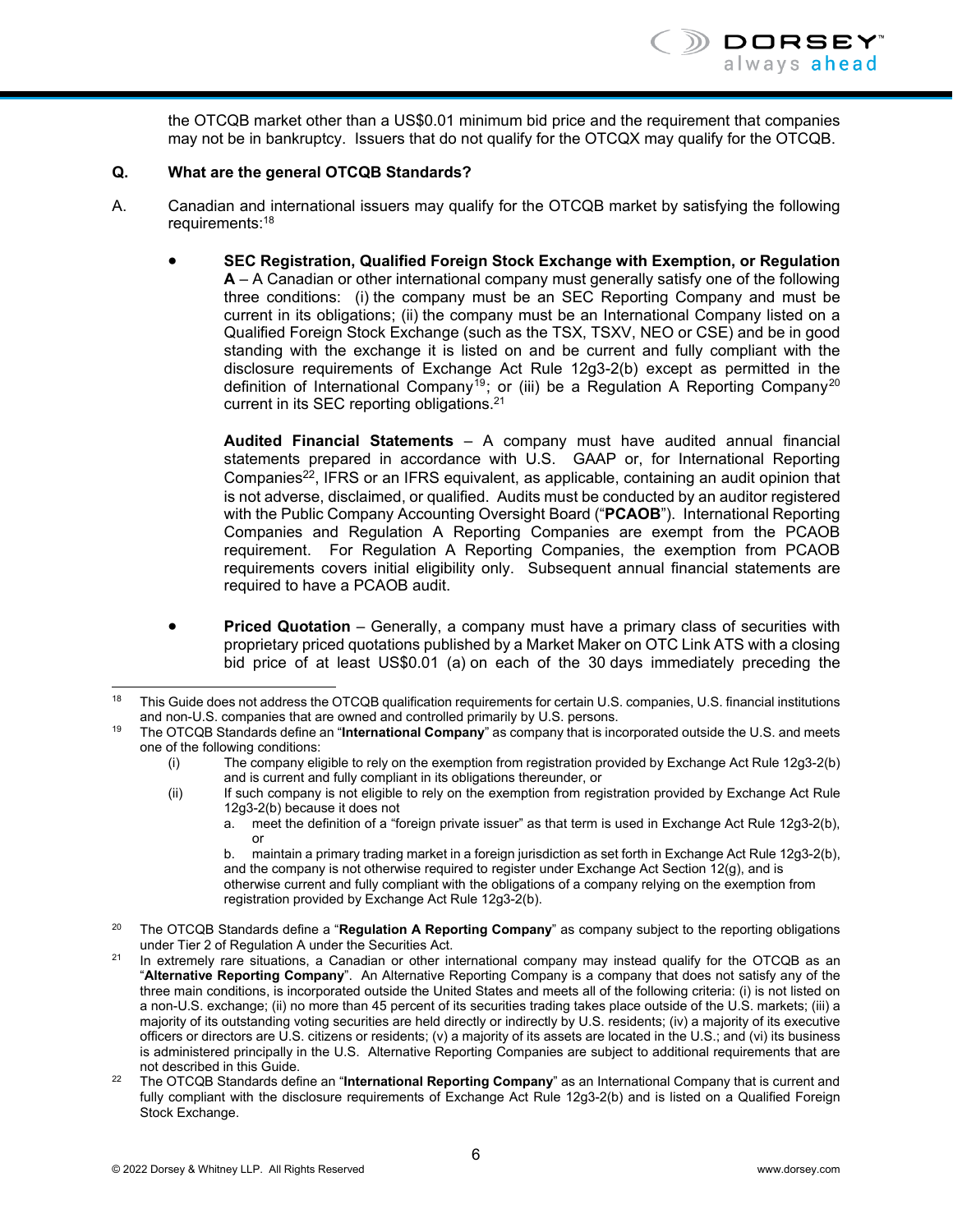the OTCQB market other than a US$0.01 minimum bid price and the requirement that companies may not be in bankruptcy. Issuers that do not qualify for the OTCQX may qualify for the OTCQB.

**Q. What are the general OTCQB Standards?**

A. Canadian and international issuers may qualify for the OTCQB market by satisfying the following requirements:[18]

- **SEC Registration, Qualified Foreign Stock Exchange with Exemption, or Regulation A** – A Canadian or other international company must generally satisfy one of the following three conditions: (i) the company must be an SEC Reporting Company and must be current in its obligations; (ii) the company must be an International Company listed on a Qualified Foreign Stock Exchange (such as the TSX, TSXV, NEO or CSE) and be in good standing with the exchange it is listed on and be current and fully compliant with the disclosure requirements of Exchange Act Rule 12g3-2(b) except as permitted in the definition of International Company[19]; or (iii) be a Regulation A Reporting Company[20] current in its SEC reporting obligations.[21]

  **Audited Financial Statements** – A company must have audited annual financial statements prepared in accordance with U.S. GAAP or, for International Reporting Companies[22], IFRS or an IFRS equivalent, as applicable, containing an audit opinion that is not adverse, disclaimed, or qualified. Audits must be conducted by an auditor registered with the Public Company Accounting Oversight Board ("**PCAOB**"). International Reporting Companies and Regulation A Reporting Companies are exempt from the PCAOB requirement. For Regulation A Reporting Companies, the exemption from PCAOB requirements covers initial eligibility only. Subsequent annual financial statements are required to have a PCAOB audit.

- **Priced Quotation** – Generally, a company must have a primary class of securities with proprietary priced quotations published by a Market Maker on OTC Link ATS with a closing bid price of at least US$0.01 (a) on each of the 30 days immediately preceding the

---

[18] This Guide does not address the OTCQB qualification requirements for certain U.S. companies, U.S. financial institutions and non-U.S. companies that are owned and controlled primarily by U.S. persons.

[19] The OTCQB Standards define an "**International Company**" as company that is incorporated outside the U.S. and meets one of the following conditions:

(i) The company eligible to rely on the exemption from registration provided by Exchange Act Rule 12g3-2(b) and is current and fully compliant in its obligations thereunder, or

(ii) If such company is not eligible to rely on the exemption from registration provided by Exchange Act Rule 12g3-2(b) because it does not

a. meet the definition of a "foreign private issuer" as that term is used in Exchange Act Rule 12g3-2(b), or

b. maintain a primary trading market in a foreign jurisdiction as set forth in Exchange Act Rule 12g3-2(b), and the company is not otherwise required to register under Exchange Act Section 12(g), and is otherwise current and fully compliant with the obligations of a company relying on the exemption from registration provided by Exchange Act Rule 12g3-2(b).

[20] The OTCQB Standards define a "**Regulation A Reporting Company**" as company subject to the reporting obligations under Tier 2 of Regulation A under the Securities Act.

[21] In extremely rare situations, a Canadian or other international company may instead qualify for the OTCQB as an "**Alternative Reporting Company**". An Alternative Reporting Company is a company that does not satisfy any of the three main conditions, is incorporated outside the United States and meets all of the following criteria: (i) is not listed on a non-U.S. exchange; (ii) no more than 45 percent of its securities trading takes place outside of the U.S. markets; (iii) a majority of its outstanding voting securities are held directly or indirectly by U.S. residents; (iv) a majority of its executive officers or directors are U.S. citizens or residents; (v) a majority of its assets are located in the U.S.; and (vi) its business is administered principally in the U.S. Alternative Reporting Companies are subject to additional requirements that are not described in this Guide.

[22] The OTCQB Standards define an "**International Reporting Company**" as an International Company that is current and fully compliant with the disclosure requirements of Exchange Act Rule 12g3-2(b) and is listed on a Qualified Foreign Stock Exchange.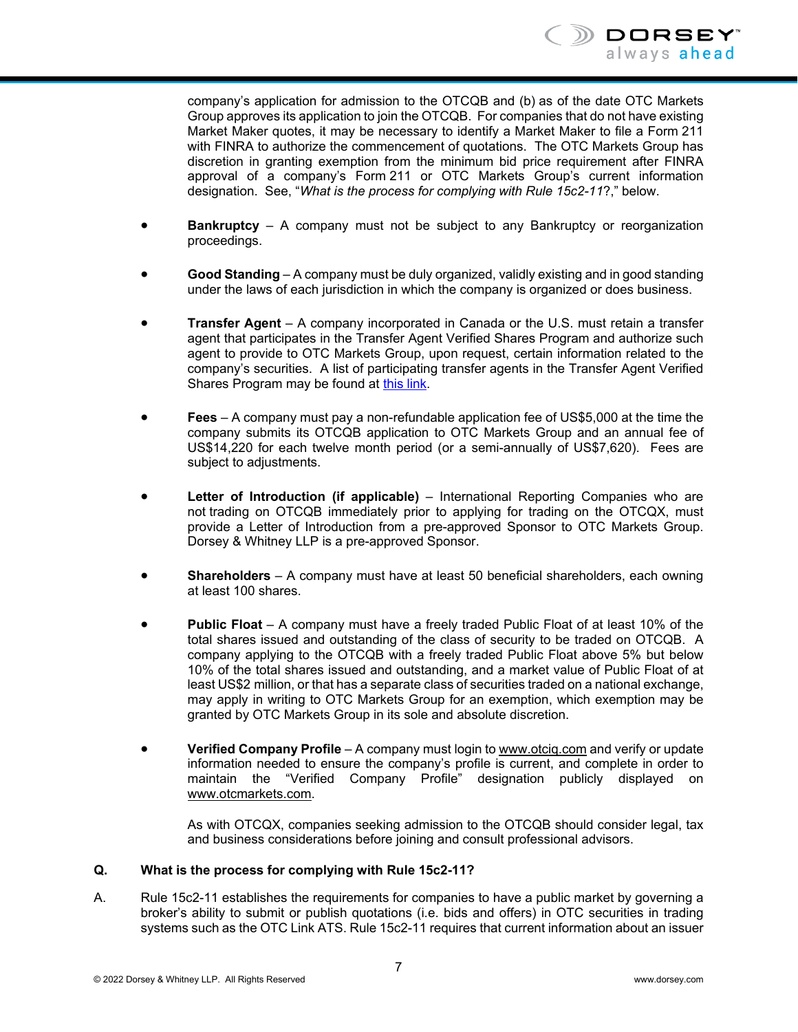company's application for admission to the OTCQB and (b) as of the date OTC Markets Group approves its application to join the OTCQB. For companies that do not have existing Market Maker quotes, it may be necessary to identify a Market Maker to file a Form 211 with FINRA to authorize the commencement of quotations. The OTC Markets Group has discretion in granting exemption from the minimum bid price requirement after FINRA approval of a company's Form 211 or OTC Markets Group's current information designation. See, "*What is the process for complying with Rule 15c2-11*?," below.

- **Bankruptcy** – A company must not be subject to any Bankruptcy or reorganization proceedings.

- **Good Standing** – A company must be duly organized, validly existing and in good standing under the laws of each jurisdiction in which the company is organized or does business.

- **Transfer Agent** – A company incorporated in Canada or the U.S. must retain a transfer agent that participates in the Transfer Agent Verified Shares Program and authorize such agent to provide to OTC Markets Group, upon request, certain information related to the company's securities. A list of participating transfer agents in the Transfer Agent Verified Shares Program may be found at this link.

- **Fees** – A company must pay a non-refundable application fee of US$5,000 at the time the company submits its OTCQB application to OTC Markets Group and an annual fee of US$14,220 for each twelve month period (or a semi-annually of US$7,620). Fees are subject to adjustments.

- **Letter of Introduction (if applicable)** – International Reporting Companies who are not trading on OTCQB immediately prior to applying for trading on the OTCQX, must provide a Letter of Introduction from a pre-approved Sponsor to OTC Markets Group. Dorsey & Whitney LLP is a pre-approved Sponsor.

- **Shareholders** – A company must have at least 50 beneficial shareholders, each owning at least 100 shares.

- **Public Float** – A company must have a freely traded Public Float of at least 10% of the total shares issued and outstanding of the class of security to be traded on OTCQB. A company applying to the OTCQB with a freely traded Public Float above 5% but below 10% of the total shares issued and outstanding, and a market value of Public Float of at least US$2 million, or that has a separate class of securities traded on a national exchange, may apply in writing to OTC Markets Group for an exemption, which exemption may be granted by OTC Markets Group in its sole and absolute discretion.

- **Verified Company Profile** – A company must login to www.otciq.com and verify or update information needed to ensure the company's profile is current, and complete in order to maintain the "Verified Company Profile" designation publicly displayed on www.otcmarkets.com.

  As with OTCQX, companies seeking admission to the OTCQB should consider legal, tax and business considerations before joining and consult professional advisors.

**Q. What is the process for complying with Rule 15c2-11?**

A. Rule 15c2-11 establishes the requirements for companies to have a public market by governing a broker's ability to submit or publish quotations (i.e. bids and offers) in OTC securities in trading systems such as the OTC Link ATS. Rule 15c2-11 requires that current information about an issuer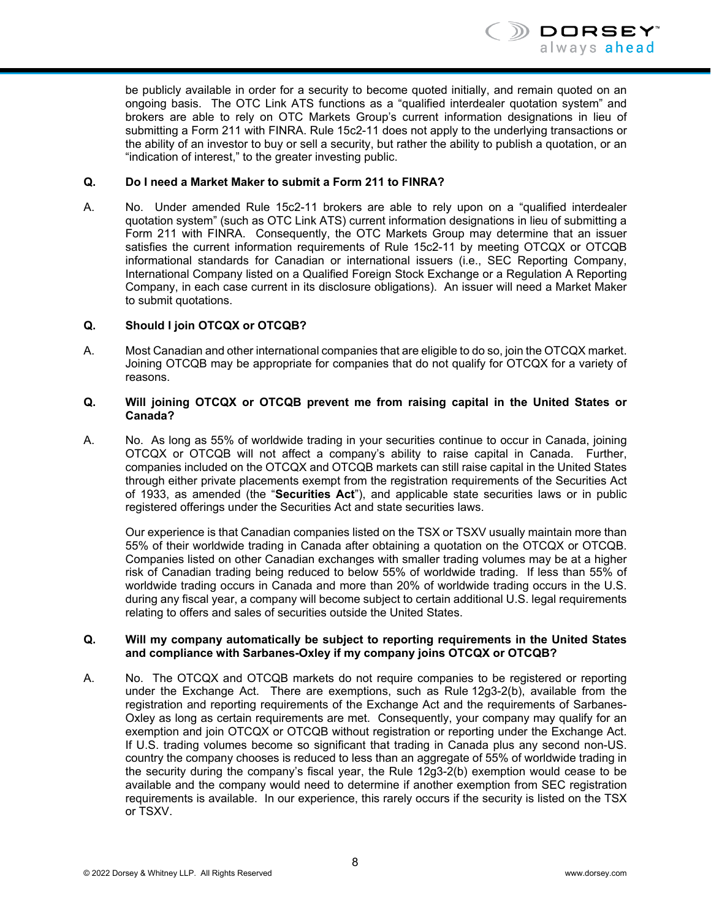be publicly available in order for a security to become quoted initially, and remain quoted on an ongoing basis. The OTC Link ATS functions as a "qualified interdealer quotation system" and brokers are able to rely on OTC Markets Group's current information designations in lieu of submitting a Form 211 with FINRA. Rule 15c2-11 does not apply to the underlying transactions or the ability of an investor to buy or sell a security, but rather the ability to publish a quotation, or an "indication of interest," to the greater investing public.

**Q. Do I need a Market Maker to submit a Form 211 to FINRA?**

A. No. Under amended Rule 15c2-11 brokers are able to rely upon on a "qualified interdealer quotation system" (such as OTC Link ATS) current information designations in lieu of submitting a Form 211 with FINRA. Consequently, the OTC Markets Group may determine that an issuer satisfies the current information requirements of Rule 15c2-11 by meeting OTCQX or OTCQB informational standards for Canadian or international issuers (i.e., SEC Reporting Company, International Company listed on a Qualified Foreign Stock Exchange or a Regulation A Reporting Company, in each case current in its disclosure obligations). An issuer will need a Market Maker to submit quotations.

**Q. Should I join OTCQX or OTCQB?**

A. Most Canadian and other international companies that are eligible to do so, join the OTCQX market. Joining OTCQB may be appropriate for companies that do not qualify for OTCQX for a variety of reasons.

**Q. Will joining OTCQX or OTCQB prevent me from raising capital in the United States or Canada?**

A. No. As long as 55% of worldwide trading in your securities continue to occur in Canada, joining OTCQX or OTCQB will not affect a company's ability to raise capital in Canada. Further, companies included on the OTCQX and OTCQB markets can still raise capital in the United States through either private placements exempt from the registration requirements of the Securities Act of 1933, as amended (the "**Securities Act**"), and applicable state securities laws or in public registered offerings under the Securities Act and state securities laws.

Our experience is that Canadian companies listed on the TSX or TSXV usually maintain more than 55% of their worldwide trading in Canada after obtaining a quotation on the OTCQX or OTCQB. Companies listed on other Canadian exchanges with smaller trading volumes may be at a higher risk of Canadian trading being reduced to below 55% of worldwide trading. If less than 55% of worldwide trading occurs in Canada and more than 20% of worldwide trading occurs in the U.S. during any fiscal year, a company will become subject to certain additional U.S. legal requirements relating to offers and sales of securities outside the United States.

**Q. Will my company automatically be subject to reporting requirements in the United States and compliance with Sarbanes-Oxley if my company joins OTCQX or OTCQB?**

A. No. The OTCQX and OTCQB markets do not require companies to be registered or reporting under the Exchange Act. There are exemptions, such as Rule 12g3-2(b), available from the registration and reporting requirements of the Exchange Act and the requirements of Sarbanes-Oxley as long as certain requirements are met. Consequently, your company may qualify for an exemption and join OTCQX or OTCQB without registration or reporting under the Exchange Act. If U.S. trading volumes become so significant that trading in Canada plus any second non-US. country the company chooses is reduced to less than an aggregate of 55% of worldwide trading in the security during the company's fiscal year, the Rule 12g3-2(b) exemption would cease to be available and the company would need to determine if another exemption from SEC registration requirements is available. In our experience, this rarely occurs if the security is listed on the TSX or TSXV.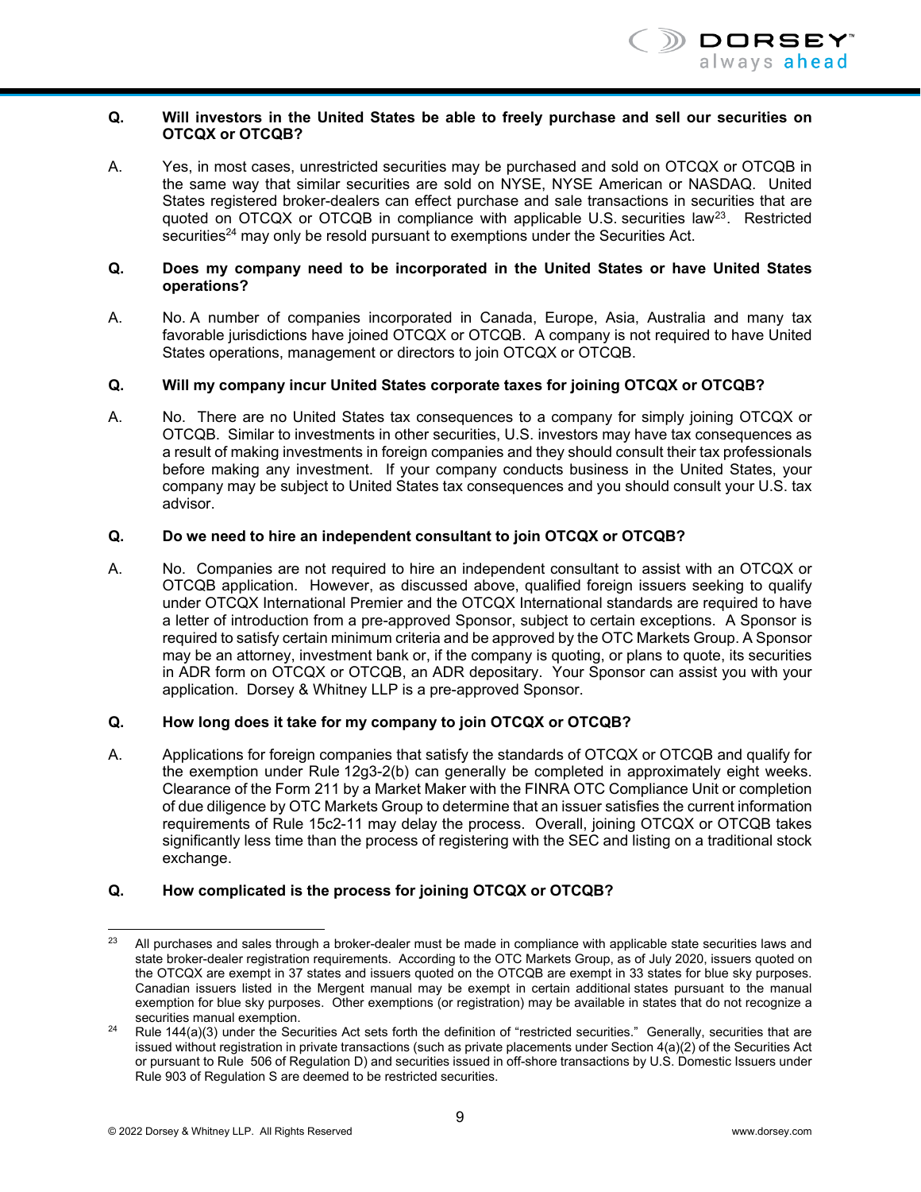**Q. Will investors in the United States be able to freely purchase and sell our securities on OTCQX or OTCQB?**

A. Yes, in most cases, unrestricted securities may be purchased and sold on OTCQX or OTCQB in the same way that similar securities are sold on NYSE, NYSE American or NASDAQ. United States registered broker-dealers can effect purchase and sale transactions in securities that are quoted on OTCQX or OTCQB in compliance with applicable U.S. securities law[23]. Restricted securities[24] may only be resold pursuant to exemptions under the Securities Act.

**Q. Does my company need to be incorporated in the United States or have United States operations?**

A. No. A number of companies incorporated in Canada, Europe, Asia, Australia and many tax favorable jurisdictions have joined OTCQX or OTCQB. A company is not required to have United States operations, management or directors to join OTCQX or OTCQB.

**Q. Will my company incur United States corporate taxes for joining OTCQX or OTCQB?**

A. No. There are no United States tax consequences to a company for simply joining OTCQX or OTCQB. Similar to investments in other securities, U.S. investors may have tax consequences as a result of making investments in foreign companies and they should consult their tax professionals before making any investment. If your company conducts business in the United States, your company may be subject to United States tax consequences and you should consult your U.S. tax advisor.

**Q. Do we need to hire an independent consultant to join OTCQX or OTCQB?**

A. No. Companies are not required to hire an independent consultant to assist with an OTCQX or OTCQB application. However, as discussed above, qualified foreign issuers seeking to qualify under OTCQX International Premier and the OTCQX International standards are required to have a letter of introduction from a pre-approved Sponsor, subject to certain exceptions. A Sponsor is required to satisfy certain minimum criteria and be approved by the OTC Markets Group. A Sponsor may be an attorney, investment bank or, if the company is quoting, or plans to quote, its securities in ADR form on OTCQX or OTCQB, an ADR depositary. Your Sponsor can assist you with your application. Dorsey & Whitney LLP is a pre-approved Sponsor.

**Q. How long does it take for my company to join OTCQX or OTCQB?**

A. Applications for foreign companies that satisfy the standards of OTCQX or OTCQB and qualify for the exemption under Rule 12g3-2(b) can generally be completed in approximately eight weeks. Clearance of the Form 211 by a Market Maker with the FINRA OTC Compliance Unit or completion of due diligence by OTC Markets Group to determine that an issuer satisfies the current information requirements of Rule 15c2-11 may delay the process. Overall, joining OTCQX or OTCQB takes significantly less time than the process of registering with the SEC and listing on a traditional stock exchange.

**Q. How complicated is the process for joining OTCQX or OTCQB?**

---

[23] All purchases and sales through a broker-dealer must be made in compliance with applicable state securities laws and state broker-dealer registration requirements. According to the OTC Markets Group, as of July 2020, issuers quoted on the OTCQX are exempt in 37 states and issuers quoted on the OTCQB are exempt in 33 states for blue sky purposes. Canadian issuers listed in the Mergent manual may be exempt in certain additional states pursuant to the manual exemption for blue sky purposes. Other exemptions (or registration) may be available in states that do not recognize a securities manual exemption.

[24] Rule 144(a)(3) under the Securities Act sets forth the definition of "restricted securities." Generally, securities that are issued without registration in private transactions (such as private placements under Section 4(a)(2) of the Securities Act or pursuant to Rule 506 of Regulation D) and securities issued in off-shore transactions by U.S. Domestic Issuers under Rule 903 of Regulation S are deemed to be restricted securities.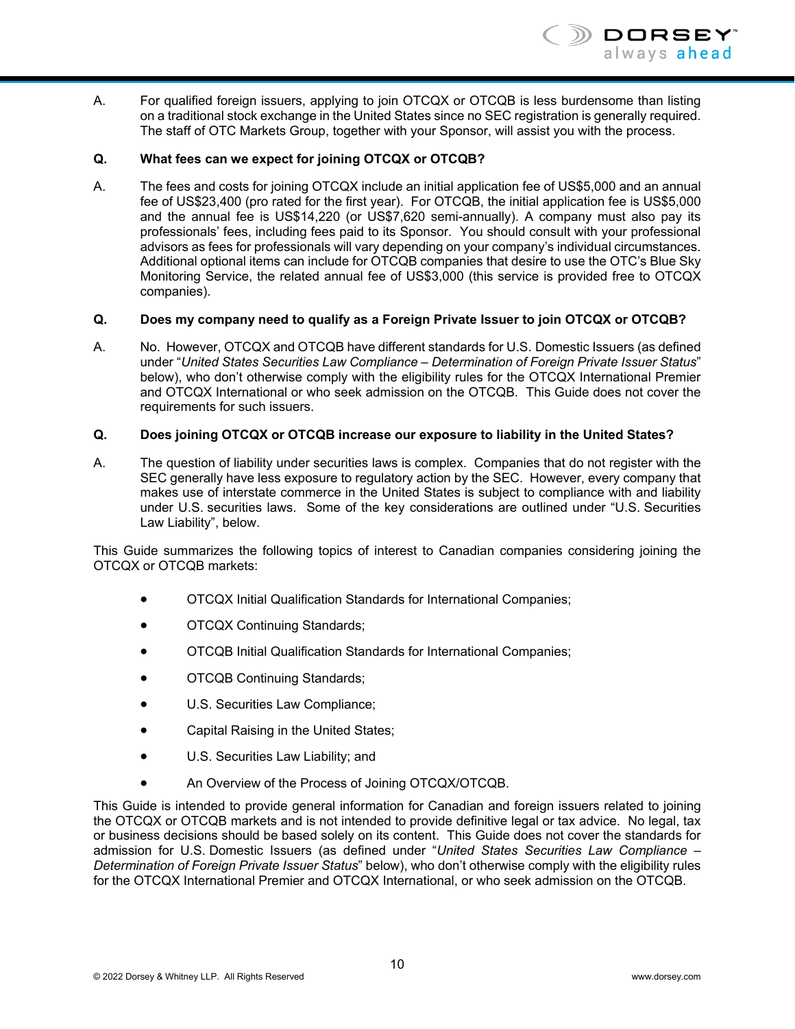A. For qualified foreign issuers, applying to join OTCQX or OTCQB is less burdensome than listing on a traditional stock exchange in the United States since no SEC registration is generally required. The staff of OTC Markets Group, together with your Sponsor, will assist you with the process.

**Q. What fees can we expect for joining OTCQX or OTCQB?**

A. The fees and costs for joining OTCQX include an initial application fee of US$5,000 and an annual fee of US$23,400 (pro rated for the first year). For OTCQB, the initial application fee is US$5,000 and the annual fee is US$14,220 (or US$7,620 semi-annually). A company must also pay its professionals' fees, including fees paid to its Sponsor. You should consult with your professional advisors as fees for professionals will vary depending on your company's individual circumstances. Additional optional items can include for OTCQB companies that desire to use the OTC's Blue Sky Monitoring Service, the related annual fee of US$3,000 (this service is provided free to OTCQX companies).

**Q. Does my company need to qualify as a Foreign Private Issuer to join OTCQX or OTCQB?**

A. No. However, OTCQX and OTCQB have different standards for U.S. Domestic Issuers (as defined under "*United States Securities Law Compliance – Determination of Foreign Private Issuer Status*" below), who don't otherwise comply with the eligibility rules for the OTCQX International Premier and OTCQX International or who seek admission on the OTCQB. This Guide does not cover the requirements for such issuers.

**Q. Does joining OTCQX or OTCQB increase our exposure to liability in the United States?**

A. The question of liability under securities laws is complex. Companies that do not register with the SEC generally have less exposure to regulatory action by the SEC. However, every company that makes use of interstate commerce in the United States is subject to compliance with and liability under U.S. securities laws. Some of the key considerations are outlined under "U.S. Securities Law Liability", below.

This Guide summarizes the following topics of interest to Canadian companies considering joining the OTCQX or OTCQB markets:

- OTCQX Initial Qualification Standards for International Companies;
- OTCQX Continuing Standards;
- OTCQB Initial Qualification Standards for International Companies;
- OTCQB Continuing Standards;
- U.S. Securities Law Compliance;
- Capital Raising in the United States;
- U.S. Securities Law Liability; and
- An Overview of the Process of Joining OTCQX/OTCQB.

This Guide is intended to provide general information for Canadian and foreign issuers related to joining the OTCQX or OTCQB markets and is not intended to provide definitive legal or tax advice. No legal, tax or business decisions should be based solely on its content. This Guide does not cover the standards for admission for U.S. Domestic Issuers (as defined under "*United States Securities Law Compliance – Determination of Foreign Private Issuer Status*" below), who don't otherwise comply with the eligibility rules for the OTCQX International Premier and OTCQX International, or who seek admission on the OTCQB.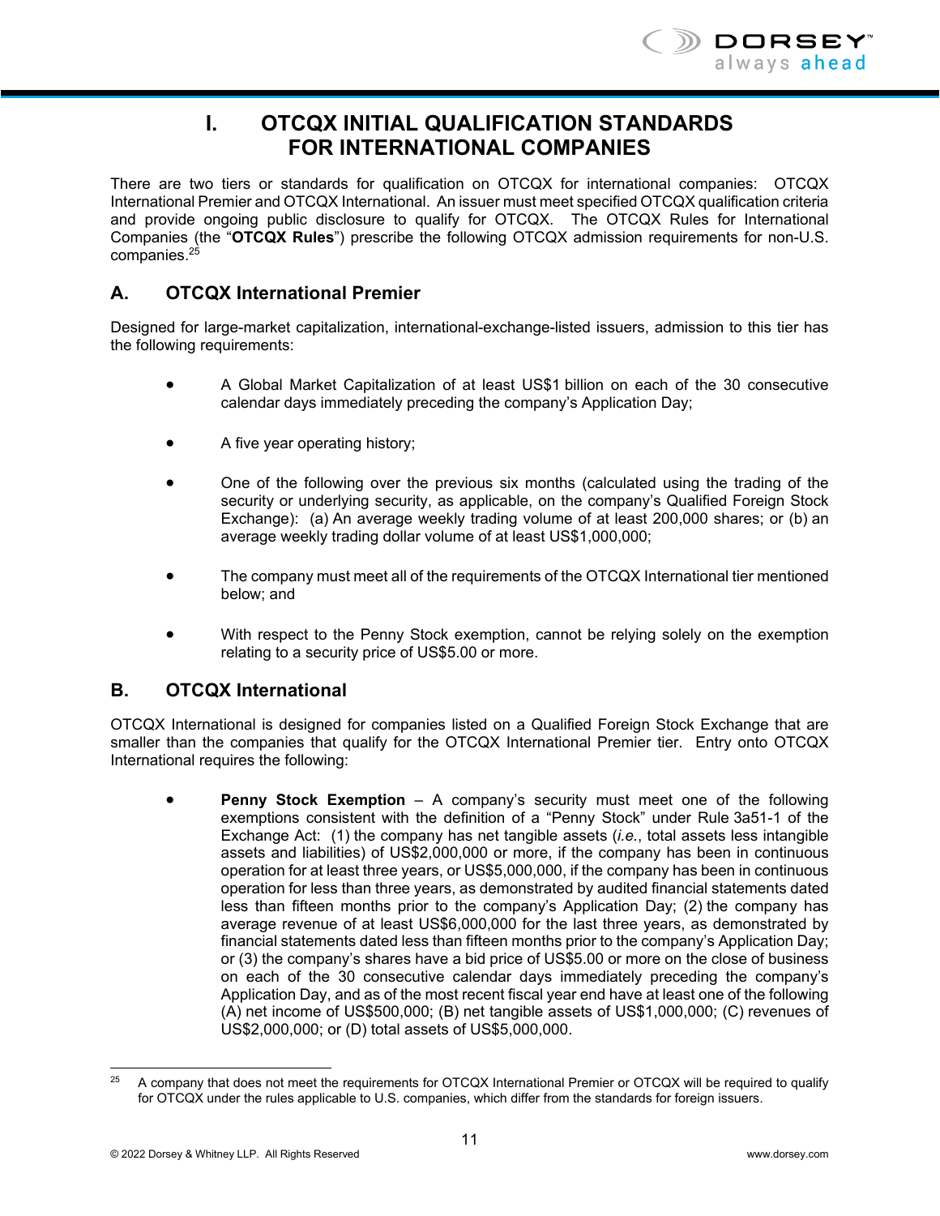# I. OTCQX INITIAL QUALIFICATION STANDARDS FOR INTERNATIONAL COMPANIES

There are two tiers or standards for qualification on OTCQX for international companies: OTCQX International Premier and OTCQX International. An issuer must meet specified OTCQX qualification criteria and provide ongoing public disclosure to qualify for OTCQX. The OTCQX Rules for International Companies (the "**OTCQX Rules**") prescribe the following OTCQX admission requirements for non-U.S. companies.[25]

## A. OTCQX International Premier

Designed for large-market capitalization, international-exchange-listed issuers, admission to this tier has the following requirements:

- A Global Market Capitalization of at least US$1 billion on each of the 30 consecutive calendar days immediately preceding the company's Application Day;
- A five year operating history;
- One of the following over the previous six months (calculated using the trading of the security or underlying security, as applicable, on the company's Qualified Foreign Stock Exchange): (a) An average weekly trading volume of at least 200,000 shares; or (b) an average weekly trading dollar volume of at least US$1,000,000;
- The company must meet all of the requirements of the OTCQX International tier mentioned below; and
- With respect to the Penny Stock exemption, cannot be relying solely on the exemption relating to a security price of US$5.00 or more.

## B. OTCQX International

OTCQX International is designed for companies listed on a Qualified Foreign Stock Exchange that are smaller than the companies that qualify for the OTCQX International Premier tier. Entry onto OTCQX International requires the following:

- **Penny Stock Exemption** – A company's security must meet one of the following exemptions consistent with the definition of a "Penny Stock" under Rule 3a51-1 of the Exchange Act: (1) the company has net tangible assets (*i.e.*, total assets less intangible assets and liabilities) of US$2,000,000 or more, if the company has been in continuous operation for at least three years, or US$5,000,000, if the company has been in continuous operation for less than three years, as demonstrated by audited financial statements dated less than fifteen months prior to the company's Application Day; (2) the company has average revenue of at least US$6,000,000 for the last three years, as demonstrated by financial statements dated less than fifteen months prior to the company's Application Day; or (3) the company's shares have a bid price of US$5.00 or more on the close of business on each of the 30 consecutive calendar days immediately preceding the company's Application Day, and as of the most recent fiscal year end have at least one of the following (A) net income of US$500,000; (B) net tangible assets of US$1,000,000; (C) revenues of US$2,000,000; or (D) total assets of US$5,000,000.

---

[25] A company that does not meet the requirements for OTCQX International Premier or OTCQX will be required to qualify for OTCQX under the rules applicable to U.S. companies, which differ from the standards for foreign issuers.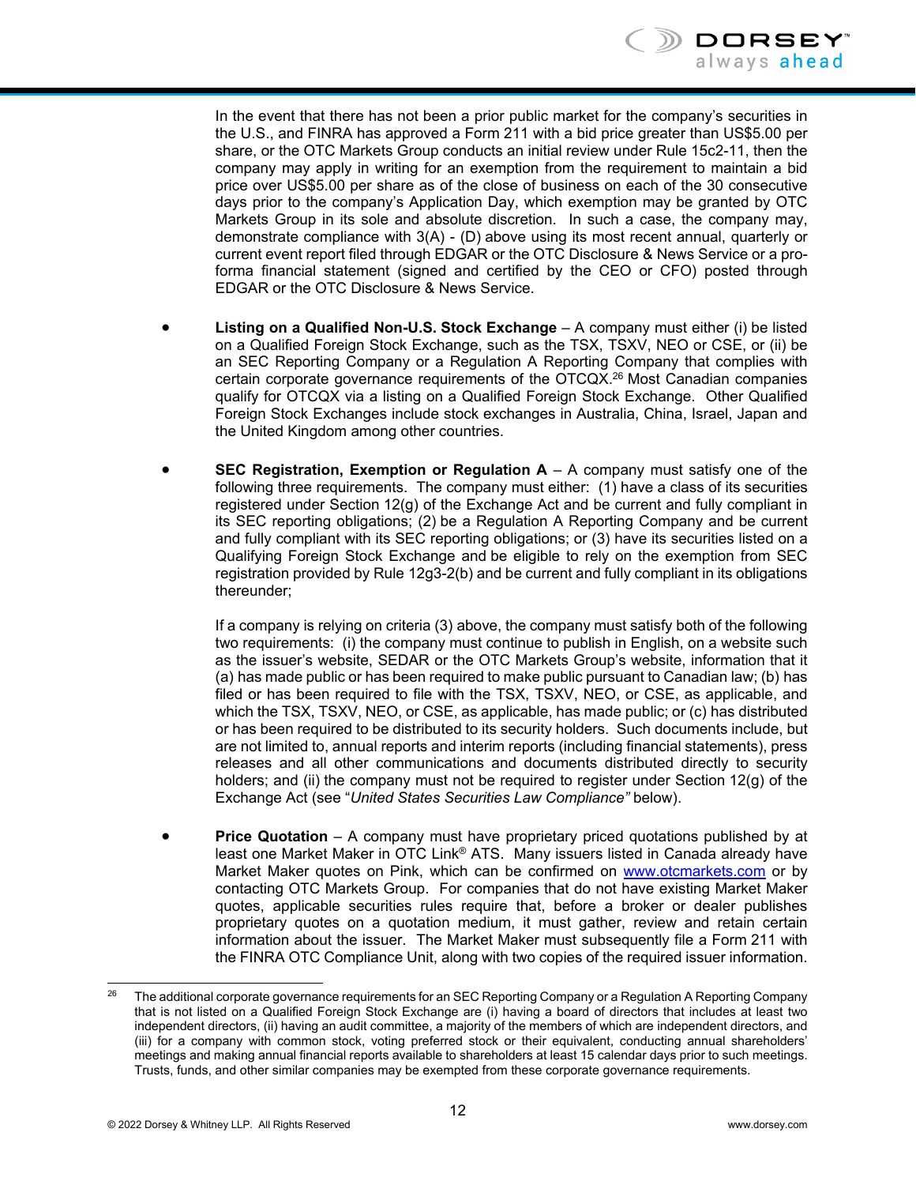In the event that there has not been a prior public market for the company's securities in the U.S., and FINRA has approved a Form 211 with a bid price greater than US$5.00 per share, or the OTC Markets Group conducts an initial review under Rule 15c2-11, then the company may apply in writing for an exemption from the requirement to maintain a bid price over US$5.00 per share as of the close of business on each of the 30 consecutive days prior to the company's Application Day, which exemption may be granted by OTC Markets Group in its sole and absolute discretion. In such a case, the company may, demonstrate compliance with 3(A) - (D) above using its most recent annual, quarterly or current event report filed through EDGAR or the OTC Disclosure & News Service or a pro-forma financial statement (signed and certified by the CEO or CFO) posted through EDGAR or the OTC Disclosure & News Service.

- **Listing on a Qualified Non-U.S. Stock Exchange** – A company must either (i) be listed on a Qualified Foreign Stock Exchange, such as the TSX, TSXV, NEO or CSE, or (ii) be an SEC Reporting Company or a Regulation A Reporting Company that complies with certain corporate governance requirements of the OTCQX.[26] Most Canadian companies qualify for OTCQX via a listing on a Qualified Foreign Stock Exchange. Other Qualified Foreign Stock Exchanges include stock exchanges in Australia, China, Israel, Japan and the United Kingdom among other countries.

- **SEC Registration, Exemption or Regulation A** – A company must satisfy one of the following three requirements. The company must either: (1) have a class of its securities registered under Section 12(g) of the Exchange Act and be current and fully compliant in its SEC reporting obligations; (2) be a Regulation A Reporting Company and be current and fully compliant with its SEC reporting obligations; or (3) have its securities listed on a Qualifying Foreign Stock Exchange and be eligible to rely on the exemption from SEC registration provided by Rule 12g3-2(b) and be current and fully compliant in its obligations thereunder;

  If a company is relying on criteria (3) above, the company must satisfy both of the following two requirements: (i) the company must continue to publish in English, on a website such as the issuer's website, SEDAR or the OTC Markets Group's website, information that it (a) has made public or has been required to make public pursuant to Canadian law; (b) has filed or has been required to file with the TSX, TSXV, NEO, or CSE, as applicable, and which the TSX, TSXV, NEO, or CSE, as applicable, has made public; or (c) has distributed or has been required to be distributed to its security holders. Such documents include, but are not limited to, annual reports and interim reports (including financial statements), press releases and all other communications and documents distributed directly to security holders; and (ii) the company must not be required to register under Section 12(g) of the Exchange Act (see "*United States Securities Law Compliance"* below).

- **Price Quotation** – A company must have proprietary priced quotations published by at least one Market Maker in OTC Link® ATS. Many issuers listed in Canada already have Market Maker quotes on Pink, which can be confirmed on www.otcmarkets.com or by contacting OTC Markets Group. For companies that do not have existing Market Maker quotes, applicable securities rules require that, before a broker or dealer publishes proprietary quotes on a quotation medium, it must gather, review and retain certain information about the issuer. The Market Maker must subsequently file a Form 211 with the FINRA OTC Compliance Unit, along with two copies of the required issuer information.

---

[26] The additional corporate governance requirements for an SEC Reporting Company or a Regulation A Reporting Company that is not listed on a Qualified Foreign Stock Exchange are (i) having a board of directors that includes at least two independent directors, (ii) having an audit committee, a majority of the members of which are independent directors, and (iii) for a company with common stock, voting preferred stock or their equivalent, conducting annual shareholders' meetings and making annual financial reports available to shareholders at least 15 calendar days prior to such meetings. Trusts, funds, and other similar companies may be exempted from these corporate governance requirements.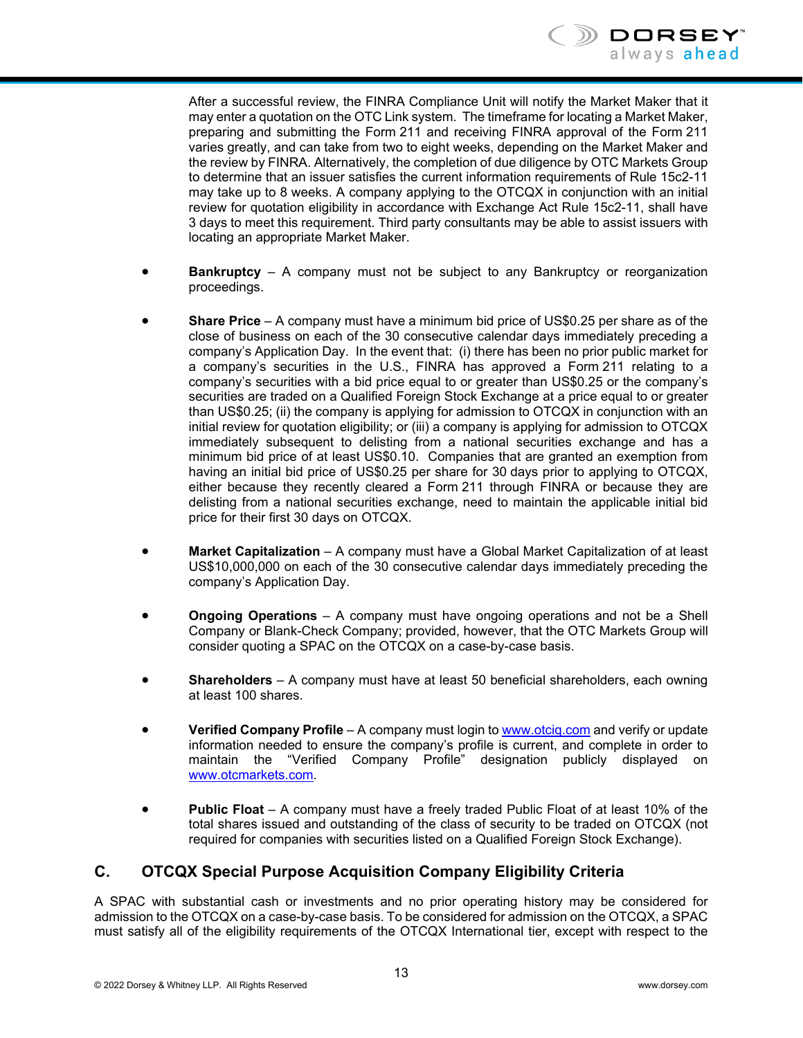After a successful review, the FINRA Compliance Unit will notify the Market Maker that it may enter a quotation on the OTC Link system. The timeframe for locating a Market Maker, preparing and submitting the Form 211 and receiving FINRA approval of the Form 211 varies greatly, and can take from two to eight weeks, depending on the Market Maker and the review by FINRA. Alternatively, the completion of due diligence by OTC Markets Group to determine that an issuer satisfies the current information requirements of Rule 15c2-11 may take up to 8 weeks. A company applying to the OTCQX in conjunction with an initial review for quotation eligibility in accordance with Exchange Act Rule 15c2-11, shall have 3 days to meet this requirement. Third party consultants may be able to assist issuers with locating an appropriate Market Maker.

- **Bankruptcy** – A company must not be subject to any Bankruptcy or reorganization proceedings.

- **Share Price** – A company must have a minimum bid price of US$0.25 per share as of the close of business on each of the 30 consecutive calendar days immediately preceding a company's Application Day. In the event that: (i) there has been no prior public market for a company's securities in the U.S., FINRA has approved a Form 211 relating to a company's securities with a bid price equal to or greater than US$0.25 or the company's securities are traded on a Qualified Foreign Stock Exchange at a price equal to or greater than US$0.25; (ii) the company is applying for admission to OTCQX in conjunction with an initial review for quotation eligibility; or (iii) a company is applying for admission to OTCQX immediately subsequent to delisting from a national securities exchange and has a minimum bid price of at least US$0.10. Companies that are granted an exemption from having an initial bid price of US$0.25 per share for 30 days prior to applying to OTCQX, either because they recently cleared a Form 211 through FINRA or because they are delisting from a national securities exchange, need to maintain the applicable initial bid price for their first 30 days on OTCQX.

- **Market Capitalization** – A company must have a Global Market Capitalization of at least US$10,000,000 on each of the 30 consecutive calendar days immediately preceding the company's Application Day.

- **Ongoing Operations** – A company must have ongoing operations and not be a Shell Company or Blank-Check Company; provided, however, that the OTC Markets Group will consider quoting a SPAC on the OTCQX on a case-by-case basis.

- **Shareholders** – A company must have at least 50 beneficial shareholders, each owning at least 100 shares.

- **Verified Company Profile** – A company must login to www.otciq.com and verify or update information needed to ensure the company's profile is current, and complete in order to maintain the "Verified Company Profile" designation publicly displayed on www.otcmarkets.com.

- **Public Float** – A company must have a freely traded Public Float of at least 10% of the total shares issued and outstanding of the class of security to be traded on OTCQX (not required for companies with securities listed on a Qualified Foreign Stock Exchange).

## C. OTCQX Special Purpose Acquisition Company Eligibility Criteria

A SPAC with substantial cash or investments and no prior operating history may be considered for admission to the OTCQX on a case-by-case basis. To be considered for admission on the OTCQX, a SPAC must satisfy all of the eligibility requirements of the OTCQX International tier, except with respect to the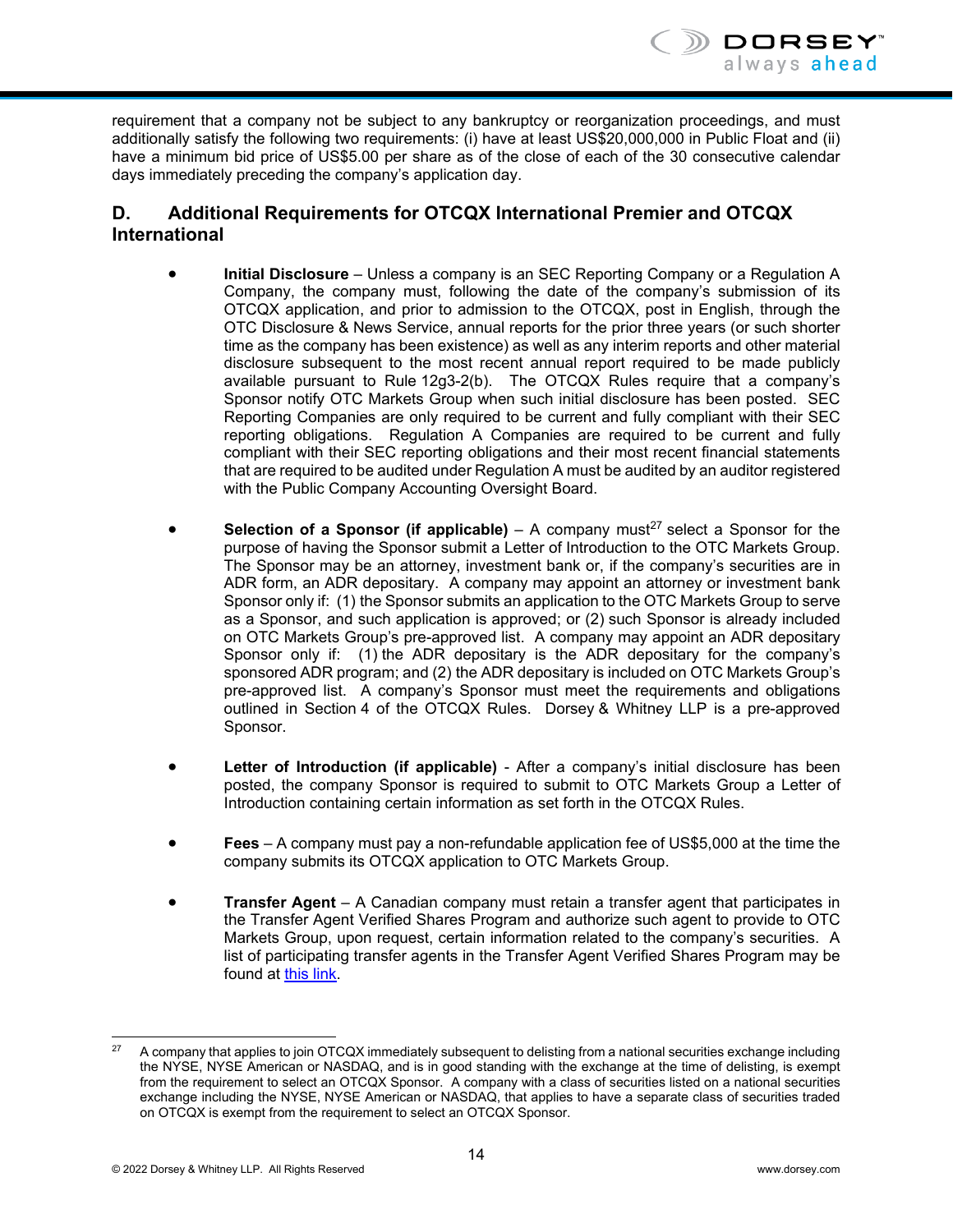requirement that a company not be subject to any bankruptcy or reorganization proceedings, and must additionally satisfy the following two requirements: (i) have at least US$20,000,000 in Public Float and (ii) have a minimum bid price of US$5.00 per share as of the close of each of the 30 consecutive calendar days immediately preceding the company's application day.

## D. Additional Requirements for OTCQX International Premier and OTCQX International

- **Initial Disclosure** – Unless a company is an SEC Reporting Company or a Regulation A Company, the company must, following the date of the company's submission of its OTCQX application, and prior to admission to the OTCQX, post in English, through the OTC Disclosure & News Service, annual reports for the prior three years (or such shorter time as the company has been existence) as well as any interim reports and other material disclosure subsequent to the most recent annual report required to be made publicly available pursuant to Rule 12g3-2(b). The OTCQX Rules require that a company's Sponsor notify OTC Markets Group when such initial disclosure has been posted. SEC Reporting Companies are only required to be current and fully compliant with their SEC reporting obligations. Regulation A Companies are required to be current and fully compliant with their SEC reporting obligations and their most recent financial statements that are required to be audited under Regulation A must be audited by an auditor registered with the Public Company Accounting Oversight Board.

- **Selection of a Sponsor (if applicable)** – A company must[27] select a Sponsor for the purpose of having the Sponsor submit a Letter of Introduction to the OTC Markets Group. The Sponsor may be an attorney, investment bank or, if the company's securities are in ADR form, an ADR depositary. A company may appoint an attorney or investment bank Sponsor only if: (1) the Sponsor submits an application to the OTC Markets Group to serve as a Sponsor, and such application is approved; or (2) such Sponsor is already included on OTC Markets Group's pre-approved list. A company may appoint an ADR depositary Sponsor only if: (1) the ADR depositary is the ADR depositary for the company's sponsored ADR program; and (2) the ADR depositary is included on OTC Markets Group's pre-approved list. A company's Sponsor must meet the requirements and obligations outlined in Section 4 of the OTCQX Rules. Dorsey & Whitney LLP is a pre-approved Sponsor.

- **Letter of Introduction (if applicable)** - After a company's initial disclosure has been posted, the company Sponsor is required to submit to OTC Markets Group a Letter of Introduction containing certain information as set forth in the OTCQX Rules.

- **Fees** – A company must pay a non-refundable application fee of US$5,000 at the time the company submits its OTCQX application to OTC Markets Group.

- **Transfer Agent** – A Canadian company must retain a transfer agent that participates in the Transfer Agent Verified Shares Program and authorize such agent to provide to OTC Markets Group, upon request, certain information related to the company's securities. A list of participating transfer agents in the Transfer Agent Verified Shares Program may be found at this link.

---

[27] A company that applies to join OTCQX immediately subsequent to delisting from a national securities exchange including the NYSE, NYSE American or NASDAQ, and is in good standing with the exchange at the time of delisting, is exempt from the requirement to select an OTCQX Sponsor. A company with a class of securities listed on a national securities exchange including the NYSE, NYSE American or NASDAQ, that applies to have a separate class of securities traded on OTCQX is exempt from the requirement to select an OTCQX Sponsor.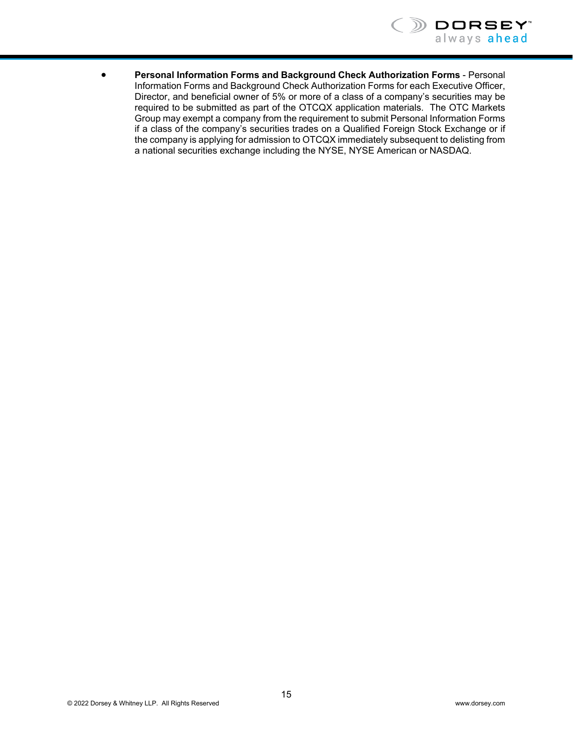- **Personal Information Forms and Background Check Authorization Forms** - Personal Information Forms and Background Check Authorization Forms for each Executive Officer, Director, and beneficial owner of 5% or more of a class of a company's securities may be required to be submitted as part of the OTCQX application materials. The OTC Markets Group may exempt a company from the requirement to submit Personal Information Forms if a class of the company's securities trades on a Qualified Foreign Stock Exchange or if the company is applying for admission to OTCQX immediately subsequent to delisting from a national securities exchange including the NYSE, NYSE American or NASDAQ.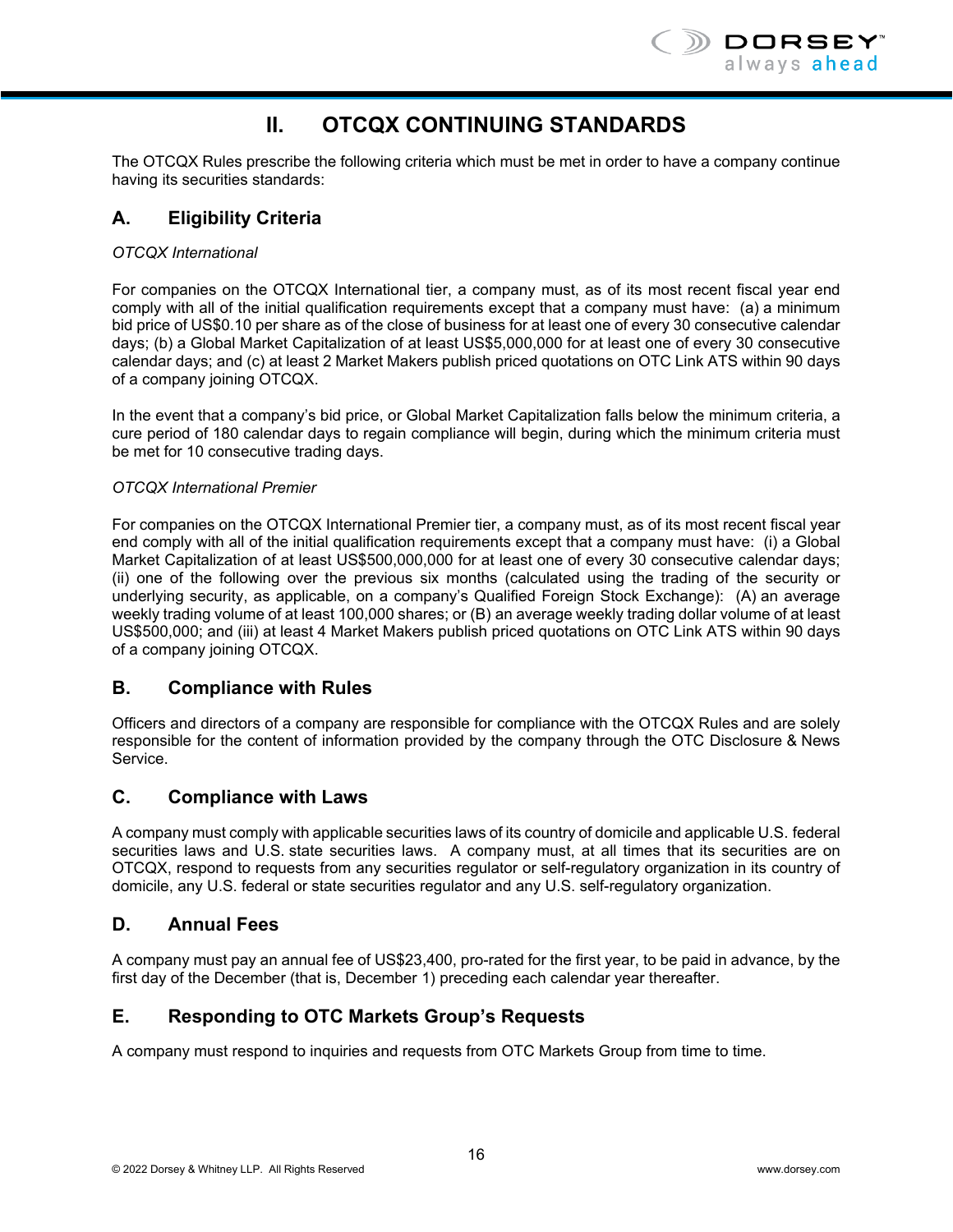# II. OTCQX CONTINUING STANDARDS

The OTCQX Rules prescribe the following criteria which must be met in order to have a company continue having its securities standards:

## A. Eligibility Criteria

*OTCQX International*

For companies on the OTCQX International tier, a company must, as of its most recent fiscal year end comply with all of the initial qualification requirements except that a company must have: (a) a minimum bid price of US$0.10 per share as of the close of business for at least one of every 30 consecutive calendar days; (b) a Global Market Capitalization of at least US$5,000,000 for at least one of every 30 consecutive calendar days; and (c) at least 2 Market Makers publish priced quotations on OTC Link ATS within 90 days of a company joining OTCQX.

In the event that a company's bid price, or Global Market Capitalization falls below the minimum criteria, a cure period of 180 calendar days to regain compliance will begin, during which the minimum criteria must be met for 10 consecutive trading days.

*OTCQX International Premier*

For companies on the OTCQX International Premier tier, a company must, as of its most recent fiscal year end comply with all of the initial qualification requirements except that a company must have: (i) a Global Market Capitalization of at least US$500,000,000 for at least one of every 30 consecutive calendar days; (ii) one of the following over the previous six months (calculated using the trading of the security or underlying security, as applicable, on a company's Qualified Foreign Stock Exchange): (A) an average weekly trading volume of at least 100,000 shares; or (B) an average weekly trading dollar volume of at least US$500,000; and (iii) at least 4 Market Makers publish priced quotations on OTC Link ATS within 90 days of a company joining OTCQX.

## B. Compliance with Rules

Officers and directors of a company are responsible for compliance with the OTCQX Rules and are solely responsible for the content of information provided by the company through the OTC Disclosure & News Service.

## C. Compliance with Laws

A company must comply with applicable securities laws of its country of domicile and applicable U.S. federal securities laws and U.S. state securities laws. A company must, at all times that its securities are on OTCQX, respond to requests from any securities regulator or self-regulatory organization in its country of domicile, any U.S. federal or state securities regulator and any U.S. self-regulatory organization.

## D. Annual Fees

A company must pay an annual fee of US$23,400, pro-rated for the first year, to be paid in advance, by the first day of the December (that is, December 1) preceding each calendar year thereafter.

## E. Responding to OTC Markets Group's Requests

A company must respond to inquiries and requests from OTC Markets Group from time to time.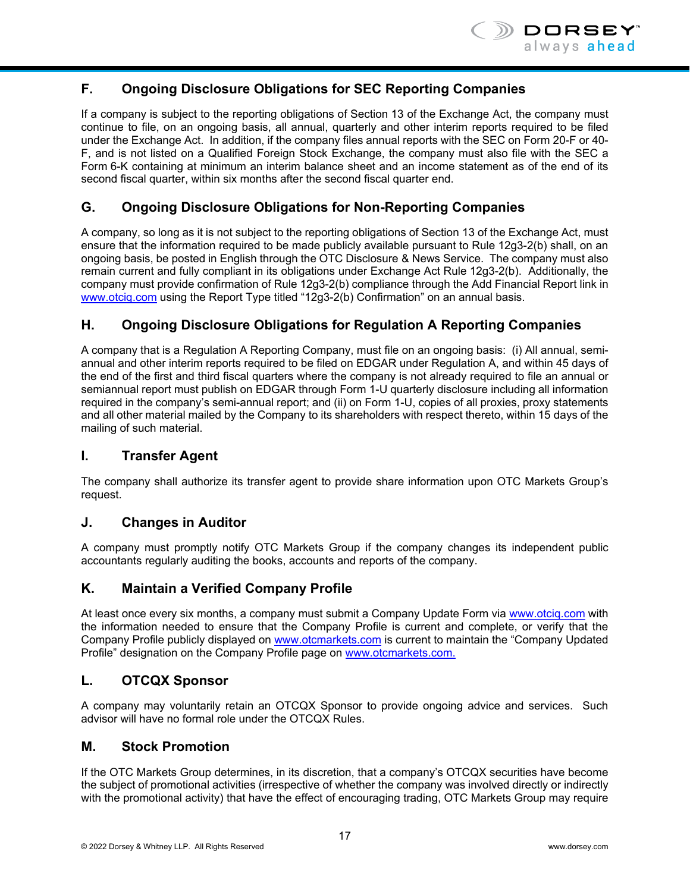## F. Ongoing Disclosure Obligations for SEC Reporting Companies

If a company is subject to the reporting obligations of Section 13 of the Exchange Act, the company must continue to file, on an ongoing basis, all annual, quarterly and other interim reports required to be filed under the Exchange Act. In addition, if the company files annual reports with the SEC on Form 20-F or 40-F, and is not listed on a Qualified Foreign Stock Exchange, the company must also file with the SEC a Form 6-K containing at minimum an interim balance sheet and an income statement as of the end of its second fiscal quarter, within six months after the second fiscal quarter end.

## G. Ongoing Disclosure Obligations for Non-Reporting Companies

A company, so long as it is not subject to the reporting obligations of Section 13 of the Exchange Act, must ensure that the information required to be made publicly available pursuant to Rule 12g3-2(b) shall, on an ongoing basis, be posted in English through the OTC Disclosure & News Service. The company must also remain current and fully compliant in its obligations under Exchange Act Rule 12g3-2(b). Additionally, the company must provide confirmation of Rule 12g3-2(b) compliance through the Add Financial Report link in www.otciq.com using the Report Type titled "12g3-2(b) Confirmation" on an annual basis.

## H. Ongoing Disclosure Obligations for Regulation A Reporting Companies

A company that is a Regulation A Reporting Company, must file on an ongoing basis: (i) All annual, semi-annual and other interim reports required to be filed on EDGAR under Regulation A, and within 45 days of the end of the first and third fiscal quarters where the company is not already required to file an annual or semiannual report must publish on EDGAR through Form 1-U quarterly disclosure including all information required in the company's semi-annual report; and (ii) on Form 1-U, copies of all proxies, proxy statements and all other material mailed by the Company to its shareholders with respect thereto, within 15 days of the mailing of such material.

## I. Transfer Agent

The company shall authorize its transfer agent to provide share information upon OTC Markets Group's request.

## J. Changes in Auditor

A company must promptly notify OTC Markets Group if the company changes its independent public accountants regularly auditing the books, accounts and reports of the company.

## K. Maintain a Verified Company Profile

At least once every six months, a company must submit a Company Update Form via www.otciq.com with the information needed to ensure that the Company Profile is current and complete, or verify that the Company Profile publicly displayed on www.otcmarkets.com is current to maintain the "Company Updated Profile" designation on the Company Profile page on www.otcmarkets.com.

## L. OTCQX Sponsor

A company may voluntarily retain an OTCQX Sponsor to provide ongoing advice and services. Such advisor will have no formal role under the OTCQX Rules.

## M. Stock Promotion

If the OTC Markets Group determines, in its discretion, that a company's OTCQX securities have become the subject of promotional activities (irrespective of whether the company was involved directly or indirectly with the promotional activity) that have the effect of encouraging trading, OTC Markets Group may require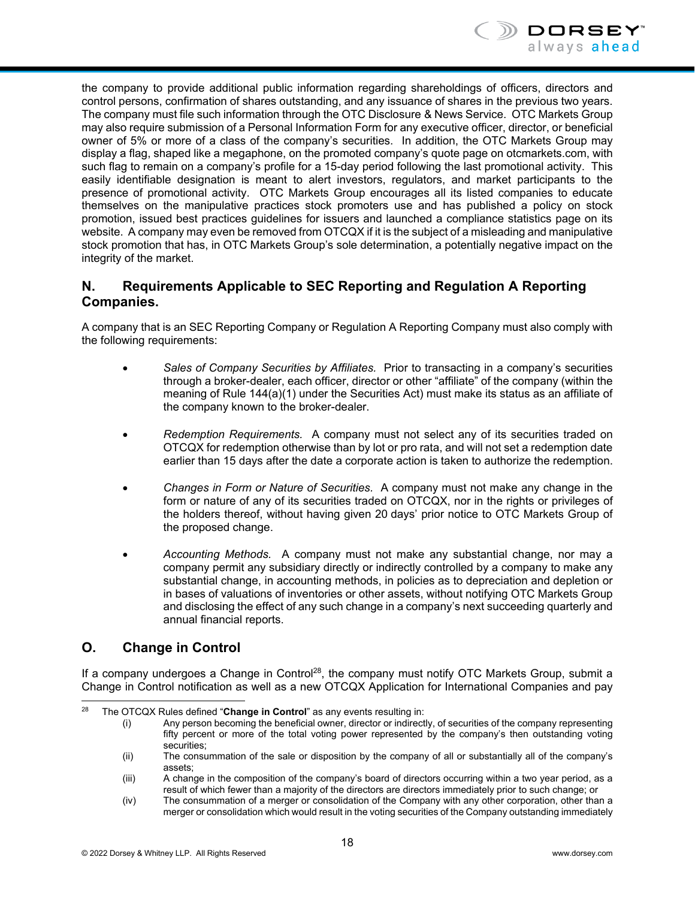the company to provide additional public information regarding shareholdings of officers, directors and control persons, confirmation of shares outstanding, and any issuance of shares in the previous two years. The company must file such information through the OTC Disclosure & News Service. OTC Markets Group may also require submission of a Personal Information Form for any executive officer, director, or beneficial owner of 5% or more of a class of the company's securities. In addition, the OTC Markets Group may display a flag, shaped like a megaphone, on the promoted company's quote page on otcmarkets.com, with such flag to remain on a company's profile for a 15-day period following the last promotional activity. This easily identifiable designation is meant to alert investors, regulators, and market participants to the presence of promotional activity. OTC Markets Group encourages all its listed companies to educate themselves on the manipulative practices stock promoters use and has published a policy on stock promotion, issued best practices guidelines for issuers and launched a compliance statistics page on its website. A company may even be removed from OTCQX if it is the subject of a misleading and manipulative stock promotion that has, in OTC Markets Group's sole determination, a potentially negative impact on the integrity of the market.

## N. Requirements Applicable to SEC Reporting and Regulation A Reporting Companies.

A company that is an SEC Reporting Company or Regulation A Reporting Company must also comply with the following requirements:

- *Sales of Company Securities by Affiliates.* Prior to transacting in a company's securities through a broker-dealer, each officer, director or other "affiliate" of the company (within the meaning of Rule 144(a)(1) under the Securities Act) must make its status as an affiliate of the company known to the broker-dealer.

- *Redemption Requirements.* A company must not select any of its securities traded on OTCQX for redemption otherwise than by lot or pro rata, and will not set a redemption date earlier than 15 days after the date a corporate action is taken to authorize the redemption.

- *Changes in Form or Nature of Securities.* A company must not make any change in the form or nature of any of its securities traded on OTCQX, nor in the rights or privileges of the holders thereof, without having given 20 days' prior notice to OTC Markets Group of the proposed change.

- *Accounting Methods.* A company must not make any substantial change, nor may a company permit any subsidiary directly or indirectly controlled by a company to make any substantial change, in accounting methods, in policies as to depreciation and depletion or in bases of valuations of inventories or other assets, without notifying OTC Markets Group and disclosing the effect of any such change in a company's next succeeding quarterly and annual financial reports.

## O. Change in Control

If a company undergoes a Change in Control[28], the company must notify OTC Markets Group, submit a Change in Control notification as well as a new OTCQX Application for International Companies and pay

---

[28] The OTCQX Rules defined "**Change in Control**" as any events resulting in:

(i) Any person becoming the beneficial owner, director or indirectly, of securities of the company representing fifty percent or more of the total voting power represented by the company's then outstanding voting securities;

(ii) The consummation of the sale or disposition by the company of all or substantially all of the company's assets;

(iii) A change in the composition of the company's board of directors occurring within a two year period, as a result of which fewer than a majority of the directors are directors immediately prior to such change; or

(iv) The consummation of a merger or consolidation of the Company with any other corporation, other than a merger or consolidation which would result in the voting securities of the Company outstanding immediately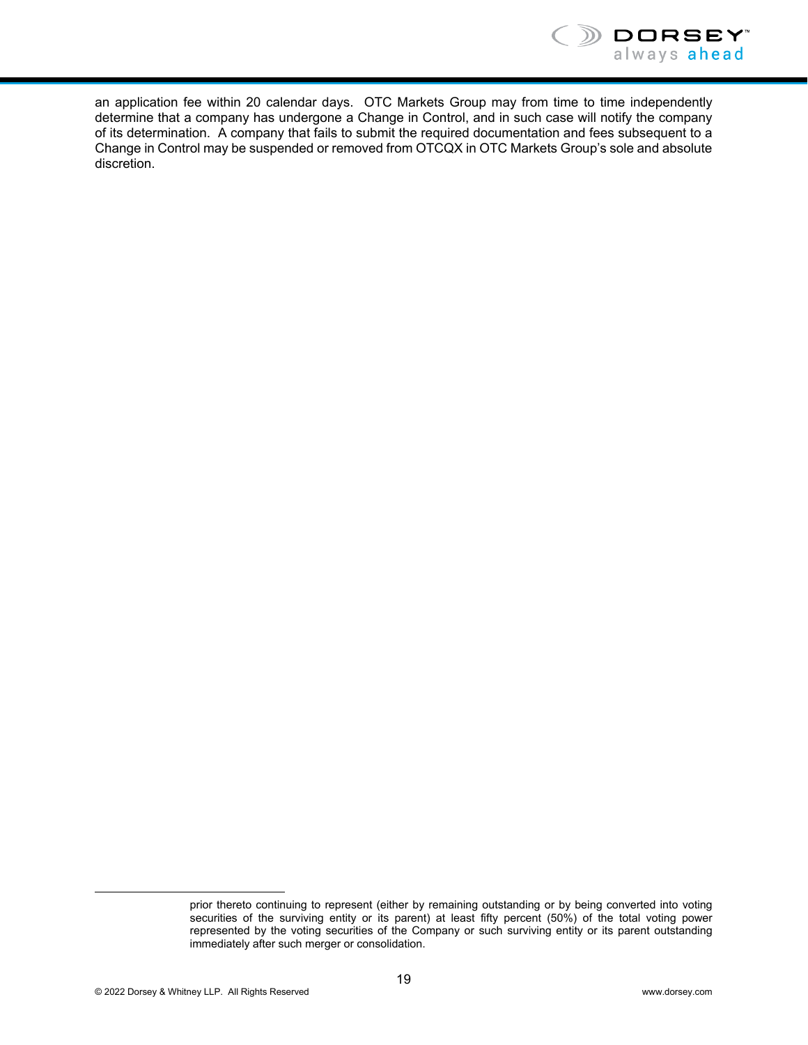an application fee within 20 calendar days. OTC Markets Group may from time to time independently determine that a company has undergone a Change in Control, and in such case will notify the company of its determination. A company that fails to submit the required documentation and fees subsequent to a Change in Control may be suspended or removed from OTCQX in OTC Markets Group's sole and absolute discretion.

---

prior thereto continuing to represent (either by remaining outstanding or by being converted into voting securities of the surviving entity or its parent) at least fifty percent (50%) of the total voting power represented by the voting securities of the Company or such surviving entity or its parent outstanding immediately after such merger or consolidation.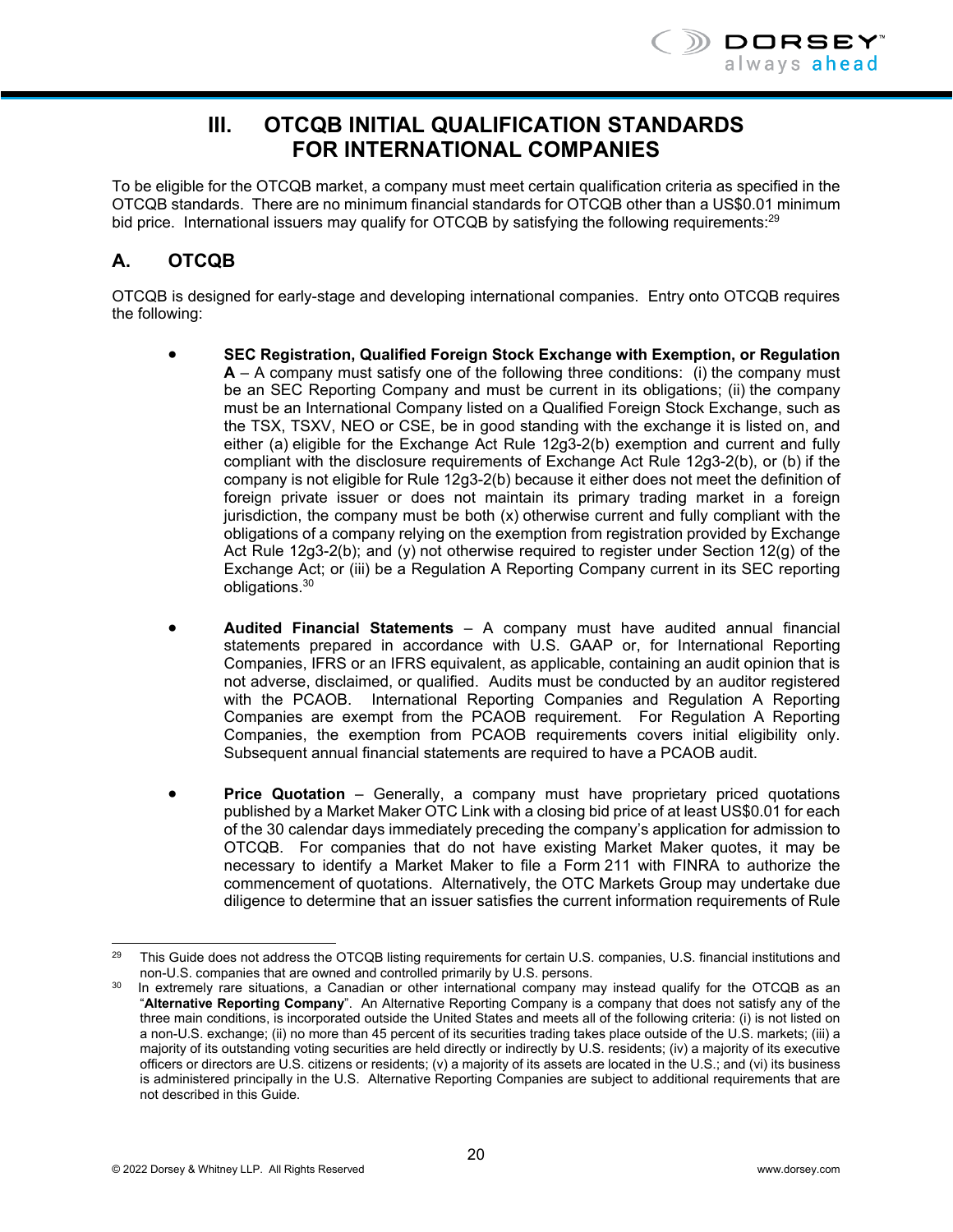# III. OTCQB INITIAL QUALIFICATION STANDARDS FOR INTERNATIONAL COMPANIES

To be eligible for the OTCQB market, a company must meet certain qualification criteria as specified in the OTCQB standards. There are no minimum financial standards for OTCQB other than a US$0.01 minimum bid price. International issuers may qualify for OTCQB by satisfying the following requirements:[29]

## A. OTCQB

OTCQB is designed for early-stage and developing international companies. Entry onto OTCQB requires the following:

- **SEC Registration, Qualified Foreign Stock Exchange with Exemption, or Regulation A** – A company must satisfy one of the following three conditions: (i) the company must be an SEC Reporting Company and must be current in its obligations; (ii) the company must be an International Company listed on a Qualified Foreign Stock Exchange, such as the TSX, TSXV, NEO or CSE, be in good standing with the exchange it is listed on, and either (a) eligible for the Exchange Act Rule 12g3-2(b) exemption and current and fully compliant with the disclosure requirements of Exchange Act Rule 12g3-2(b), or (b) if the company is not eligible for Rule 12g3-2(b) because it either does not meet the definition of foreign private issuer or does not maintain its primary trading market in a foreign jurisdiction, the company must be both (x) otherwise current and fully compliant with the obligations of a company relying on the exemption from registration provided by Exchange Act Rule 12g3-2(b); and (y) not otherwise required to register under Section 12(g) of the Exchange Act; or (iii) be a Regulation A Reporting Company current in its SEC reporting obligations.[30]

- **Audited Financial Statements** – A company must have audited annual financial statements prepared in accordance with U.S. GAAP or, for International Reporting Companies, IFRS or an IFRS equivalent, as applicable, containing an audit opinion that is not adverse, disclaimed, or qualified. Audits must be conducted by an auditor registered with the PCAOB. International Reporting Companies and Regulation A Reporting Companies are exempt from the PCAOB requirement. For Regulation A Reporting Companies, the exemption from PCAOB requirements covers initial eligibility only. Subsequent annual financial statements are required to have a PCAOB audit.

- **Price Quotation** – Generally, a company must have proprietary priced quotations published by a Market Maker OTC Link with a closing bid price of at least US$0.01 for each of the 30 calendar days immediately preceding the company's application for admission to OTCQB. For companies that do not have existing Market Maker quotes, it may be necessary to identify a Market Maker to file a Form 211 with FINRA to authorize the commencement of quotations. Alternatively, the OTC Markets Group may undertake due diligence to determine that an issuer satisfies the current information requirements of Rule

---

[29] This Guide does not address the OTCQB listing requirements for certain U.S. companies, U.S. financial institutions and non-U.S. companies that are owned and controlled primarily by U.S. persons.

[30] In extremely rare situations, a Canadian or other international company may instead qualify for the OTCQB as an "**Alternative Reporting Company**". An Alternative Reporting Company is a company that does not satisfy any of the three main conditions, is incorporated outside the United States and meets all of the following criteria: (i) is not listed on a non-U.S. exchange; (ii) no more than 45 percent of its securities trading takes place outside of the U.S. markets; (iii) a majority of its outstanding voting securities are held directly or indirectly by U.S. residents; (iv) a majority of its executive officers or directors are U.S. citizens or residents; (v) a majority of its assets are located in the U.S.; and (vi) its business is administered principally in the U.S. Alternative Reporting Companies are subject to additional requirements that are not described in this Guide.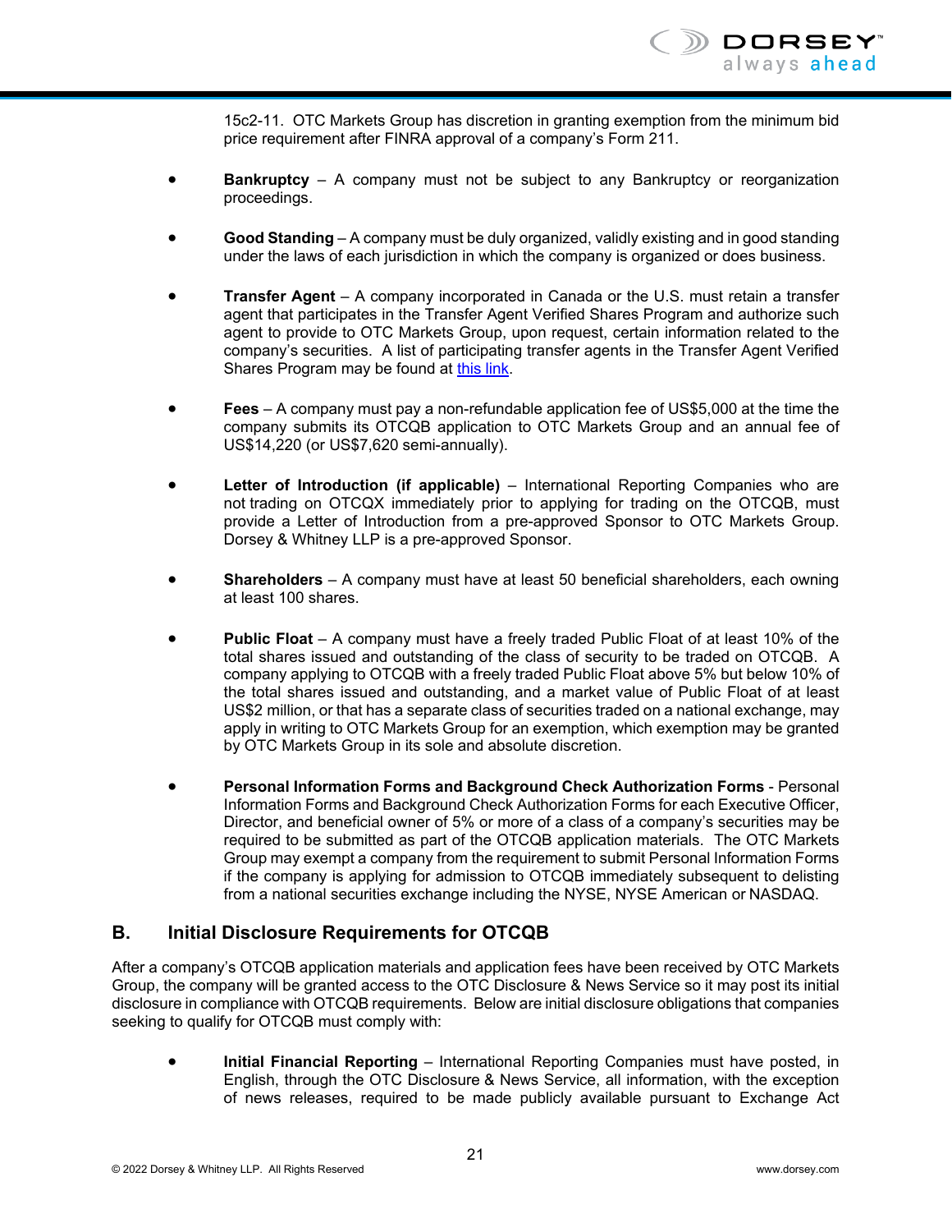15c2-11. OTC Markets Group has discretion in granting exemption from the minimum bid price requirement after FINRA approval of a company's Form 211.

- **Bankruptcy** – A company must not be subject to any Bankruptcy or reorganization proceedings.

- **Good Standing** – A company must be duly organized, validly existing and in good standing under the laws of each jurisdiction in which the company is organized or does business.

- **Transfer Agent** – A company incorporated in Canada or the U.S. must retain a transfer agent that participates in the Transfer Agent Verified Shares Program and authorize such agent to provide to OTC Markets Group, upon request, certain information related to the company's securities. A list of participating transfer agents in the Transfer Agent Verified Shares Program may be found at this link.

- **Fees** – A company must pay a non-refundable application fee of US$5,000 at the time the company submits its OTCQB application to OTC Markets Group and an annual fee of US$14,220 (or US$7,620 semi-annually).

- **Letter of Introduction (if applicable)** – International Reporting Companies who are not trading on OTCQX immediately prior to applying for trading on the OTCQB, must provide a Letter of Introduction from a pre-approved Sponsor to OTC Markets Group. Dorsey & Whitney LLP is a pre-approved Sponsor.

- **Shareholders** – A company must have at least 50 beneficial shareholders, each owning at least 100 shares.

- **Public Float** – A company must have a freely traded Public Float of at least 10% of the total shares issued and outstanding of the class of security to be traded on OTCQB. A company applying to OTCQB with a freely traded Public Float above 5% but below 10% of the total shares issued and outstanding, and a market value of Public Float of at least US$2 million, or that has a separate class of securities traded on a national exchange, may apply in writing to OTC Markets Group for an exemption, which exemption may be granted by OTC Markets Group in its sole and absolute discretion.

- **Personal Information Forms and Background Check Authorization Forms** - Personal Information Forms and Background Check Authorization Forms for each Executive Officer, Director, and beneficial owner of 5% or more of a class of a company's securities may be required to be submitted as part of the OTCQB application materials. The OTC Markets Group may exempt a company from the requirement to submit Personal Information Forms if the company is applying for admission to OTCQB immediately subsequent to delisting from a national securities exchange including the NYSE, NYSE American or NASDAQ.

## B. Initial Disclosure Requirements for OTCQB

After a company's OTCQB application materials and application fees have been received by OTC Markets Group, the company will be granted access to the OTC Disclosure & News Service so it may post its initial disclosure in compliance with OTCQB requirements. Below are initial disclosure obligations that companies seeking to qualify for OTCQB must comply with:

- **Initial Financial Reporting** – International Reporting Companies must have posted, in English, through the OTC Disclosure & News Service, all information, with the exception of news releases, required to be made publicly available pursuant to Exchange Act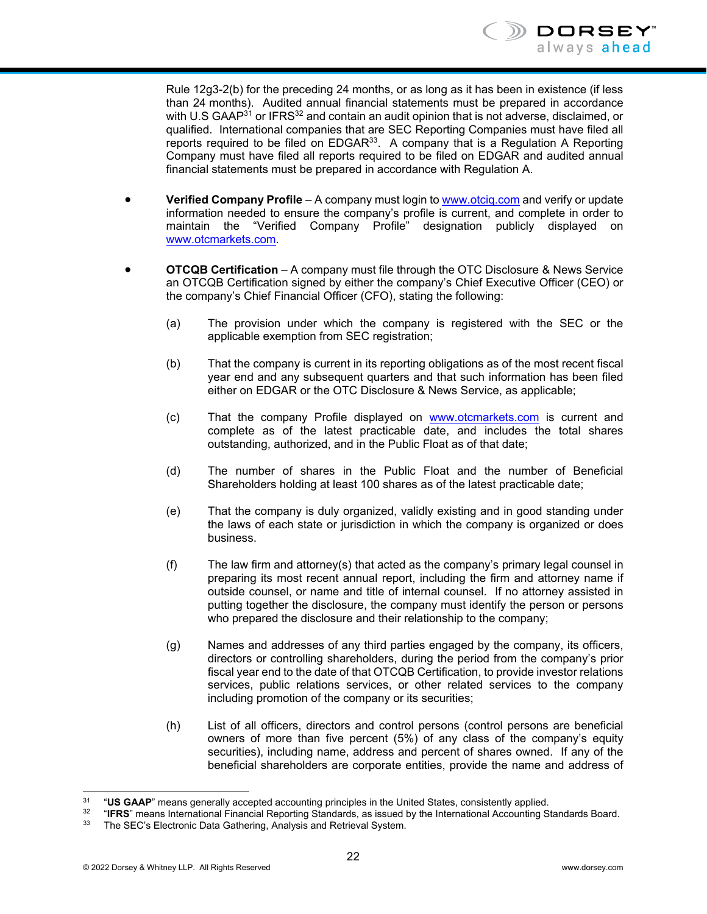Rule 12g3-2(b) for the preceding 24 months, or as long as it has been in existence (if less than 24 months). Audited annual financial statements must be prepared in accordance with U.S GAAP[31] or IFRS[32] and contain an audit opinion that is not adverse, disclaimed, or qualified. International companies that are SEC Reporting Companies must have filed all reports required to be filed on EDGAR[33]. A company that is a Regulation A Reporting Company must have filed all reports required to be filed on EDGAR and audited annual financial statements must be prepared in accordance with Regulation A.

- **Verified Company Profile** – A company must login to www.otciq.com and verify or update information needed to ensure the company's profile is current, and complete in order to maintain the "Verified Company Profile" designation publicly displayed on www.otcmarkets.com.

- **OTCQB Certification** – A company must file through the OTC Disclosure & News Service an OTCQB Certification signed by either the company's Chief Executive Officer (CEO) or the company's Chief Financial Officer (CFO), stating the following:

  (a) The provision under which the company is registered with the SEC or the applicable exemption from SEC registration;

  (b) That the company is current in its reporting obligations as of the most recent fiscal year end and any subsequent quarters and that such information has been filed either on EDGAR or the OTC Disclosure & News Service, as applicable;

  (c) That the company Profile displayed on www.otcmarkets.com is current and complete as of the latest practicable date, and includes the total shares outstanding, authorized, and in the Public Float as of that date;

  (d) The number of shares in the Public Float and the number of Beneficial Shareholders holding at least 100 shares as of the latest practicable date;

  (e) That the company is duly organized, validly existing and in good standing under the laws of each state or jurisdiction in which the company is organized or does business.

  (f) The law firm and attorney(s) that acted as the company's primary legal counsel in preparing its most recent annual report, including the firm and attorney name if outside counsel, or name and title of internal counsel. If no attorney assisted in putting together the disclosure, the company must identify the person or persons who prepared the disclosure and their relationship to the company;

  (g) Names and addresses of any third parties engaged by the company, its officers, directors or controlling shareholders, during the period from the company's prior fiscal year end to the date of that OTCQB Certification, to provide investor relations services, public relations services, or other related services to the company including promotion of the company or its securities;

  (h) List of all officers, directors and control persons (control persons are beneficial owners of more than five percent (5%) of any class of the company's equity securities), including name, address and percent of shares owned. If any of the beneficial shareholders are corporate entities, provide the name and address of

---

[31] "**US GAAP**" means generally accepted accounting principles in the United States, consistently applied.

[32] "**IFRS**" means International Financial Reporting Standards, as issued by the International Accounting Standards Board.

[33] The SEC's Electronic Data Gathering, Analysis and Retrieval System.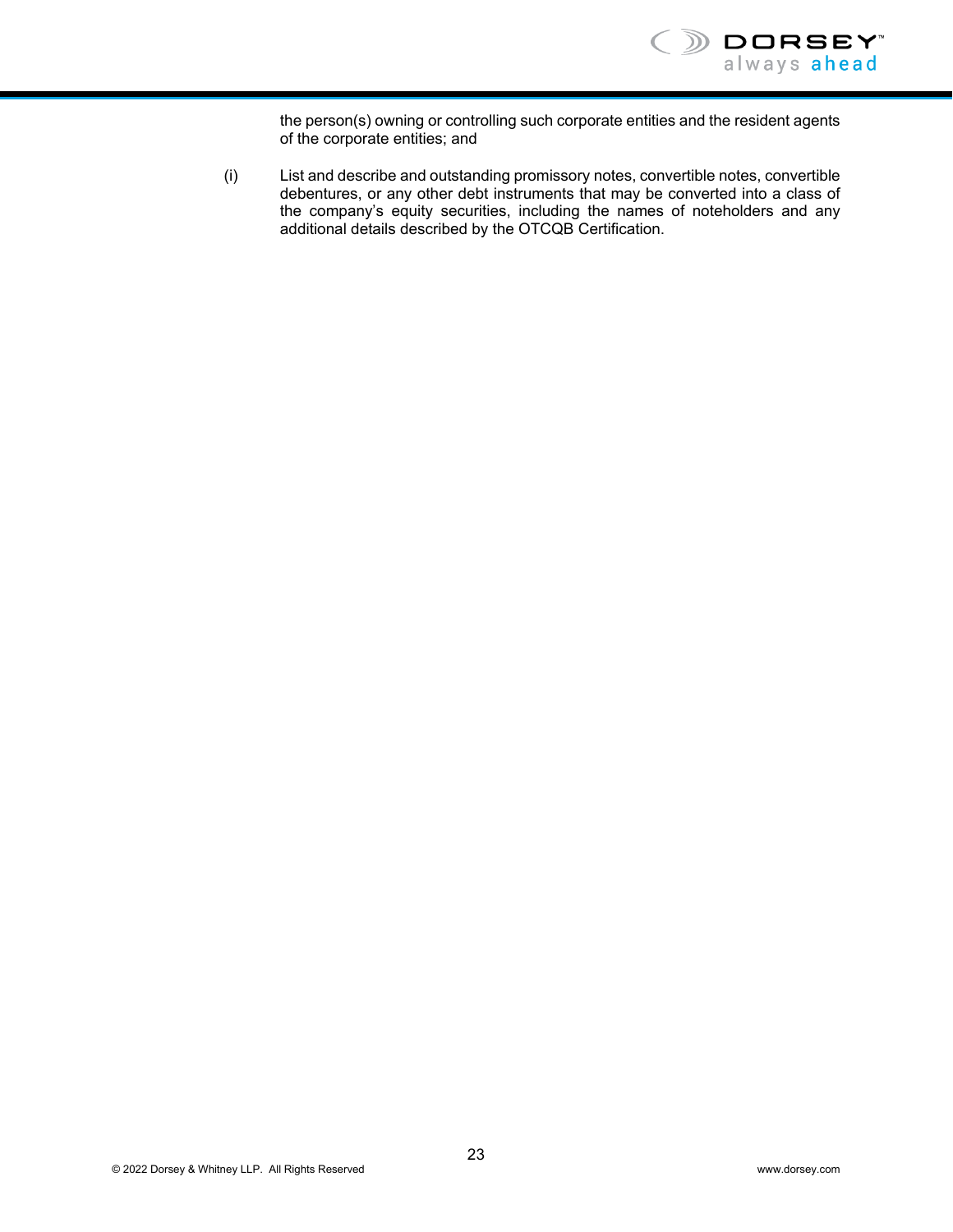the person(s) owning or controlling such corporate entities and the resident agents of the corporate entities; and

(i) List and describe and outstanding promissory notes, convertible notes, convertible debentures, or any other debt instruments that may be converted into a class of the company's equity securities, including the names of noteholders and any additional details described by the OTCQB Certification.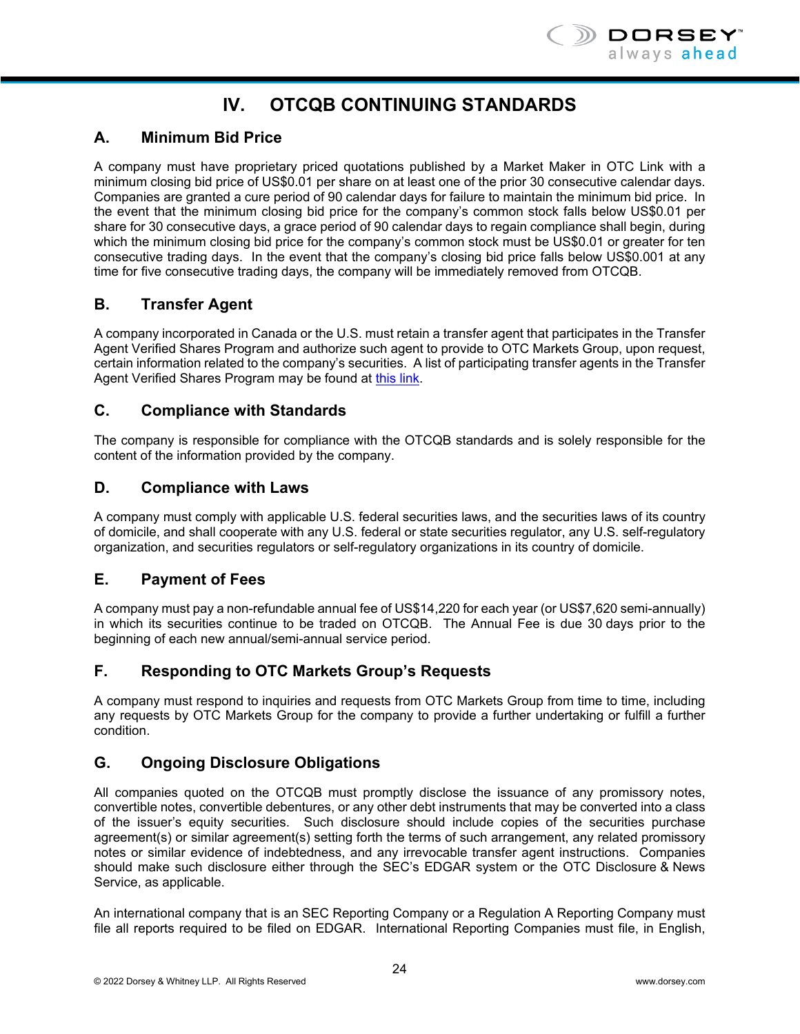# IV. OTCQB CONTINUING STANDARDS

## A. Minimum Bid Price

A company must have proprietary priced quotations published by a Market Maker in OTC Link with a minimum closing bid price of US$0.01 per share on at least one of the prior 30 consecutive calendar days. Companies are granted a cure period of 90 calendar days for failure to maintain the minimum bid price. In the event that the minimum closing bid price for the company's common stock falls below US$0.01 per share for 30 consecutive days, a grace period of 90 calendar days to regain compliance shall begin, during which the minimum closing bid price for the company's common stock must be US$0.01 or greater for ten consecutive trading days. In the event that the company's closing bid price falls below US$0.001 at any time for five consecutive trading days, the company will be immediately removed from OTCQB.

## B. Transfer Agent

A company incorporated in Canada or the U.S. must retain a transfer agent that participates in the Transfer Agent Verified Shares Program and authorize such agent to provide to OTC Markets Group, upon request, certain information related to the company's securities. A list of participating transfer agents in the Transfer Agent Verified Shares Program may be found at this link.

## C. Compliance with Standards

The company is responsible for compliance with the OTCQB standards and is solely responsible for the content of the information provided by the company.

## D. Compliance with Laws

A company must comply with applicable U.S. federal securities laws, and the securities laws of its country of domicile, and shall cooperate with any U.S. federal or state securities regulator, any U.S. self-regulatory organization, and securities regulators or self-regulatory organizations in its country of domicile.

## E. Payment of Fees

A company must pay a non-refundable annual fee of US$14,220 for each year (or US$7,620 semi-annually) in which its securities continue to be traded on OTCQB. The Annual Fee is due 30 days prior to the beginning of each new annual/semi-annual service period.

## F. Responding to OTC Markets Group's Requests

A company must respond to inquiries and requests from OTC Markets Group from time to time, including any requests by OTC Markets Group for the company to provide a further undertaking or fulfill a further condition.

## G. Ongoing Disclosure Obligations

All companies quoted on the OTCQB must promptly disclose the issuance of any promissory notes, convertible notes, convertible debentures, or any other debt instruments that may be converted into a class of the issuer's equity securities. Such disclosure should include copies of the securities purchase agreement(s) or similar agreement(s) setting forth the terms of such arrangement, any related promissory notes or similar evidence of indebtedness, and any irrevocable transfer agent instructions. Companies should make such disclosure either through the SEC's EDGAR system or the OTC Disclosure & News Service, as applicable.

An international company that is an SEC Reporting Company or a Regulation A Reporting Company must file all reports required to be filed on EDGAR. International Reporting Companies must file, in English,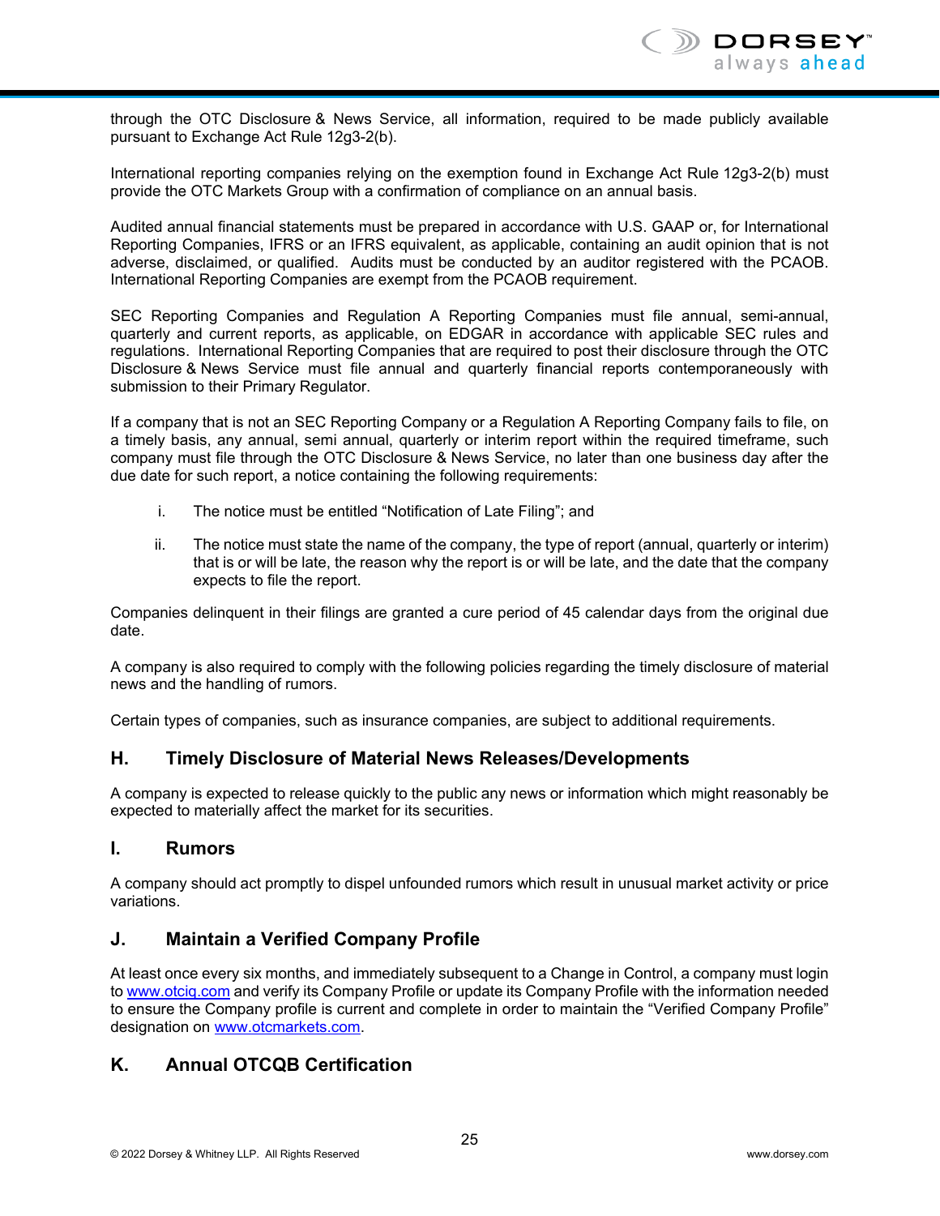through the OTC Disclosure & News Service, all information, required to be made publicly available pursuant to Exchange Act Rule 12g3-2(b).

International reporting companies relying on the exemption found in Exchange Act Rule 12g3-2(b) must provide the OTC Markets Group with a confirmation of compliance on an annual basis.

Audited annual financial statements must be prepared in accordance with U.S. GAAP or, for International Reporting Companies, IFRS or an IFRS equivalent, as applicable, containing an audit opinion that is not adverse, disclaimed, or qualified. Audits must be conducted by an auditor registered with the PCAOB. International Reporting Companies are exempt from the PCAOB requirement.

SEC Reporting Companies and Regulation A Reporting Companies must file annual, semi-annual, quarterly and current reports, as applicable, on EDGAR in accordance with applicable SEC rules and regulations. International Reporting Companies that are required to post their disclosure through the OTC Disclosure & News Service must file annual and quarterly financial reports contemporaneously with submission to their Primary Regulator.

If a company that is not an SEC Reporting Company or a Regulation A Reporting Company fails to file, on a timely basis, any annual, semi annual, quarterly or interim report within the required timeframe, such company must file through the OTC Disclosure & News Service, no later than one business day after the due date for such report, a notice containing the following requirements:

i. The notice must be entitled "Notification of Late Filing"; and

ii. The notice must state the name of the company, the type of report (annual, quarterly or interim) that is or will be late, the reason why the report is or will be late, and the date that the company expects to file the report.

Companies delinquent in their filings are granted a cure period of 45 calendar days from the original due date.

A company is also required to comply with the following policies regarding the timely disclosure of material news and the handling of rumors.

Certain types of companies, such as insurance companies, are subject to additional requirements.

## H. Timely Disclosure of Material News Releases/Developments

A company is expected to release quickly to the public any news or information which might reasonably be expected to materially affect the market for its securities.

## I. Rumors

A company should act promptly to dispel unfounded rumors which result in unusual market activity or price variations.

## J. Maintain a Verified Company Profile

At least once every six months, and immediately subsequent to a Change in Control, a company must login to www.otciq.com and verify its Company Profile or update its Company Profile with the information needed to ensure the Company profile is current and complete in order to maintain the "Verified Company Profile" designation on www.otcmarkets.com.

## K. Annual OTCQB Certification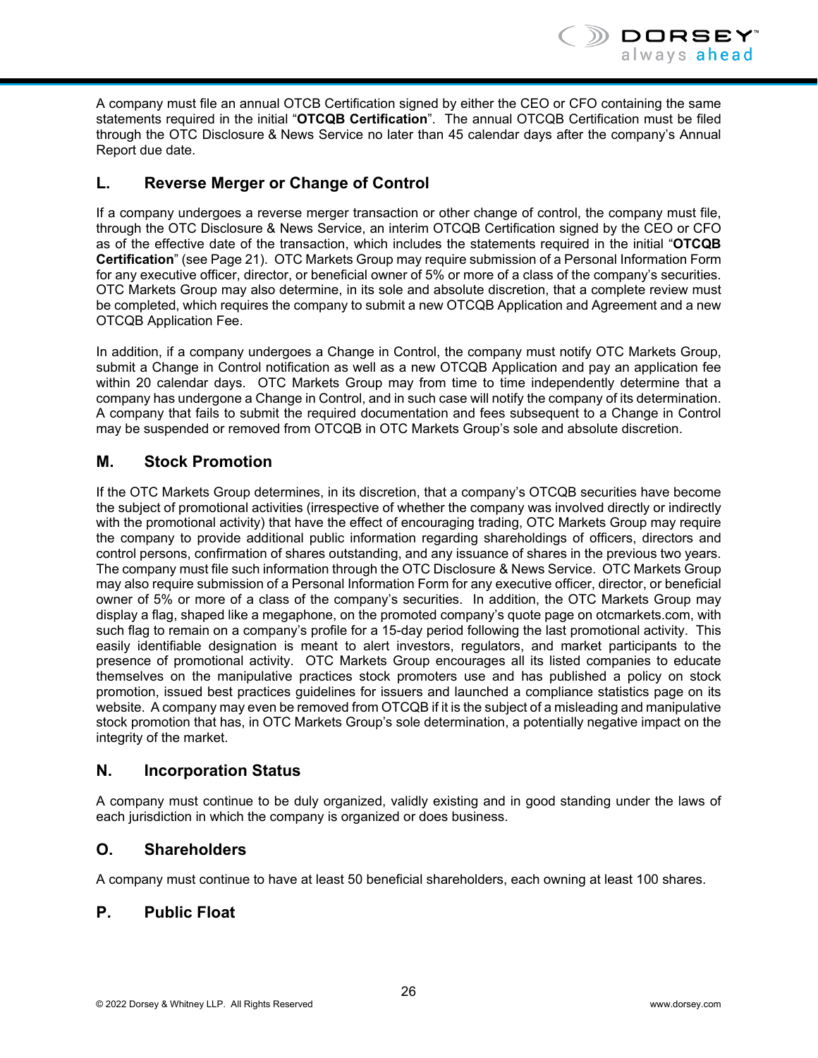A company must file an annual OTCB Certification signed by either the CEO or CFO containing the same statements required in the initial "**OTCQB Certification**". The annual OTCQB Certification must be filed through the OTC Disclosure & News Service no later than 45 calendar days after the company's Annual Report due date.

## L. Reverse Merger or Change of Control

If a company undergoes a reverse merger transaction or other change of control, the company must file, through the OTC Disclosure & News Service, an interim OTCQB Certification signed by the CEO or CFO as of the effective date of the transaction, which includes the statements required in the initial "**OTCQB Certification**" (see Page 21). OTC Markets Group may require submission of a Personal Information Form for any executive officer, director, or beneficial owner of 5% or more of a class of the company's securities. OTC Markets Group may also determine, in its sole and absolute discretion, that a complete review must be completed, which requires the company to submit a new OTCQB Application and Agreement and a new OTCQB Application Fee.

In addition, if a company undergoes a Change in Control, the company must notify OTC Markets Group, submit a Change in Control notification as well as a new OTCQB Application and pay an application fee within 20 calendar days. OTC Markets Group may from time to time independently determine that a company has undergone a Change in Control, and in such case will notify the company of its determination. A company that fails to submit the required documentation and fees subsequent to a Change in Control may be suspended or removed from OTCQB in OTC Markets Group's sole and absolute discretion.

## M. Stock Promotion

If the OTC Markets Group determines, in its discretion, that a company's OTCQB securities have become the subject of promotional activities (irrespective of whether the company was involved directly or indirectly with the promotional activity) that have the effect of encouraging trading, OTC Markets Group may require the company to provide additional public information regarding shareholdings of officers, directors and control persons, confirmation of shares outstanding, and any issuance of shares in the previous two years. The company must file such information through the OTC Disclosure & News Service. OTC Markets Group may also require submission of a Personal Information Form for any executive officer, director, or beneficial owner of 5% or more of a class of the company's securities. In addition, the OTC Markets Group may display a flag, shaped like a megaphone, on the promoted company's quote page on otcmarkets.com, with such flag to remain on a company's profile for a 15-day period following the last promotional activity. This easily identifiable designation is meant to alert investors, regulators, and market participants to the presence of promotional activity. OTC Markets Group encourages all its listed companies to educate themselves on the manipulative practices stock promoters use and has published a policy on stock promotion, issued best practices guidelines for issuers and launched a compliance statistics page on its website. A company may even be removed from OTCQB if it is the subject of a misleading and manipulative stock promotion that has, in OTC Markets Group's sole determination, a potentially negative impact on the integrity of the market.

## N. Incorporation Status

A company must continue to be duly organized, validly existing and in good standing under the laws of each jurisdiction in which the company is organized or does business.

## O. Shareholders

A company must continue to have at least 50 beneficial shareholders, each owning at least 100 shares.

## P. Public Float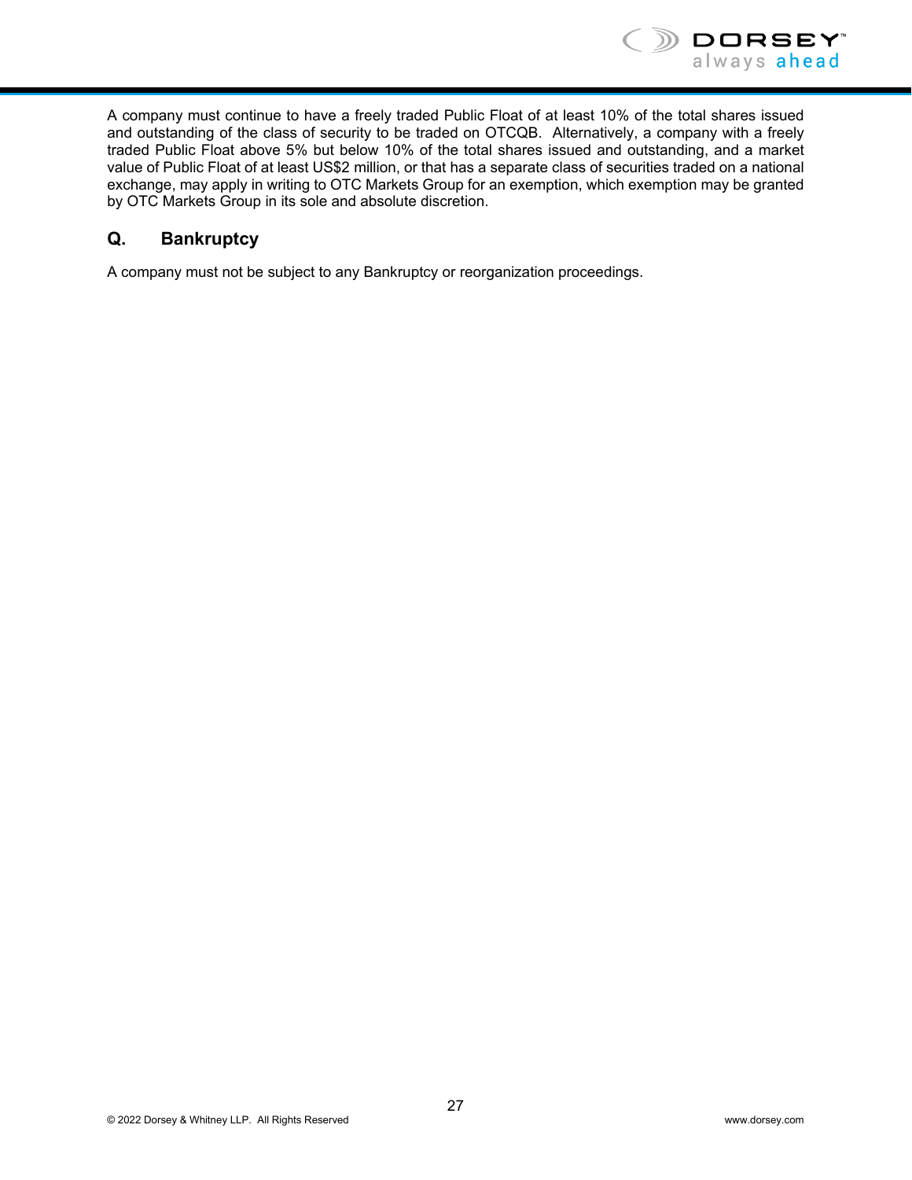A company must continue to have a freely traded Public Float of at least 10% of the total shares issued and outstanding of the class of security to be traded on OTCQB. Alternatively, a company with a freely traded Public Float above 5% but below 10% of the total shares issued and outstanding, and a market value of Public Float of at least US$2 million, or that has a separate class of securities traded on a national exchange, may apply in writing to OTC Markets Group for an exemption, which exemption may be granted by OTC Markets Group in its sole and absolute discretion.

## Q. Bankruptcy

A company must not be subject to any Bankruptcy or reorganization proceedings.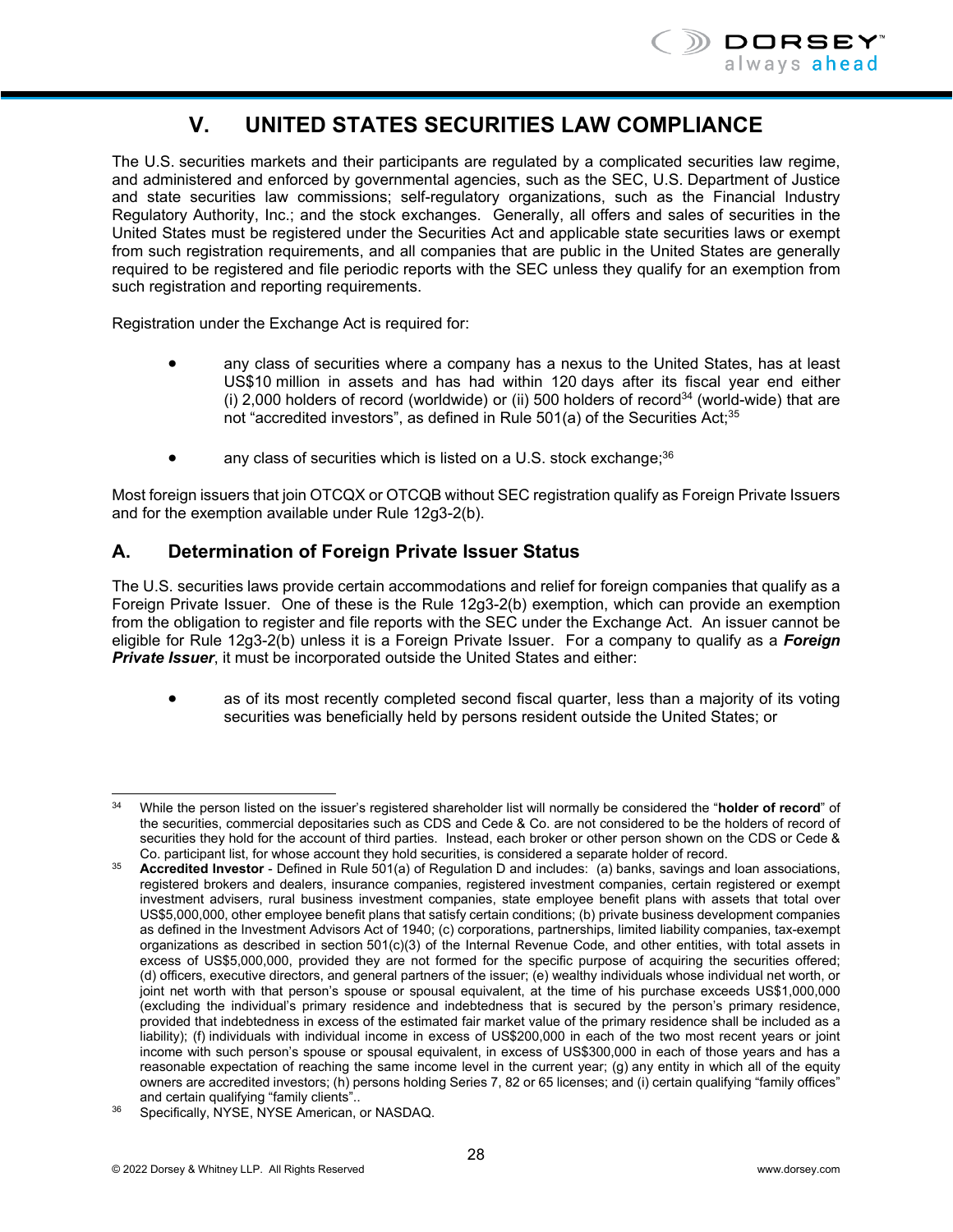# V. UNITED STATES SECURITIES LAW COMPLIANCE

The U.S. securities markets and their participants are regulated by a complicated securities law regime, and administered and enforced by governmental agencies, such as the SEC, U.S. Department of Justice and state securities law commissions; self-regulatory organizations, such as the Financial Industry Regulatory Authority, Inc.; and the stock exchanges. Generally, all offers and sales of securities in the United States must be registered under the Securities Act and applicable state securities laws or exempt from such registration requirements, and all companies that are public in the United States are generally required to be registered and file periodic reports with the SEC unless they qualify for an exemption from such registration and reporting requirements.

Registration under the Exchange Act is required for:

- any class of securities where a company has a nexus to the United States, has at least US$10 million in assets and has had within 120 days after its fiscal year end either (i) 2,000 holders of record (worldwide) or (ii) 500 holders of record[34] (world-wide) that are not "accredited investors", as defined in Rule 501(a) of the Securities Act;[35]
- any class of securities which is listed on a U.S. stock exchange;[36]

Most foreign issuers that join OTCQX or OTCQB without SEC registration qualify as Foreign Private Issuers and for the exemption available under Rule 12g3-2(b).

## A. Determination of Foreign Private Issuer Status

The U.S. securities laws provide certain accommodations and relief for foreign companies that qualify as a Foreign Private Issuer. One of these is the Rule 12g3-2(b) exemption, which can provide an exemption from the obligation to register and file reports with the SEC under the Exchange Act. An issuer cannot be eligible for Rule 12g3-2(b) unless it is a Foreign Private Issuer. For a company to qualify as a ***Foreign Private Issuer***, it must be incorporated outside the United States and either:

- as of its most recently completed second fiscal quarter, less than a majority of its voting securities was beneficially held by persons resident outside the United States; or

---

[34] While the person listed on the issuer's registered shareholder list will normally be considered the "**holder of record**" of the securities, commercial depositaries such as CDS and Cede & Co. are not considered to be the holders of record of securities they hold for the account of third parties. Instead, each broker or other person shown on the CDS or Cede & Co. participant list, for whose account they hold securities, is considered a separate holder of record.

[35] **Accredited Investor** - Defined in Rule 501(a) of Regulation D and includes: (a) banks, savings and loan associations, registered brokers and dealers, insurance companies, registered investment companies, certain registered or exempt investment advisers, rural business investment companies, state employee benefit plans with assets that total over US$5,000,000, other employee benefit plans that satisfy certain conditions; (b) private business development companies as defined in the Investment Advisors Act of 1940; (c) corporations, partnerships, limited liability companies, tax-exempt organizations as described in section 501(c)(3) of the Internal Revenue Code, and other entities, with total assets in excess of US$5,000,000, provided they are not formed for the specific purpose of acquiring the securities offered; (d) officers, executive directors, and general partners of the issuer; (e) wealthy individuals whose individual net worth, or joint net worth with that person's spouse or spousal equivalent, at the time of his purchase exceeds US$1,000,000 (excluding the individual's primary residence and indebtedness that is secured by the person's primary residence, provided that indebtedness in excess of the estimated fair market value of the primary residence shall be included as a liability); (f) individuals with individual income in excess of US$200,000 in each of the two most recent years or joint income with such person's spouse or spousal equivalent, in excess of US$300,000 in each of those years and has a reasonable expectation of reaching the same income level in the current year; (g) any entity in which all of the equity owners are accredited investors; (h) persons holding Series 7, 82 or 65 licenses; and (i) certain qualifying "family offices" and certain qualifying "family clients"..

[36] Specifically, NYSE, NYSE American, or NASDAQ.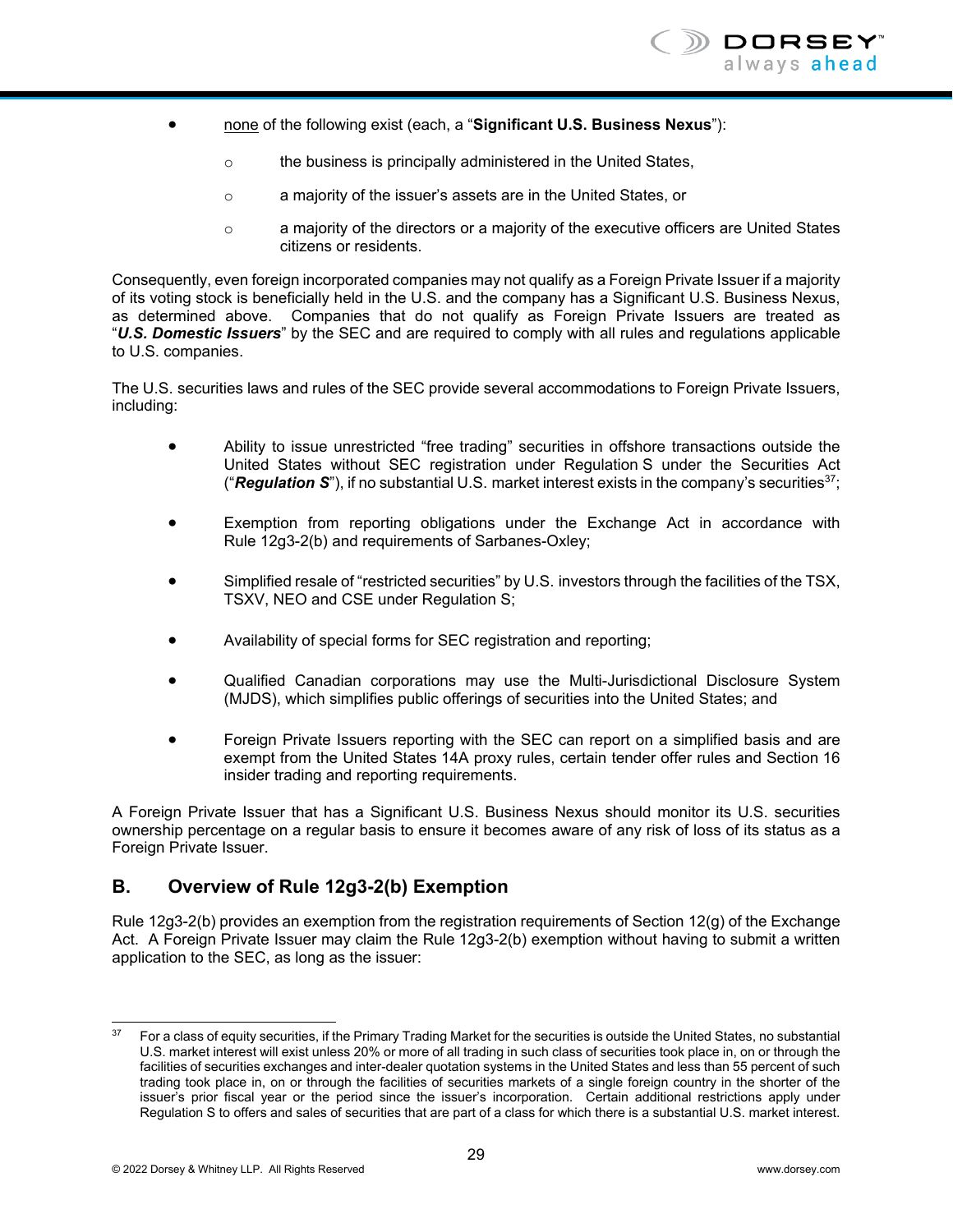- none of the following exist (each, a "**Significant U.S. Business Nexus**"):
  - the business is principally administered in the United States,
  - a majority of the issuer's assets are in the United States, or
  - a majority of the directors or a majority of the executive officers are United States citizens or residents.

Consequently, even foreign incorporated companies may not qualify as a Foreign Private Issuer if a majority of its voting stock is beneficially held in the U.S. and the company has a Significant U.S. Business Nexus, as determined above. Companies that do not qualify as Foreign Private Issuers are treated as "***U.S. Domestic Issuers***" by the SEC and are required to comply with all rules and regulations applicable to U.S. companies.

The U.S. securities laws and rules of the SEC provide several accommodations to Foreign Private Issuers, including:

- Ability to issue unrestricted "free trading" securities in offshore transactions outside the United States without SEC registration under Regulation S under the Securities Act ("***Regulation S***"), if no substantial U.S. market interest exists in the company's securities[37];
- Exemption from reporting obligations under the Exchange Act in accordance with Rule 12g3-2(b) and requirements of Sarbanes-Oxley;
- Simplified resale of "restricted securities" by U.S. investors through the facilities of the TSX, TSXV, NEO and CSE under Regulation S;
- Availability of special forms for SEC registration and reporting;
- Qualified Canadian corporations may use the Multi-Jurisdictional Disclosure System (MJDS), which simplifies public offerings of securities into the United States; and
- Foreign Private Issuers reporting with the SEC can report on a simplified basis and are exempt from the United States 14A proxy rules, certain tender offer rules and Section 16 insider trading and reporting requirements.

A Foreign Private Issuer that has a Significant U.S. Business Nexus should monitor its U.S. securities ownership percentage on a regular basis to ensure it becomes aware of any risk of loss of its status as a Foreign Private Issuer.

## B. Overview of Rule 12g3-2(b) Exemption

Rule 12g3-2(b) provides an exemption from the registration requirements of Section 12(g) of the Exchange Act. A Foreign Private Issuer may claim the Rule 12g3-2(b) exemption without having to submit a written application to the SEC, as long as the issuer:

---

[37] For a class of equity securities, if the Primary Trading Market for the securities is outside the United States, no substantial U.S. market interest will exist unless 20% or more of all trading in such class of securities took place in, on or through the facilities of securities exchanges and inter-dealer quotation systems in the United States and less than 55 percent of such trading took place in, on or through the facilities of securities markets of a single foreign country in the shorter of the issuer's prior fiscal year or the period since the issuer's incorporation. Certain additional restrictions apply under Regulation S to offers and sales of securities that are part of a class for which there is a substantial U.S. market interest.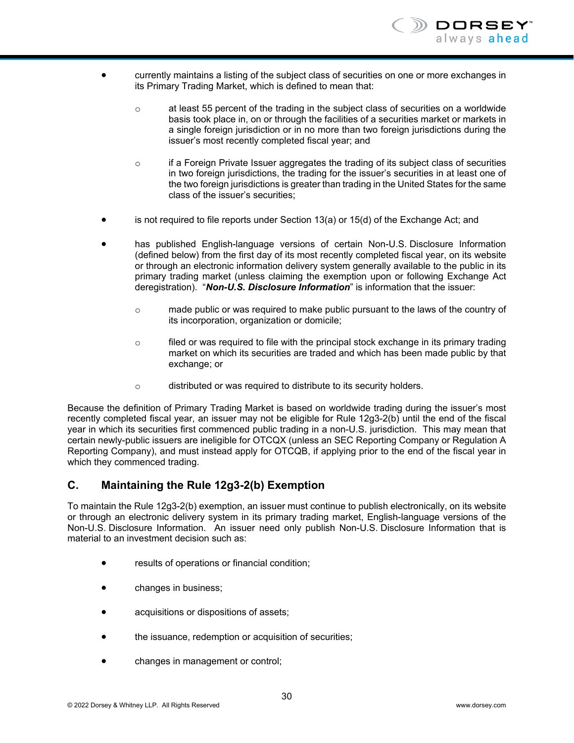- currently maintains a listing of the subject class of securities on one or more exchanges in its Primary Trading Market, which is defined to mean that:
    - at least 55 percent of the trading in the subject class of securities on a worldwide basis took place in, on or through the facilities of a securities market or markets in a single foreign jurisdiction or in no more than two foreign jurisdictions during the issuer's most recently completed fiscal year; and
    - if a Foreign Private Issuer aggregates the trading of its subject class of securities in two foreign jurisdictions, the trading for the issuer's securities in at least one of the two foreign jurisdictions is greater than trading in the United States for the same class of the issuer's securities;
- is not required to file reports under Section 13(a) or 15(d) of the Exchange Act; and
- has published English-language versions of certain Non-U.S. Disclosure Information (defined below) from the first day of its most recently completed fiscal year, on its website or through an electronic information delivery system generally available to the public in its primary trading market (unless claiming the exemption upon or following Exchange Act deregistration). "***Non-U.S. Disclosure Information***" is information that the issuer:
    - made public or was required to make public pursuant to the laws of the country of its incorporation, organization or domicile;
    - filed or was required to file with the principal stock exchange in its primary trading market on which its securities are traded and which has been made public by that exchange; or
    - distributed or was required to distribute to its security holders.

Because the definition of Primary Trading Market is based on worldwide trading during the issuer's most recently completed fiscal year, an issuer may not be eligible for Rule 12g3-2(b) until the end of the fiscal year in which its securities first commenced public trading in a non-U.S. jurisdiction. This may mean that certain newly-public issuers are ineligible for OTCQX (unless an SEC Reporting Company or Regulation A Reporting Company), and must instead apply for OTCQB, if applying prior to the end of the fiscal year in which they commenced trading.

## C. Maintaining the Rule 12g3-2(b) Exemption

To maintain the Rule 12g3-2(b) exemption, an issuer must continue to publish electronically, on its website or through an electronic delivery system in its primary trading market, English-language versions of the Non-U.S. Disclosure Information. An issuer need only publish Non-U.S. Disclosure Information that is material to an investment decision such as:

- results of operations or financial condition;
- changes in business;
- acquisitions or dispositions of assets;
- the issuance, redemption or acquisition of securities;
- changes in management or control;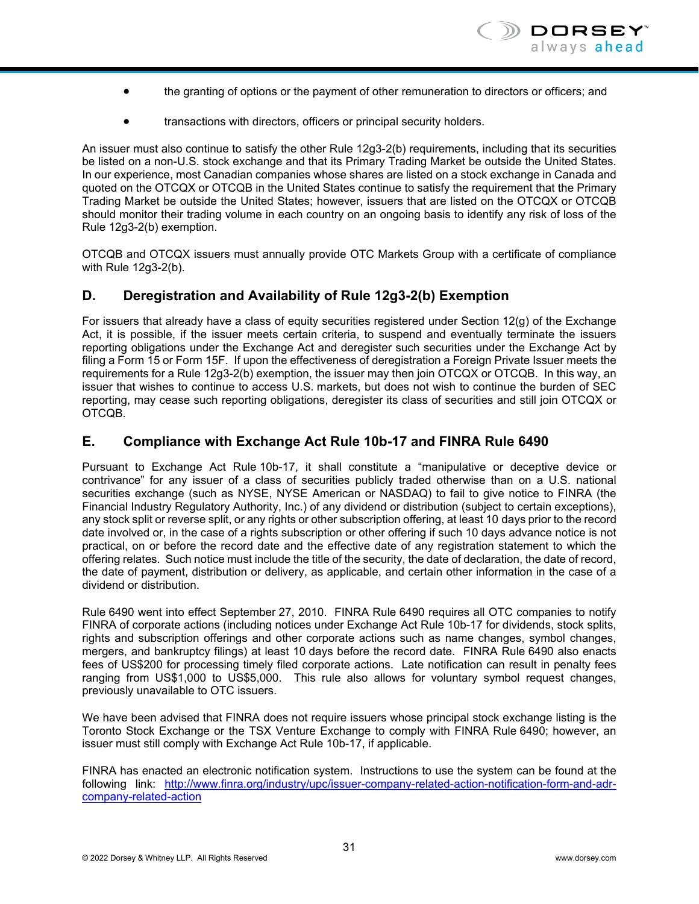- the granting of options or the payment of other remuneration to directors or officers; and
- transactions with directors, officers or principal security holders.

An issuer must also continue to satisfy the other Rule 12g3-2(b) requirements, including that its securities be listed on a non-U.S. stock exchange and that its Primary Trading Market be outside the United States. In our experience, most Canadian companies whose shares are listed on a stock exchange in Canada and quoted on the OTCQX or OTCQB in the United States continue to satisfy the requirement that the Primary Trading Market be outside the United States; however, issuers that are listed on the OTCQX or OTCQB should monitor their trading volume in each country on an ongoing basis to identify any risk of loss of the Rule 12g3-2(b) exemption.

OTCQB and OTCQX issuers must annually provide OTC Markets Group with a certificate of compliance with Rule 12g3-2(b).

## D. Deregistration and Availability of Rule 12g3-2(b) Exemption

For issuers that already have a class of equity securities registered under Section 12(g) of the Exchange Act, it is possible, if the issuer meets certain criteria, to suspend and eventually terminate the issuers reporting obligations under the Exchange Act and deregister such securities under the Exchange Act by filing a Form 15 or Form 15F. If upon the effectiveness of deregistration a Foreign Private Issuer meets the requirements for a Rule 12g3-2(b) exemption, the issuer may then join OTCQX or OTCQB. In this way, an issuer that wishes to continue to access U.S. markets, but does not wish to continue the burden of SEC reporting, may cease such reporting obligations, deregister its class of securities and still join OTCQX or OTCQB.

## E. Compliance with Exchange Act Rule 10b-17 and FINRA Rule 6490

Pursuant to Exchange Act Rule 10b-17, it shall constitute a "manipulative or deceptive device or contrivance" for any issuer of a class of securities publicly traded otherwise than on a U.S. national securities exchange (such as NYSE, NYSE American or NASDAQ) to fail to give notice to FINRA (the Financial Industry Regulatory Authority, Inc.) of any dividend or distribution (subject to certain exceptions), any stock split or reverse split, or any rights or other subscription offering, at least 10 days prior to the record date involved or, in the case of a rights subscription or other offering if such 10 days advance notice is not practical, on or before the record date and the effective date of any registration statement to which the offering relates. Such notice must include the title of the security, the date of declaration, the date of record, the date of payment, distribution or delivery, as applicable, and certain other information in the case of a dividend or distribution.

Rule 6490 went into effect September 27, 2010. FINRA Rule 6490 requires all OTC companies to notify FINRA of corporate actions (including notices under Exchange Act Rule 10b-17 for dividends, stock splits, rights and subscription offerings and other corporate actions such as name changes, symbol changes, mergers, and bankruptcy filings) at least 10 days before the record date. FINRA Rule 6490 also enacts fees of US$200 for processing timely filed corporate actions. Late notification can result in penalty fees ranging from US$1,000 to US$5,000. This rule also allows for voluntary symbol request changes, previously unavailable to OTC issuers.

We have been advised that FINRA does not require issuers whose principal stock exchange listing is the Toronto Stock Exchange or the TSX Venture Exchange to comply with FINRA Rule 6490; however, an issuer must still comply with Exchange Act Rule 10b-17, if applicable.

FINRA has enacted an electronic notification system. Instructions to use the system can be found at the following link: [http://www.finra.org/industry/upc/issuer-company-related-action-notification-form-and-adr-company-related-action](http://www.finra.org/industry/upc/issuer-company-related-action-notification-form-and-adr-company-related-action)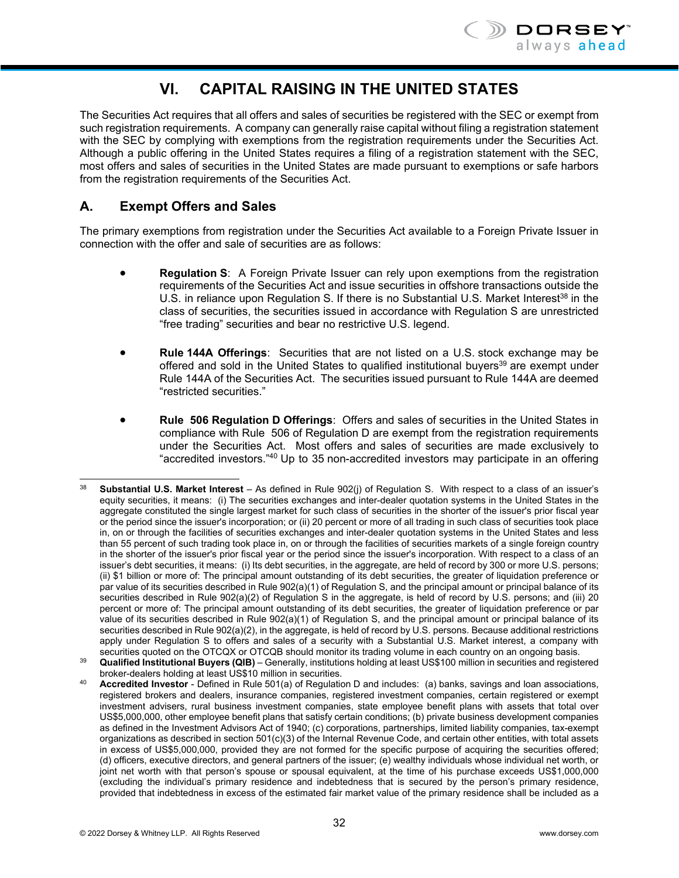# VI. CAPITAL RAISING IN THE UNITED STATES

The Securities Act requires that all offers and sales of securities be registered with the SEC or exempt from such registration requirements. A company can generally raise capital without filing a registration statement with the SEC by complying with exemptions from the registration requirements under the Securities Act. Although a public offering in the United States requires a filing of a registration statement with the SEC, most offers and sales of securities in the United States are made pursuant to exemptions or safe harbors from the registration requirements of the Securities Act.

## A. Exempt Offers and Sales

The primary exemptions from registration under the Securities Act available to a Foreign Private Issuer in connection with the offer and sale of securities are as follows:

- **Regulation S**: A Foreign Private Issuer can rely upon exemptions from the registration requirements of the Securities Act and issue securities in offshore transactions outside the U.S. in reliance upon Regulation S. If there is no Substantial U.S. Market Interest[38] in the class of securities, the securities issued in accordance with Regulation S are unrestricted "free trading" securities and bear no restrictive U.S. legend.

- **Rule 144A Offerings**: Securities that are not listed on a U.S. stock exchange may be offered and sold in the United States to qualified institutional buyers[39] are exempt under Rule 144A of the Securities Act. The securities issued pursuant to Rule 144A are deemed "restricted securities."

- **Rule 506 Regulation D Offerings**: Offers and sales of securities in the United States in compliance with Rule 506 of Regulation D are exempt from the registration requirements under the Securities Act. Most offers and sales of securities are made exclusively to "accredited investors."[40] Up to 35 non-accredited investors may participate in an offering

---

[38] **Substantial U.S. Market Interest** – As defined in Rule 902(j) of Regulation S. With respect to a class of an issuer's equity securities, it means: (i) The securities exchanges and inter-dealer quotation systems in the United States in the aggregate constituted the single largest market for such class of securities in the shorter of the issuer's prior fiscal year or the period since the issuer's incorporation; or (ii) 20 percent or more of all trading in such class of securities took place in, on or through the facilities of securities exchanges and inter-dealer quotation systems in the United States and less than 55 percent of such trading took place in, on or through the facilities of securities markets of a single foreign country in the shorter of the issuer's prior fiscal year or the period since the issuer's incorporation. With respect to a class of an issuer's debt securities, it means: (i) Its debt securities, in the aggregate, are held of record by 300 or more U.S. persons; (ii) $1 billion or more of: The principal amount outstanding of its debt securities, the greater of liquidation preference or par value of its securities described in Rule 902(a)(1) of Regulation S, and the principal amount or principal balance of its securities described in Rule 902(a)(2) of Regulation S in the aggregate, is held of record by U.S. persons; and (iii) 20 percent or more of: The principal amount outstanding of its debt securities, the greater of liquidation preference or par value of its securities described in Rule 902(a)(1) of Regulation S, and the principal amount or principal balance of its securities described in Rule 902(a)(2), in the aggregate, is held of record by U.S. persons. Because additional restrictions apply under Regulation S to offers and sales of a security with a Substantial U.S. Market interest, a company with securities quoted on the OTCQX or OTCQB should monitor its trading volume in each country on an ongoing basis.

[39] **Qualified Institutional Buyers (QIB)** – Generally, institutions holding at least US$100 million in securities and registered broker-dealers holding at least US$10 million in securities.

[40] **Accredited Investor** - Defined in Rule 501(a) of Regulation D and includes: (a) banks, savings and loan associations, registered brokers and dealers, insurance companies, registered investment companies, certain registered or exempt investment advisers, rural business investment companies, state employee benefit plans with assets that total over US$5,000,000, other employee benefit plans that satisfy certain conditions; (b) private business development companies as defined in the Investment Advisors Act of 1940; (c) corporations, partnerships, limited liability companies, tax-exempt organizations as described in section 501(c)(3) of the Internal Revenue Code, and certain other entities, with total assets in excess of US$5,000,000, provided they are not formed for the specific purpose of acquiring the securities offered; (d) officers, executive directors, and general partners of the issuer; (e) wealthy individuals whose individual net worth, or joint net worth with that person's spouse or spousal equivalent, at the time of his purchase exceeds US$1,000,000 (excluding the individual's primary residence and indebtedness that is secured by the person's primary residence, provided that indebtedness in excess of the estimated fair market value of the primary residence shall be included as a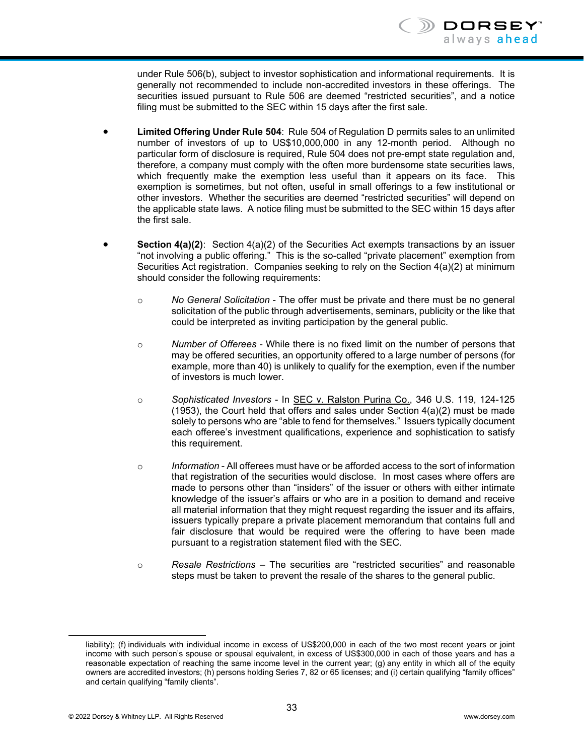under Rule 506(b), subject to investor sophistication and informational requirements. It is generally not recommended to include non-accredited investors in these offerings. The securities issued pursuant to Rule 506 are deemed "restricted securities", and a notice filing must be submitted to the SEC within 15 days after the first sale.

- **Limited Offering Under Rule 504**: Rule 504 of Regulation D permits sales to an unlimited number of investors of up to US$10,000,000 in any 12-month period. Although no particular form of disclosure is required, Rule 504 does not pre-empt state regulation and, therefore, a company must comply with the often more burdensome state securities laws, which frequently make the exemption less useful than it appears on its face. This exemption is sometimes, but not often, useful in small offerings to a few institutional or other investors. Whether the securities are deemed "restricted securities" will depend on the applicable state laws. A notice filing must be submitted to the SEC within 15 days after the first sale.

- **Section 4(a)(2)**: Section 4(a)(2) of the Securities Act exempts transactions by an issuer "not involving a public offering." This is the so-called "private placement" exemption from Securities Act registration. Companies seeking to rely on the Section 4(a)(2) at minimum should consider the following requirements:

  - *No General Solicitation* - The offer must be private and there must be no general solicitation of the public through advertisements, seminars, publicity or the like that could be interpreted as inviting participation by the general public.

  - *Number of Offerees* - While there is no fixed limit on the number of persons that may be offered securities, an opportunity offered to a large number of persons (for example, more than 40) is unlikely to qualify for the exemption, even if the number of investors is much lower.

  - *Sophisticated Investors* - In SEC v. Ralston Purina Co., 346 U.S. 119, 124-125 (1953), the Court held that offers and sales under Section 4(a)(2) must be made solely to persons who are "able to fend for themselves." Issuers typically document each offeree's investment qualifications, experience and sophistication to satisfy this requirement.

  - *Information* - All offerees must have or be afforded access to the sort of information that registration of the securities would disclose. In most cases where offers are made to persons other than "insiders" of the issuer or others with either intimate knowledge of the issuer's affairs or who are in a position to demand and receive all material information that they might request regarding the issuer and its affairs, issuers typically prepare a private placement memorandum that contains full and fair disclosure that would be required were the offering to have been made pursuant to a registration statement filed with the SEC.

  - *Resale Restrictions* – The securities are "restricted securities" and reasonable steps must be taken to prevent the resale of the shares to the general public.

---

liability); (f) individuals with individual income in excess of US$200,000 in each of the two most recent years or joint income with such person's spouse or spousal equivalent, in excess of US$300,000 in each of those years and has a reasonable expectation of reaching the same income level in the current year; (g) any entity in which all of the equity owners are accredited investors; (h) persons holding Series 7, 82 or 65 licenses; and (i) certain qualifying "family offices" and certain qualifying "family clients".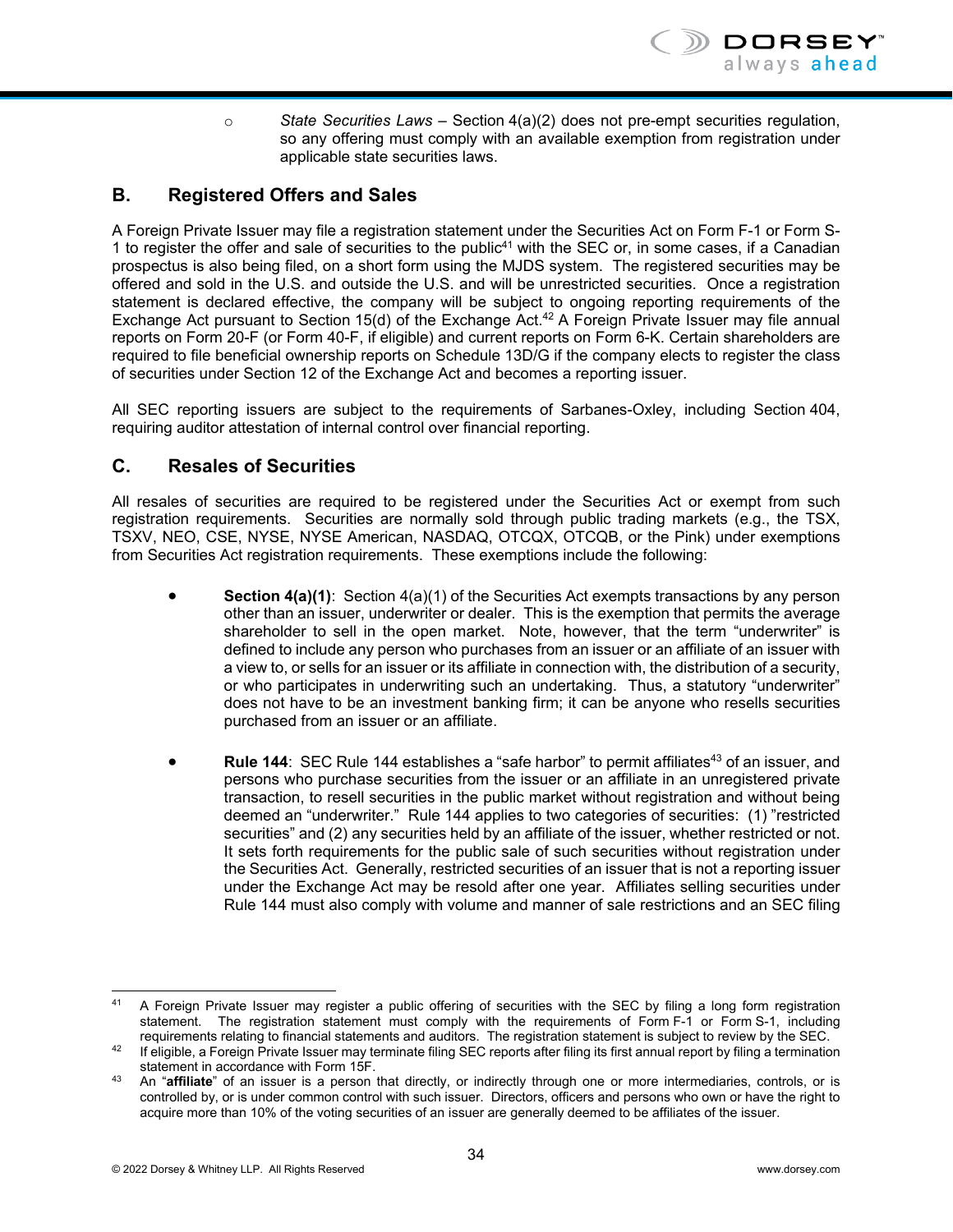- *State Securities Laws* – Section 4(a)(2) does not pre-empt securities regulation, so any offering must comply with an available exemption from registration under applicable state securities laws.

## B. Registered Offers and Sales

A Foreign Private Issuer may file a registration statement under the Securities Act on Form F-1 or Form S-1 to register the offer and sale of securities to the public[41] with the SEC or, in some cases, if a Canadian prospectus is also being filed, on a short form using the MJDS system. The registered securities may be offered and sold in the U.S. and outside the U.S. and will be unrestricted securities. Once a registration statement is declared effective, the company will be subject to ongoing reporting requirements of the Exchange Act pursuant to Section 15(d) of the Exchange Act.[42] A Foreign Private Issuer may file annual reports on Form 20-F (or Form 40-F, if eligible) and current reports on Form 6-K. Certain shareholders are required to file beneficial ownership reports on Schedule 13D/G if the company elects to register the class of securities under Section 12 of the Exchange Act and becomes a reporting issuer.

All SEC reporting issuers are subject to the requirements of Sarbanes-Oxley, including Section 404, requiring auditor attestation of internal control over financial reporting.

## C. Resales of Securities

All resales of securities are required to be registered under the Securities Act or exempt from such registration requirements. Securities are normally sold through public trading markets (e.g., the TSX, TSXV, NEO, CSE, NYSE, NYSE American, NASDAQ, OTCQX, OTCQB, or the Pink) under exemptions from Securities Act registration requirements. These exemptions include the following:

- **Section 4(a)(1)**: Section 4(a)(1) of the Securities Act exempts transactions by any person other than an issuer, underwriter or dealer. This is the exemption that permits the average shareholder to sell in the open market. Note, however, that the term "underwriter" is defined to include any person who purchases from an issuer or an affiliate of an issuer with a view to, or sells for an issuer or its affiliate in connection with, the distribution of a security, or who participates in underwriting such an undertaking. Thus, a statutory "underwriter" does not have to be an investment banking firm; it can be anyone who resells securities purchased from an issuer or an affiliate.

- **Rule 144**: SEC Rule 144 establishes a "safe harbor" to permit affiliates[43] of an issuer, and persons who purchase securities from the issuer or an affiliate in an unregistered private transaction, to resell securities in the public market without registration and without being deemed an "underwriter." Rule 144 applies to two categories of securities: (1) "restricted securities" and (2) any securities held by an affiliate of the issuer, whether restricted or not. It sets forth requirements for the public sale of such securities without registration under the Securities Act. Generally, restricted securities of an issuer that is not a reporting issuer under the Exchange Act may be resold after one year. Affiliates selling securities under Rule 144 must also comply with volume and manner of sale restrictions and an SEC filing

---

[41] A Foreign Private Issuer may register a public offering of securities with the SEC by filing a long form registration statement. The registration statement must comply with the requirements of Form F-1 or Form S-1, including requirements relating to financial statements and auditors. The registration statement is subject to review by the SEC.

[42] If eligible, a Foreign Private Issuer may terminate filing SEC reports after filing its first annual report by filing a termination statement in accordance with Form 15F.

[43] An "**affiliate**" of an issuer is a person that directly, or indirectly through one or more intermediaries, controls, or is controlled by, or is under common control with such issuer. Directors, officers and persons who own or have the right to acquire more than 10% of the voting securities of an issuer are generally deemed to be affiliates of the issuer.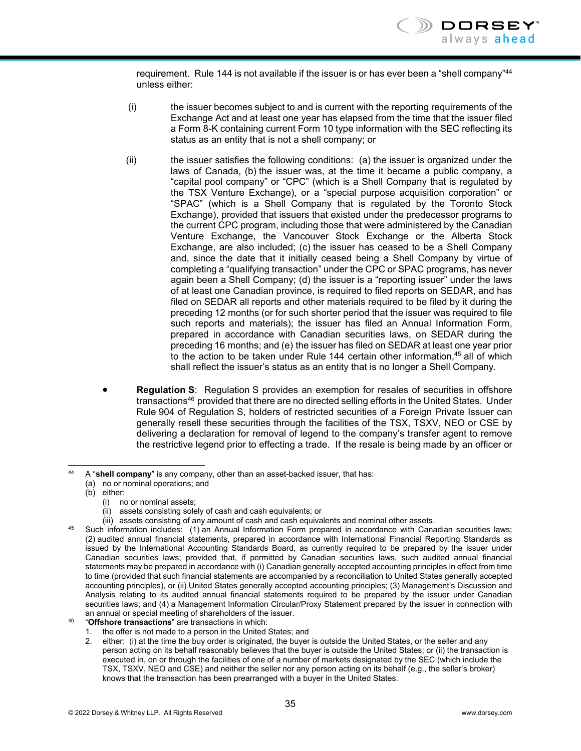requirement. Rule 144 is not available if the issuer is or has ever been a "shell company"[44] unless either:

(i) the issuer becomes subject to and is current with the reporting requirements of the Exchange Act and at least one year has elapsed from the time that the issuer filed a Form 8-K containing current Form 10 type information with the SEC reflecting its status as an entity that is not a shell company; or

(ii) the issuer satisfies the following conditions: (a) the issuer is organized under the laws of Canada, (b) the issuer was, at the time it became a public company, a "capital pool company" or "CPC" (which is a Shell Company that is regulated by the TSX Venture Exchange), or a "special purpose acquisition corporation" or "SPAC" (which is a Shell Company that is regulated by the Toronto Stock Exchange), provided that issuers that existed under the predecessor programs to the current CPC program, including those that were administered by the Canadian Venture Exchange, the Vancouver Stock Exchange or the Alberta Stock Exchange, are also included; (c) the issuer has ceased to be a Shell Company and, since the date that it initially ceased being a Shell Company by virtue of completing a "qualifying transaction" under the CPC or SPAC programs, has never again been a Shell Company; (d) the issuer is a "reporting issuer" under the laws of at least one Canadian province, is required to filed reports on SEDAR, and has filed on SEDAR all reports and other materials required to be filed by it during the preceding 12 months (or for such shorter period that the issuer was required to file such reports and materials); the issuer has filed an Annual Information Form, prepared in accordance with Canadian securities laws, on SEDAR during the preceding 16 months; and (e) the issuer has filed on SEDAR at least one year prior to the action to be taken under Rule 144 certain other information,[45] all of which shall reflect the issuer's status as an entity that is no longer a Shell Company.

- **Regulation S**: Regulation S provides an exemption for resales of securities in offshore transactions[46] provided that there are no directed selling efforts in the United States. Under Rule 904 of Regulation S, holders of restricted securities of a Foreign Private Issuer can generally resell these securities through the facilities of the TSX, TSXV, NEO or CSE by delivering a declaration for removal of legend to the company's transfer agent to remove the restrictive legend prior to effecting a trade. If the resale is being made by an officer or

---

[44] A "**shell company**" is any company, other than an asset-backed issuer, that has:
(a) no or nominal operations; and
(b) either:
  (i) no or nominal assets;
  (ii) assets consisting solely of cash and cash equivalents; or
  (iii) assets consisting of any amount of cash and cash equivalents and nominal other assets.

[45] Such information includes: (1) an Annual Information Form prepared in accordance with Canadian securities laws; (2) audited annual financial statements, prepared in accordance with International Financial Reporting Standards as issued by the International Accounting Standards Board, as currently required to be prepared by the issuer under Canadian securities laws; provided that, if permitted by Canadian securities laws, such audited annual financial statements may be prepared in accordance with (i) Canadian generally accepted accounting principles in effect from time to time (provided that such financial statements are accompanied by a reconciliation to United States generally accepted accounting principles), or (ii) United States generally accepted accounting principles; (3) Management's Discussion and Analysis relating to its audited annual financial statements required to be prepared by the issuer under Canadian securities laws; and (4) a Management Information Circular/Proxy Statement prepared by the issuer in connection with an annual or special meeting of shareholders of the issuer.

[46] "**Offshore transactions**" are transactions in which:
1. the offer is not made to a person in the United States; and
2. either: (i) at the time the buy order is originated, the buyer is outside the United States, or the seller and any person acting on its behalf reasonably believes that the buyer is outside the United States; or (ii) the transaction is executed in, on or through the facilities of one of a number of markets designated by the SEC (which include the TSX, TSXV, NEO and CSE) and neither the seller nor any person acting on its behalf (e.g., the seller's broker) knows that the transaction has been prearranged with a buyer in the United States.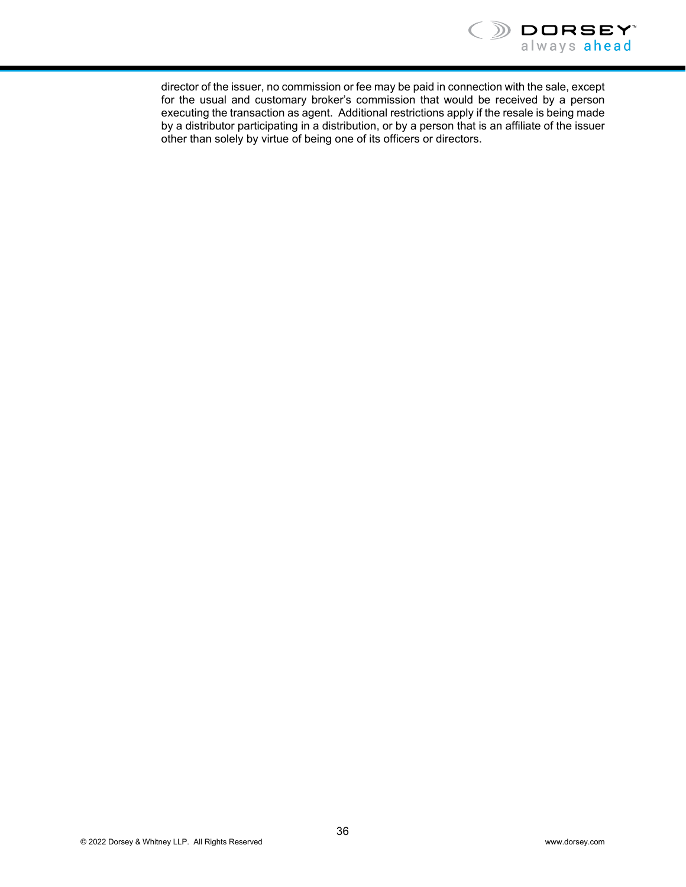director of the issuer, no commission or fee may be paid in connection with the sale, except for the usual and customary broker's commission that would be received by a person executing the transaction as agent.  Additional restrictions apply if the resale is being made by a distributor participating in a distribution, or by a person that is an affiliate of the issuer other than solely by virtue of being one of its officers or directors.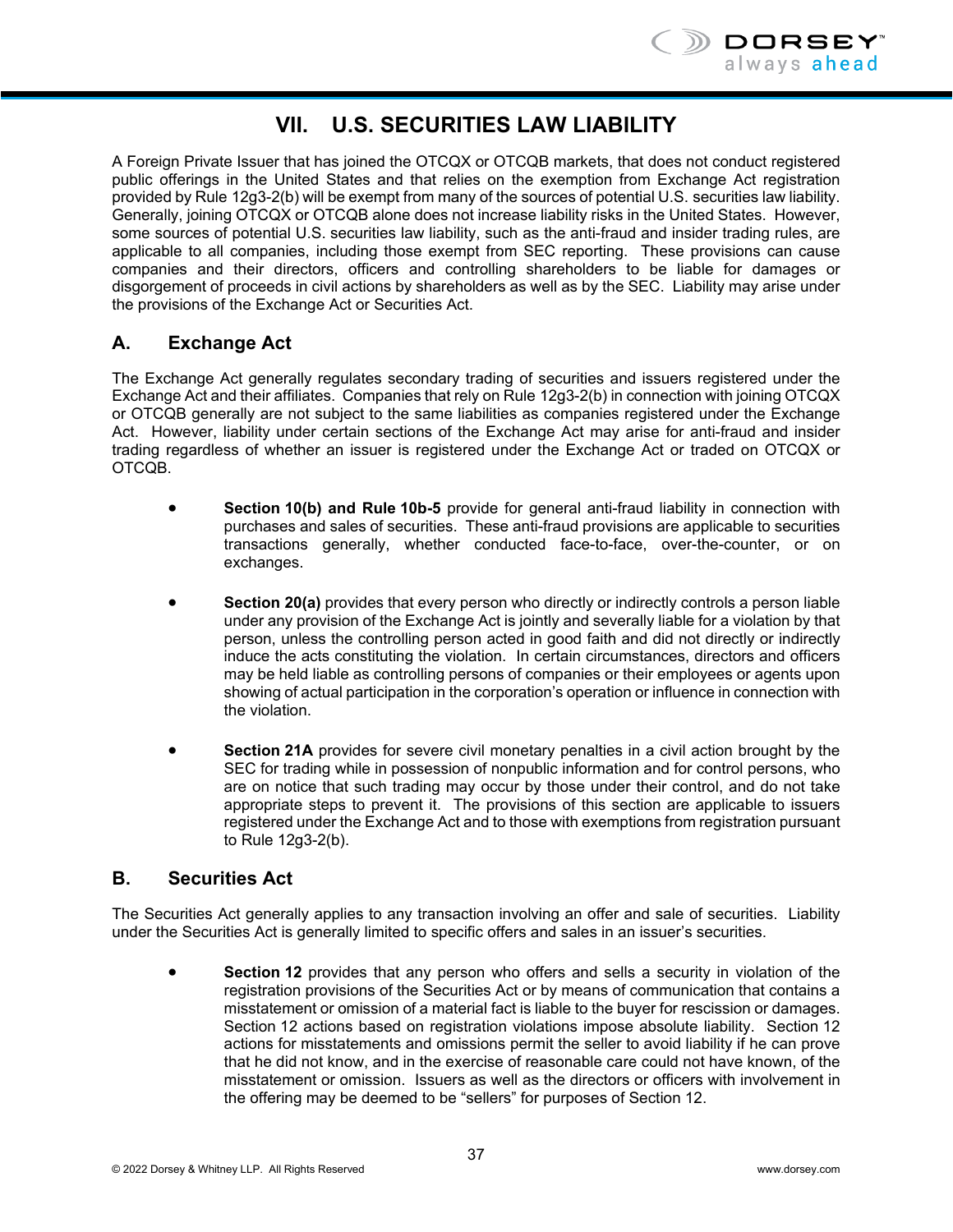# VII. U.S. SECURITIES LAW LIABILITY

A Foreign Private Issuer that has joined the OTCQX or OTCQB markets, that does not conduct registered public offerings in the United States and that relies on the exemption from Exchange Act registration provided by Rule 12g3-2(b) will be exempt from many of the sources of potential U.S. securities law liability. Generally, joining OTCQX or OTCQB alone does not increase liability risks in the United States. However, some sources of potential U.S. securities law liability, such as the anti-fraud and insider trading rules, are applicable to all companies, including those exempt from SEC reporting. These provisions can cause companies and their directors, officers and controlling shareholders to be liable for damages or disgorgement of proceeds in civil actions by shareholders as well as by the SEC. Liability may arise under the provisions of the Exchange Act or Securities Act.

## A. Exchange Act

The Exchange Act generally regulates secondary trading of securities and issuers registered under the Exchange Act and their affiliates. Companies that rely on Rule 12g3-2(b) in connection with joining OTCQX or OTCQB generally are not subject to the same liabilities as companies registered under the Exchange Act. However, liability under certain sections of the Exchange Act may arise for anti-fraud and insider trading regardless of whether an issuer is registered under the Exchange Act or traded on OTCQX or OTCQB.

- **Section 10(b) and Rule 10b-5** provide for general anti-fraud liability in connection with purchases and sales of securities. These anti-fraud provisions are applicable to securities transactions generally, whether conducted face-to-face, over-the-counter, or on exchanges.

- **Section 20(a)** provides that every person who directly or indirectly controls a person liable under any provision of the Exchange Act is jointly and severally liable for a violation by that person, unless the controlling person acted in good faith and did not directly or indirectly induce the acts constituting the violation. In certain circumstances, directors and officers may be held liable as controlling persons of companies or their employees or agents upon showing of actual participation in the corporation's operation or influence in connection with the violation.

- **Section 21A** provides for severe civil monetary penalties in a civil action brought by the SEC for trading while in possession of nonpublic information and for control persons, who are on notice that such trading may occur by those under their control, and do not take appropriate steps to prevent it. The provisions of this section are applicable to issuers registered under the Exchange Act and to those with exemptions from registration pursuant to Rule 12g3-2(b).

## B. Securities Act

The Securities Act generally applies to any transaction involving an offer and sale of securities. Liability under the Securities Act is generally limited to specific offers and sales in an issuer's securities.

- **Section 12** provides that any person who offers and sells a security in violation of the registration provisions of the Securities Act or by means of communication that contains a misstatement or omission of a material fact is liable to the buyer for rescission or damages. Section 12 actions based on registration violations impose absolute liability. Section 12 actions for misstatements and omissions permit the seller to avoid liability if he can prove that he did not know, and in the exercise of reasonable care could not have known, of the misstatement or omission. Issuers as well as the directors or officers with involvement in the offering may be deemed to be "sellers" for purposes of Section 12.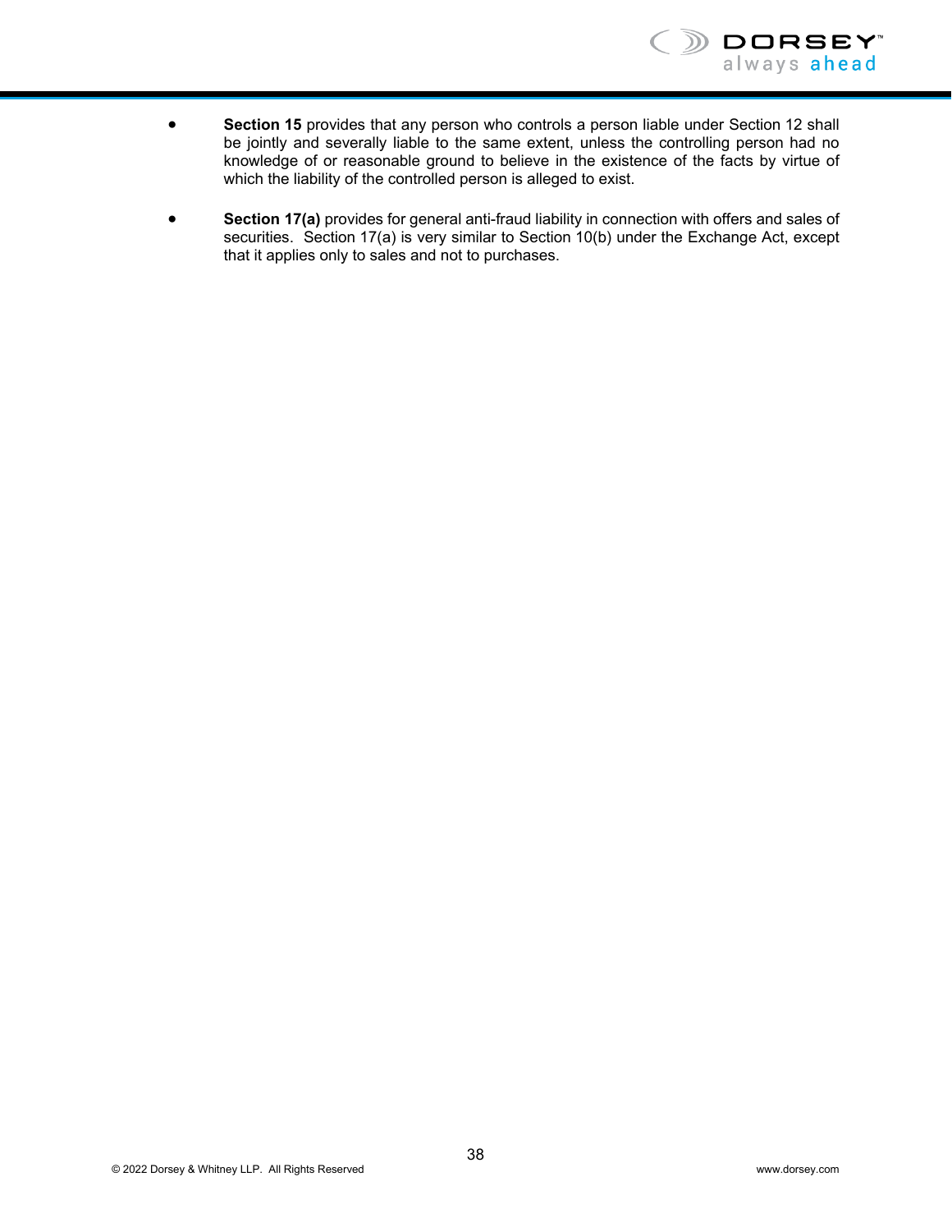- **Section 15** provides that any person who controls a person liable under Section 12 shall be jointly and severally liable to the same extent, unless the controlling person had no knowledge of or reasonable ground to believe in the existence of the facts by virtue of which the liability of the controlled person is alleged to exist.

- **Section 17(a)** provides for general anti-fraud liability in connection with offers and sales of securities. Section 17(a) is very similar to Section 10(b) under the Exchange Act, except that it applies only to sales and not to purchases.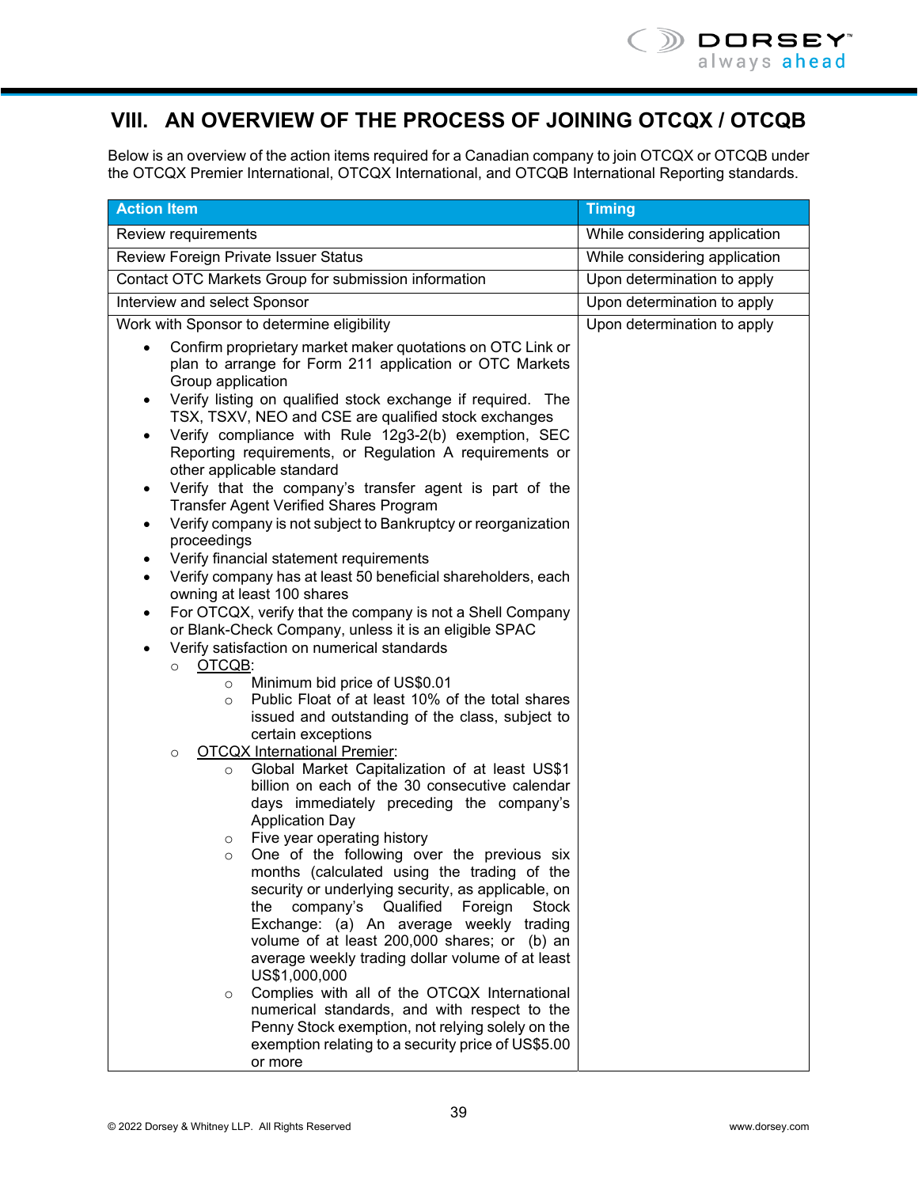## VIII. AN OVERVIEW OF THE PROCESS OF JOINING OTCQX / OTCQB

Below is an overview of the action items required for a Canadian company to join OTCQX or OTCQB under the OTCQX Premier International, OTCQX International, and OTCQB International Reporting standards.

| Action Item | Timing |
| --- | --- |
| Review requirements | While considering application |
| Review Foreign Private Issuer Status | While considering application |
| Contact OTC Markets Group for submission information | Upon determination to apply |
| Interview and select Sponsor | Upon determination to apply |
| Work with Sponsor to determine eligibility<br>• Confirm proprietary market maker quotations on OTC Link or plan to arrange for Form 211 application or OTC Markets Group application<br>• Verify listing on qualified stock exchange if required. The TSX, TSXV, NEO and CSE are qualified stock exchanges<br>• Verify compliance with Rule 12g3-2(b) exemption, SEC Reporting requirements, or Regulation A requirements or other applicable standard<br>• Verify that the company's transfer agent is part of the Transfer Agent Verified Shares Program<br>• Verify company is not subject to Bankruptcy or reorganization proceedings<br>• Verify financial statement requirements<br>• Verify company has at least 50 beneficial shareholders, each owning at least 100 shares<br>• For OTCQX, verify that the company is not a Shell Company or Blank-Check Company, unless it is an eligible SPAC<br>• Verify satisfaction on numerical standards<br>&nbsp;&nbsp;○ OTCQB:<br>&nbsp;&nbsp;&nbsp;&nbsp;○ Minimum bid price of US$0.01<br>&nbsp;&nbsp;&nbsp;&nbsp;○ Public Float of at least 10% of the total shares issued and outstanding of the class, subject to certain exceptions<br>&nbsp;&nbsp;○ OTCQX International Premier:<br>&nbsp;&nbsp;&nbsp;&nbsp;○ Global Market Capitalization of at least US$1 billion on each of the 30 consecutive calendar days immediately preceding the company's Application Day<br>&nbsp;&nbsp;&nbsp;&nbsp;○ Five year operating history<br>&nbsp;&nbsp;&nbsp;&nbsp;○ One of the following over the previous six months (calculated using the trading of the security or underlying security, as applicable, on the company's Qualified Foreign Stock Exchange: (a) An average weekly trading volume of at least 200,000 shares; or (b) an average weekly trading dollar volume of at least US$1,000,000<br>&nbsp;&nbsp;&nbsp;&nbsp;○ Complies with all of the OTCQX International numerical standards, and with respect to the Penny Stock exemption, not relying solely on the exemption relating to a security price of US$5.00 or more | Upon determination to apply |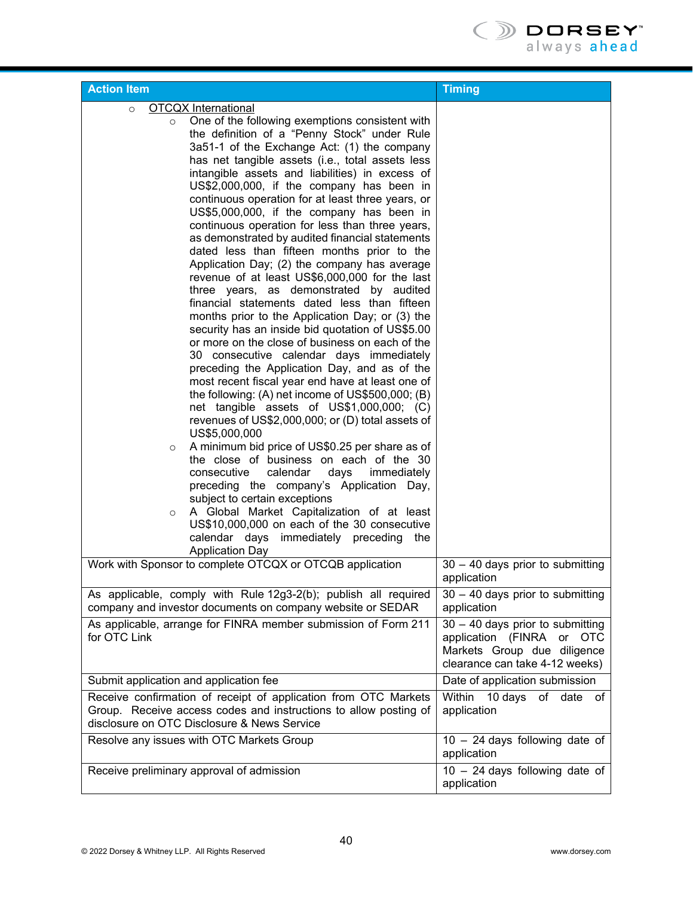| Action Item | Timing |
| --- | --- |
| ○ OTCQX International<br>○ One of the following exemptions consistent with the definition of a "Penny Stock" under Rule 3a51-1 of the Exchange Act: (1) the company has net tangible assets (i.e., total assets less intangible assets and liabilities) in excess of US$2,000,000, if the company has been in continuous operation for at least three years, or US$5,000,000, if the company has been in continuous operation for less than three years, as demonstrated by audited financial statements dated less than fifteen months prior to the Application Day; (2) the company has average revenue of at least US$6,000,000 for the last three years, as demonstrated by audited financial statements dated less than fifteen months prior to the Application Day; or (3) the security has an inside bid quotation of US$5.00 or more on the close of business on each of the 30 consecutive calendar days immediately preceding the Application Day, and as of the most recent fiscal year end have at least one of the following: (A) net income of US$500,000; (B) net tangible assets of US$1,000,000; (C) revenues of US$2,000,000; or (D) total assets of US$5,000,000<br>○ A minimum bid price of US$0.25 per share as of the close of business on each of the 30 consecutive calendar days immediately preceding the company's Application Day, subject to certain exceptions<br>○ A Global Market Capitalization of at least US$10,000,000 on each of the 30 consecutive calendar days immediately preceding the Application Day | |
| Work with Sponsor to complete OTCQX or OTCQB application | 30 – 40 days prior to submitting application |
| As applicable, comply with Rule 12g3-2(b); publish all required company and investor documents on company website or SEDAR | 30 – 40 days prior to submitting application |
| As applicable, arrange for FINRA member submission of Form 211 for OTC Link | 30 – 40 days prior to submitting application (FINRA or OTC Markets Group due diligence clearance can take 4-12 weeks) |
| Submit application and application fee | Date of application submission |
| Receive confirmation of receipt of application from OTC Markets Group. Receive access codes and instructions to allow posting of disclosure on OTC Disclosure & News Service | Within 10 days of date of application |
| Resolve any issues with OTC Markets Group | 10 – 24 days following date of application |
| Receive preliminary approval of admission | 10 – 24 days following date of application |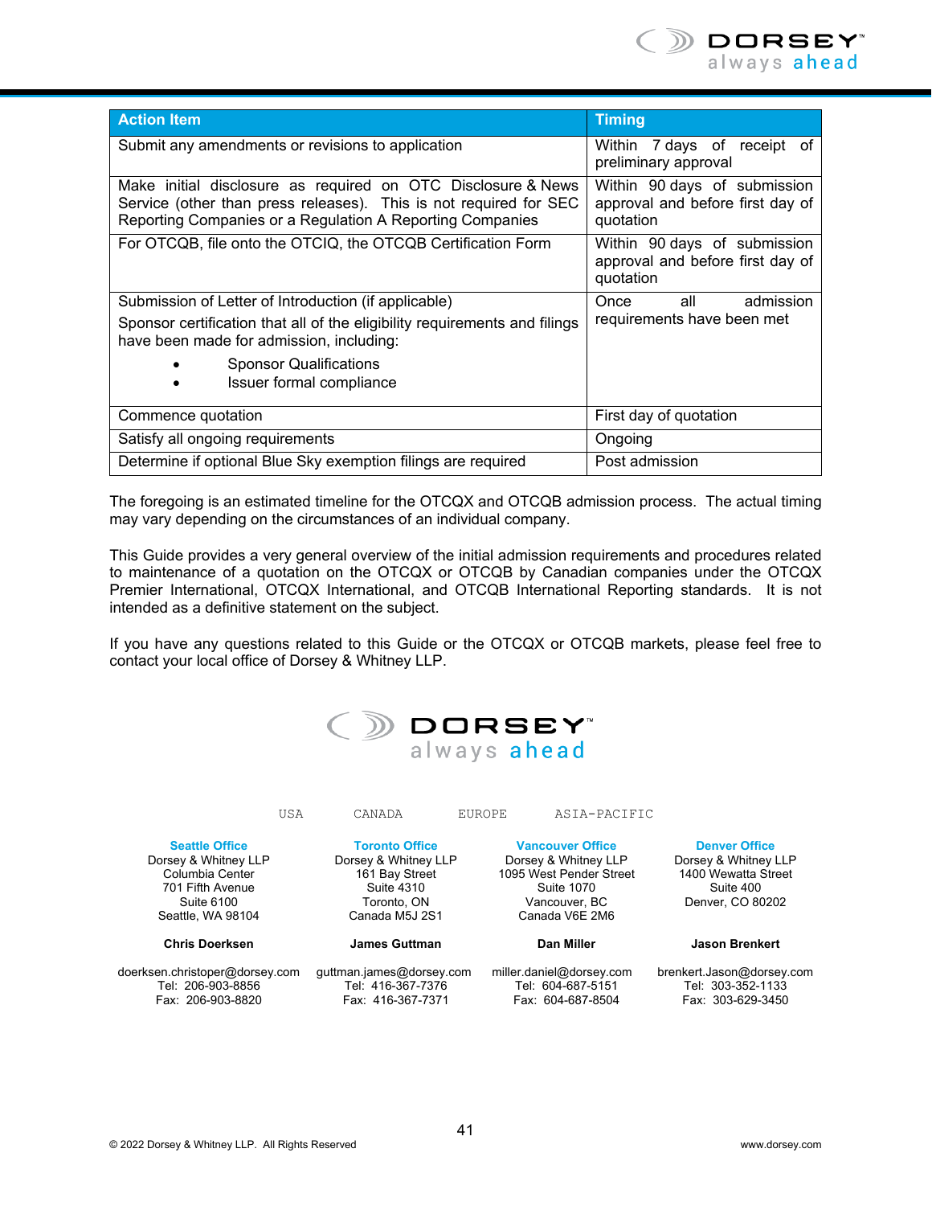| Action Item | Timing |
|---|---|
| Submit any amendments or revisions to application | Within 7 days of receipt of preliminary approval |
| Make initial disclosure as required on OTC Disclosure & News Service (other than press releases). This is not required for SEC Reporting Companies or a Regulation A Reporting Companies | Within 90 days of submission approval and before first day of quotation |
| For OTCQB, file onto the OTCIQ, the OTCQB Certification Form | Within 90 days of submission approval and before first day of quotation |
| Submission of Letter of Introduction (if applicable)<br>Sponsor certification that all of the eligibility requirements and filings have been made for admission, including:<br>• Sponsor Qualifications<br>• Issuer formal compliance | Once all admission requirements have been met |
| Commence quotation | First day of quotation |
| Satisfy all ongoing requirements | Ongoing |
| Determine if optional Blue Sky exemption filings are required | Post admission |

The foregoing is an estimated timeline for the OTCQX and OTCQB admission process. The actual timing may vary depending on the circumstances of an individual company.

This Guide provides a very general overview of the initial admission requirements and procedures related to maintenance of a quotation on the OTCQX or OTCQB by Canadian companies under the OTCQX Premier International, OTCQX International, and OTCQB International Reporting standards. It is not intended as a definitive statement on the subject.

If you have any questions related to this Guide or the OTCQX or OTCQB markets, please feel free to contact your local office of Dorsey & Whitney LLP.

**DORSEY™**
always ahead

USA CANADA EUROPE ASIA-PACIFIC

**Seattle Office**
Dorsey & Whitney LLP
Columbia Center
701 Fifth Avenue
Suite 6100
Seattle, WA 98104

**Chris Doerksen**

doerksen.christoper@dorsey.com
Tel: 206-903-8856
Fax: 206-903-8820

**Toronto Office**
Dorsey & Whitney LLP
161 Bay Street
Suite 4310
Toronto, ON
Canada M5J 2S1

**James Guttman**

guttman.james@dorsey.com
Tel: 416-367-7376
Fax: 416-367-7371

**Vancouver Office**
Dorsey & Whitney LLP
1095 West Pender Street
Suite 1070
Vancouver, BC
Canada V6E 2M6

**Dan Miller**

miller.daniel@dorsey.com
Tel: 604-687-5151
Fax: 604-687-8504

**Denver Office**
Dorsey & Whitney LLP
1400 Wewatta Street
Suite 400
Denver, CO 80202

**Jason Brenkert**

brenkert.Jason@dorsey.com
Tel: 303-352-1133
Fax: 303-629-3450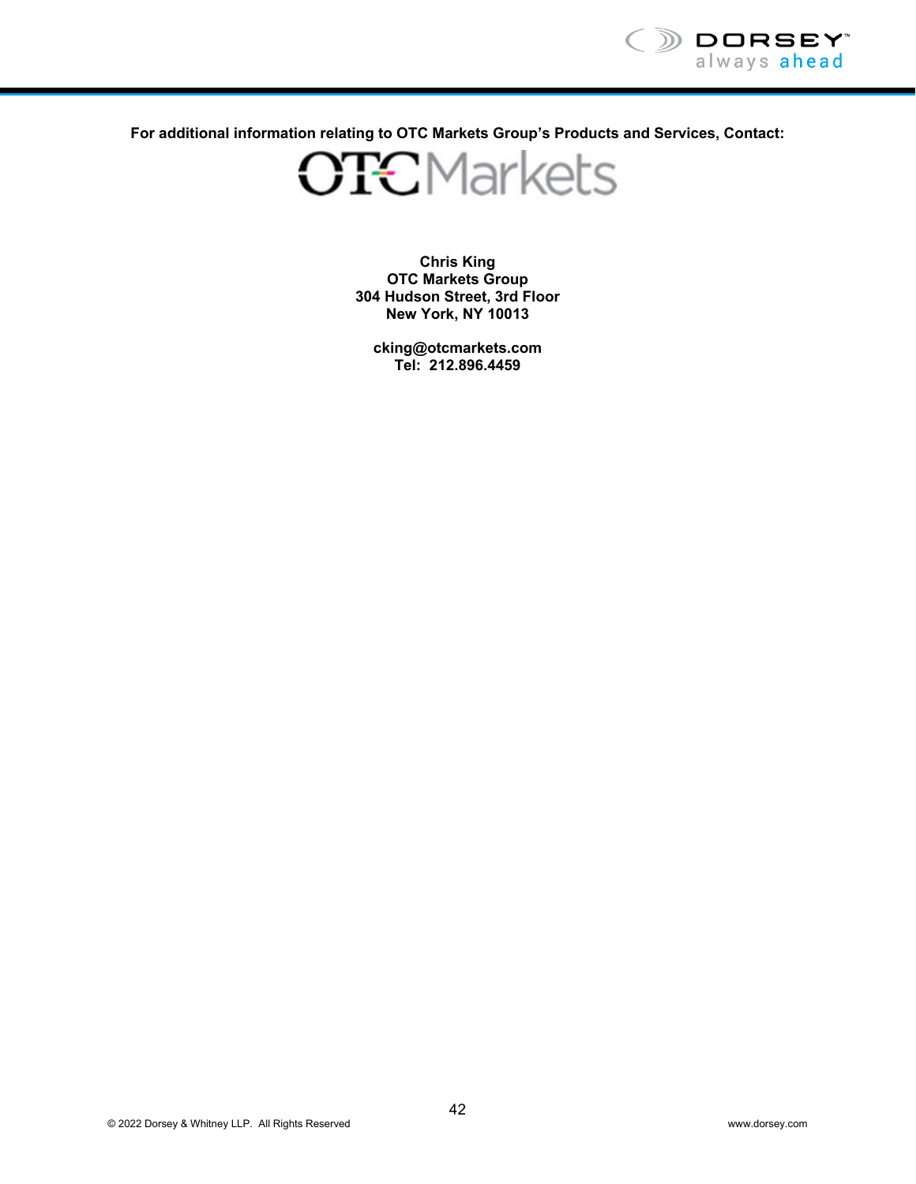**For additional information relating to OTC Markets Group's Products and Services, Contact:**

OTC Markets

**Chris King**
**OTC Markets Group**
**304 Hudson Street, 3rd Floor**
**New York, NY 10013**

**cking@otcmarkets.com**
**Tel: 212.896.4459**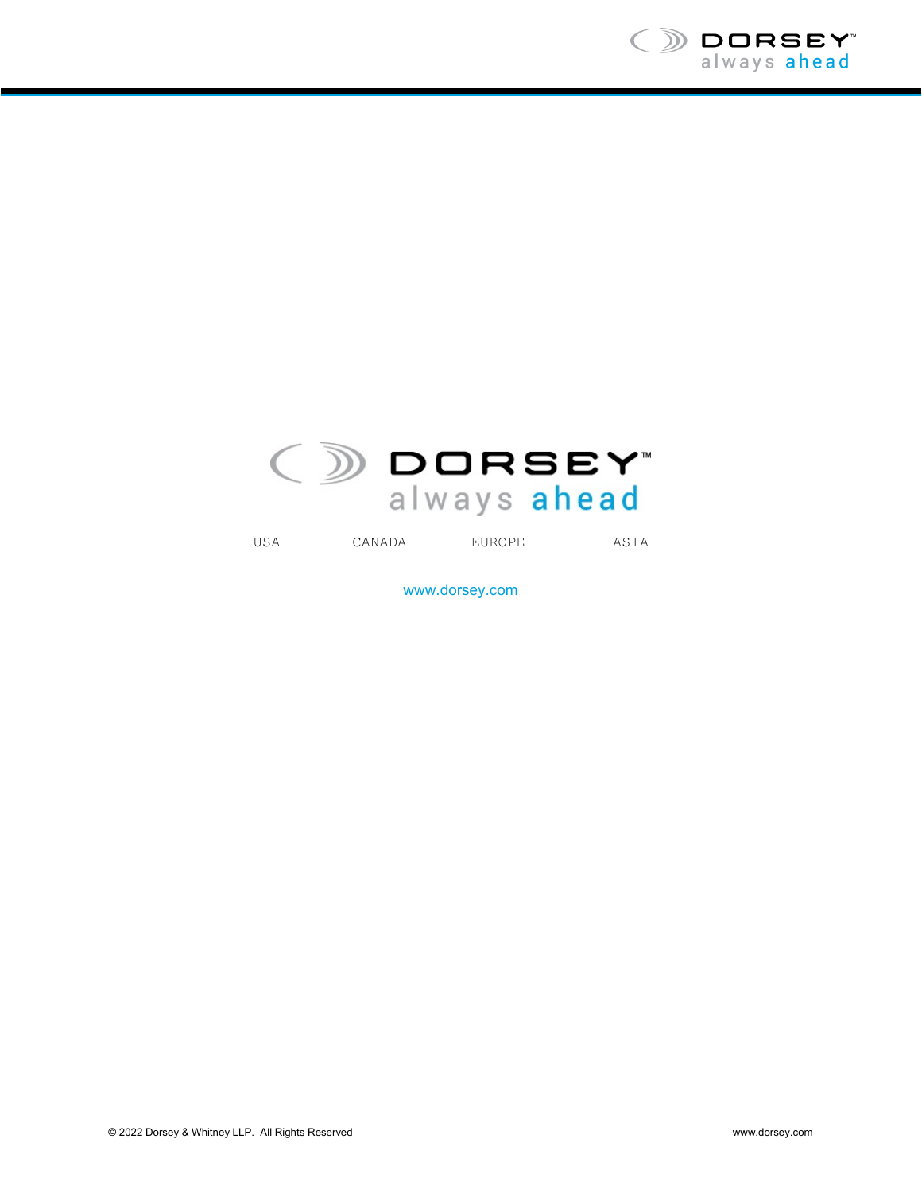DORSEY

always ahead

USA CANADA EUROPE ASIA

www.dorsey.com

© 2022 Dorsey & Whitney LLP. All Rights Reserved